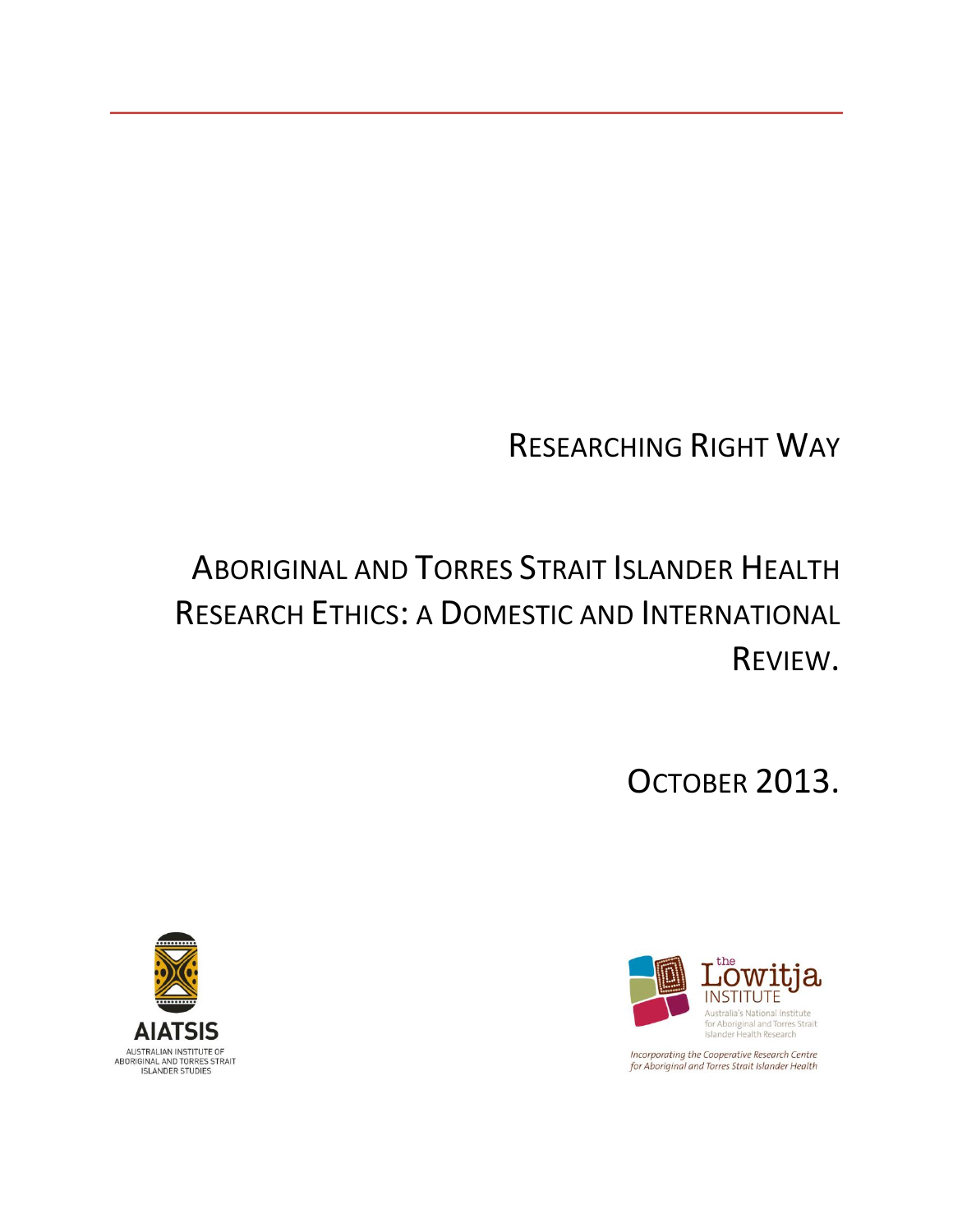# Researching Right Way

## Aboriginal and Torres Strait Islander Health Research Ethics: A Domestic and International Review.

October 2013.

AIATSIS
AUSTRALIAN INSTITUTE OF ABORIGINAL AND TORRES STRAIT ISLANDER STUDIES

the Lowitja INSTITUTE
Australia's National Institute for Aboriginal and Torres Strait Islander Health Research

*Incorporating the Cooperative Research Centre for Aboriginal and Torres Strait Islander Health*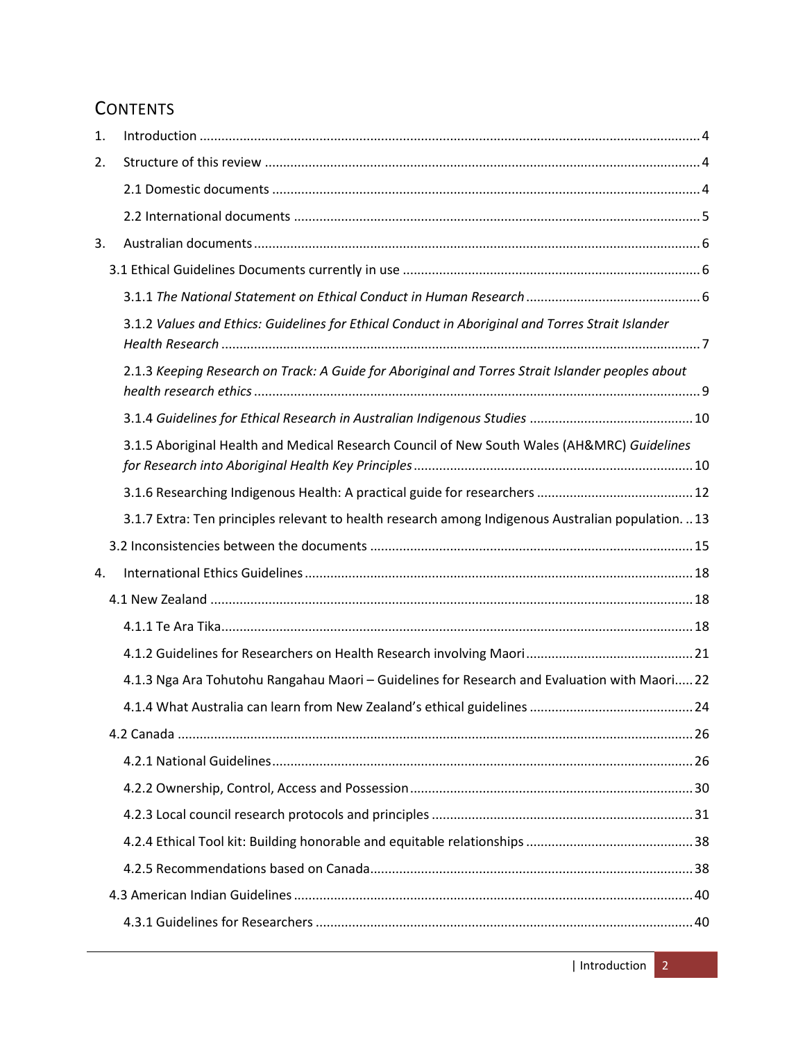# CONTENTS

1. Introduction ........................................................................................................................ 4
2. Structure of this review ....................................................................................................... 4
   - 2.1 Domestic documents ..................................................................................................... 4
   - 2.2 International documents ............................................................................................... 5
3. Australian documents ......................................................................................................... 6
   - 3.1 Ethical Guidelines Documents currently in use ................................................................. 6
     - 3.1.1 *The National Statement on Ethical Conduct in Human Research* ................................................ 6
     - 3.1.2 *Values and Ethics: Guidelines for Ethical Conduct in Aboriginal and Torres Strait Islander Health Research* ................................................................................................................. 7
     - 2.1.3 *Keeping Research on Track: A Guide for Aboriginal and Torres Strait Islander peoples about health research ethics* ......................................................................................................... 9
     - 3.1.4 *Guidelines for Ethical Research in Australian Indigenous Studies* ............................................. 10
     - 3.1.5 Aboriginal Health and Medical Research Council of New South Wales (AH&MRC) *Guidelines for Research into Aboriginal Health Key Principles* ............................................................................ 10
     - 3.1.6 Researching Indigenous Health: A practical guide for researchers ........................................... 12
     - 3.1.7 Extra: Ten principles relevant to health research among Indigenous Australian population. .. 13
   - 3.2 Inconsistencies between the documents ........................................................................ 15
4. International Ethics Guidelines ......................................................................................... 18
   - 4.1 New Zealand .................................................................................................................. 18
     - 4.1.1 Te Ara Tika................................................................................................................ 18
     - 4.1.2 Guidelines for Researchers on Health Research involving Maori ............................................. 21
     - 4.1.3 Nga Ara Tohutohu Rangahau Maori – Guidelines for Research and Evaluation with Maori..... 22
     - 4.1.4 What Australia can learn from New Zealand's ethical guidelines ............................................ 24
   - 4.2 Canada ............................................................................................................................ 26
     - 4.2.1 National Guidelines.................................................................................................. 26
     - 4.2.2 Ownership, Control, Access and Possession ............................................................................ 30
     - 4.2.3 Local council research protocols and principles ....................................................................... 31
     - 4.2.4 Ethical Tool kit: Building honorable and equitable relationships ............................................. 38
     - 4.2.5 Recommendations based on Canada........................................................................................ 38
   - 4.3 American Indian Guidelines ............................................................................................ 40
     - 4.3.1 Guidelines for Researchers ...................................................................................... 40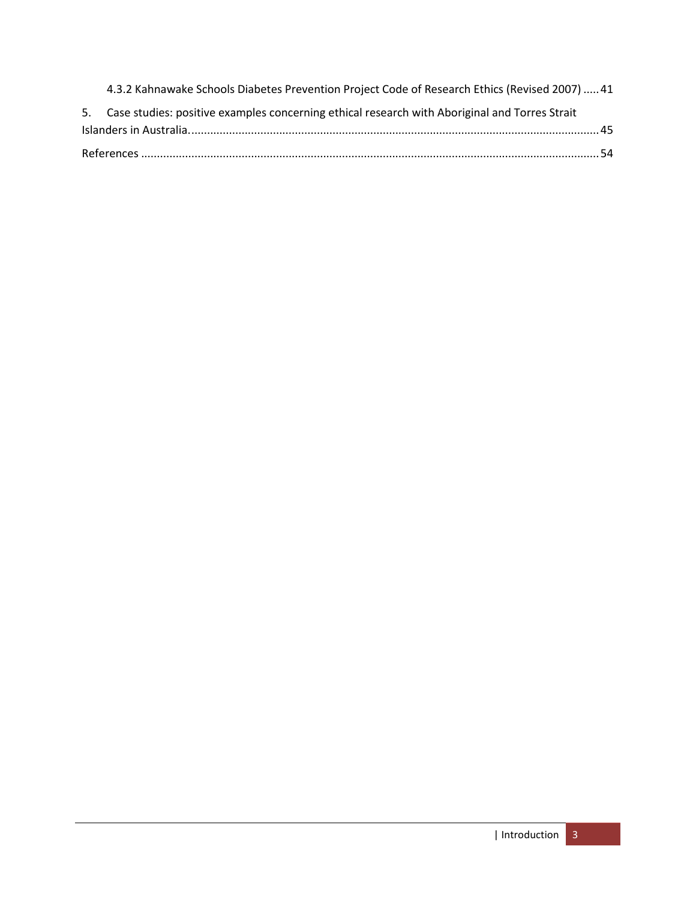4.3.2 Kahnawake Schools Diabetes Prevention Project Code of Research Ethics (Revised 2007) ..... 41

5. Case studies: positive examples concerning ethical research with Aboriginal and Torres Strait Islanders in Australia. ..... 45

References ..... 54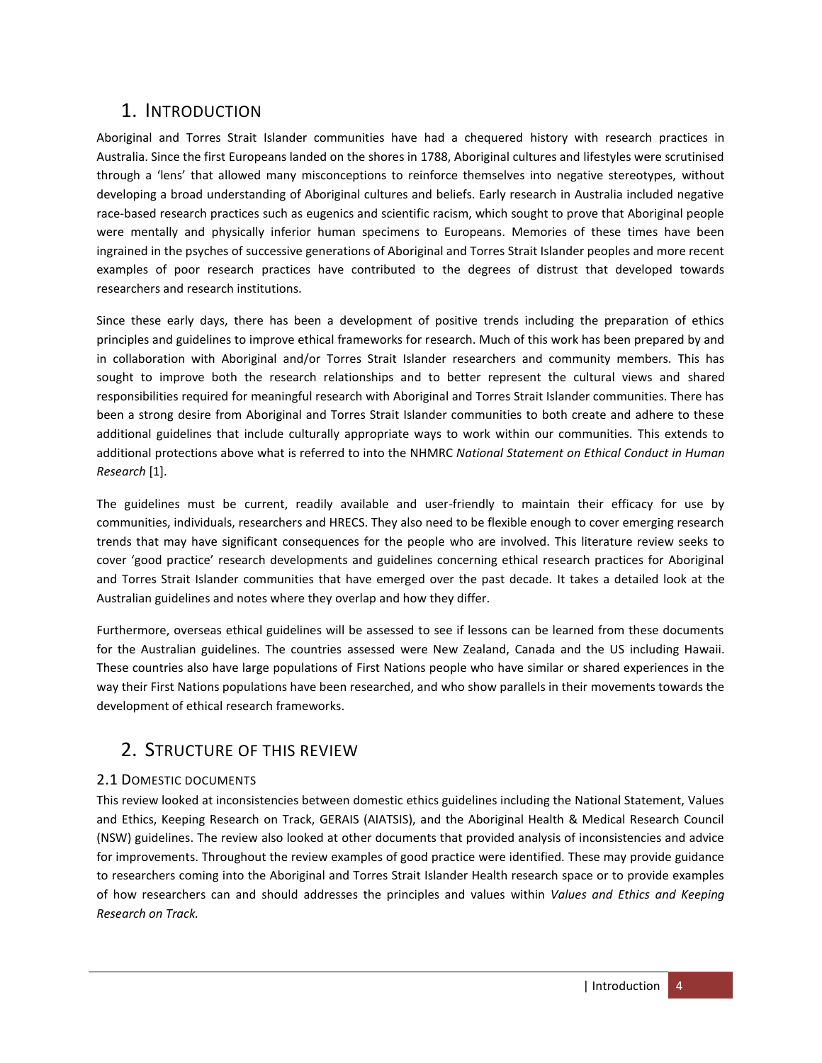# 1. Introduction

Aboriginal and Torres Strait Islander communities have had a chequered history with research practices in Australia. Since the first Europeans landed on the shores in 1788, Aboriginal cultures and lifestyles were scrutinised through a 'lens' that allowed many misconceptions to reinforce themselves into negative stereotypes, without developing a broad understanding of Aboriginal cultures and beliefs. Early research in Australia included negative race-based research practices such as eugenics and scientific racism, which sought to prove that Aboriginal people were mentally and physically inferior human specimens to Europeans. Memories of these times have been ingrained in the psyches of successive generations of Aboriginal and Torres Strait Islander peoples and more recent examples of poor research practices have contributed to the degrees of distrust that developed towards researchers and research institutions.

Since these early days, there has been a development of positive trends including the preparation of ethics principles and guidelines to improve ethical frameworks for research. Much of this work has been prepared by and in collaboration with Aboriginal and/or Torres Strait Islander researchers and community members. This has sought to improve both the research relationships and to better represent the cultural views and shared responsibilities required for meaningful research with Aboriginal and Torres Strait Islander communities. There has been a strong desire from Aboriginal and Torres Strait Islander communities to both create and adhere to these additional guidelines that include culturally appropriate ways to work within our communities. This extends to additional protections above what is referred to into the NHMRC *National Statement on Ethical Conduct in Human Research* [1].

The guidelines must be current, readily available and user-friendly to maintain their efficacy for use by communities, individuals, researchers and HRECS. They also need to be flexible enough to cover emerging research trends that may have significant consequences for the people who are involved. This literature review seeks to cover 'good practice' research developments and guidelines concerning ethical research practices for Aboriginal and Torres Strait Islander communities that have emerged over the past decade. It takes a detailed look at the Australian guidelines and notes where they overlap and how they differ.

Furthermore, overseas ethical guidelines will be assessed to see if lessons can be learned from these documents for the Australian guidelines. The countries assessed were New Zealand, Canada and the US including Hawaii. These countries also have large populations of First Nations people who have similar or shared experiences in the way their First Nations populations have been researched, and who show parallels in their movements towards the development of ethical research frameworks.

# 2. Structure of this Review

## 2.1 Domestic documents

This review looked at inconsistencies between domestic ethics guidelines including the National Statement, Values and Ethics, Keeping Research on Track, GERAIS (AIATSIS), and the Aboriginal Health & Medical Research Council (NSW) guidelines. The review also looked at other documents that provided analysis of inconsistencies and advice for improvements. Throughout the review examples of good practice were identified. These may provide guidance to researchers coming into the Aboriginal and Torres Strait Islander Health research space or to provide examples of how researchers can and should addresses the principles and values within *Values and Ethics and Keeping Research on Track.*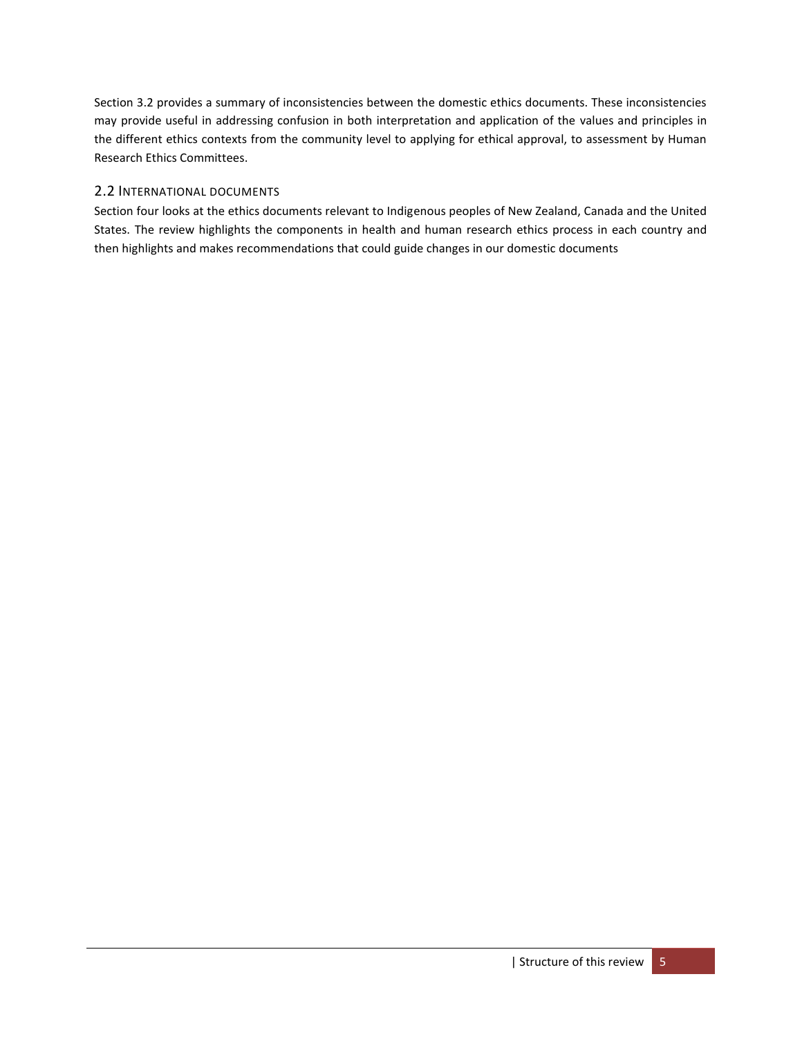Section 3.2 provides a summary of inconsistencies between the domestic ethics documents. These inconsistencies may provide useful in addressing confusion in both interpretation and application of the values and principles in the different ethics contexts from the community level to applying for ethical approval, to assessment by Human Research Ethics Committees.

## 2.2 International documents

Section four looks at the ethics documents relevant to Indigenous peoples of New Zealand, Canada and the United States. The review highlights the components in health and human research ethics process in each country and then highlights and makes recommendations that could guide changes in our domestic documents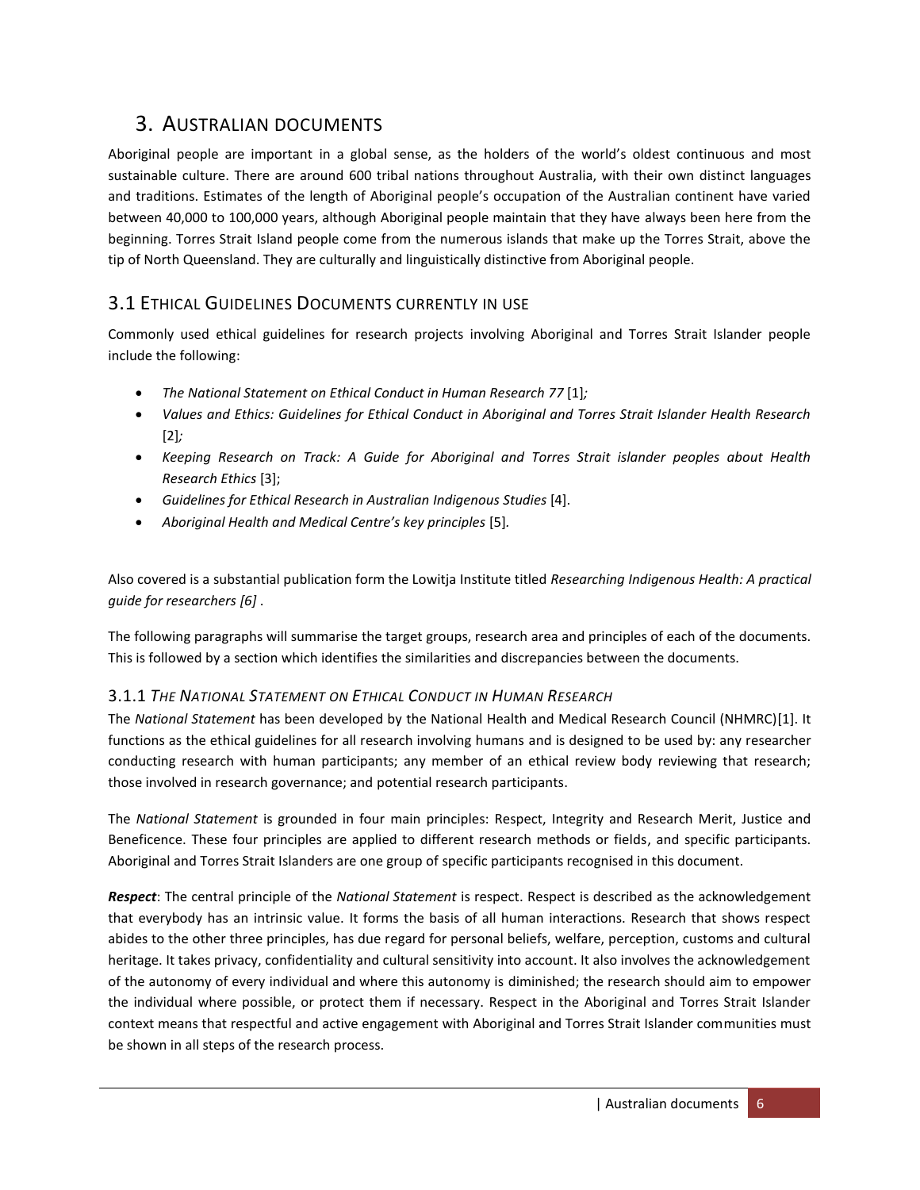# 3. Australian documents

Aboriginal people are important in a global sense, as the holders of the world's oldest continuous and most sustainable culture. There are around 600 tribal nations throughout Australia, with their own distinct languages and traditions. Estimates of the length of Aboriginal people's occupation of the Australian continent have varied between 40,000 to 100,000 years, although Aboriginal people maintain that they have always been here from the beginning. Torres Strait Island people come from the numerous islands that make up the Torres Strait, above the tip of North Queensland. They are culturally and linguistically distinctive from Aboriginal people.

## 3.1 Ethical Guidelines Documents currently in use

Commonly used ethical guidelines for research projects involving Aboriginal and Torres Strait Islander people include the following:

- *The National Statement on Ethical Conduct in Human Research 77* [1]*;*
- *Values and Ethics: Guidelines for Ethical Conduct in Aboriginal and Torres Strait Islander Health Research* [2]*;*
- *Keeping Research on Track: A Guide for Aboriginal and Torres Strait islander peoples about Health Research Ethics* [3];
- *Guidelines for Ethical Research in Australian Indigenous Studies* [4].
- *Aboriginal Health and Medical Centre's key principles* [5].

Also covered is a substantial publication form the Lowitja Institute titled *Researching Indigenous Health: A practical guide for researchers [6]* .

The following paragraphs will summarise the target groups, research area and principles of each of the documents. This is followed by a section which identifies the similarities and discrepancies between the documents.

### 3.1.1 *The National Statement on Ethical Conduct in Human Research*

The *National Statement* has been developed by the National Health and Medical Research Council (NHMRC)[1]. It functions as the ethical guidelines for all research involving humans and is designed to be used by: any researcher conducting research with human participants; any member of an ethical review body reviewing that research; those involved in research governance; and potential research participants.

The *National Statement* is grounded in four main principles: Respect, Integrity and Research Merit, Justice and Beneficence. These four principles are applied to different research methods or fields, and specific participants. Aboriginal and Torres Strait Islanders are one group of specific participants recognised in this document.

***Respect***: The central principle of the *National Statement* is respect. Respect is described as the acknowledgement that everybody has an intrinsic value. It forms the basis of all human interactions. Research that shows respect abides to the other three principles, has due regard for personal beliefs, welfare, perception, customs and cultural heritage. It takes privacy, confidentiality and cultural sensitivity into account. It also involves the acknowledgement of the autonomy of every individual and where this autonomy is diminished; the research should aim to empower the individual where possible, or protect them if necessary. Respect in the Aboriginal and Torres Strait Islander context means that respectful and active engagement with Aboriginal and Torres Strait Islander communities must be shown in all steps of the research process.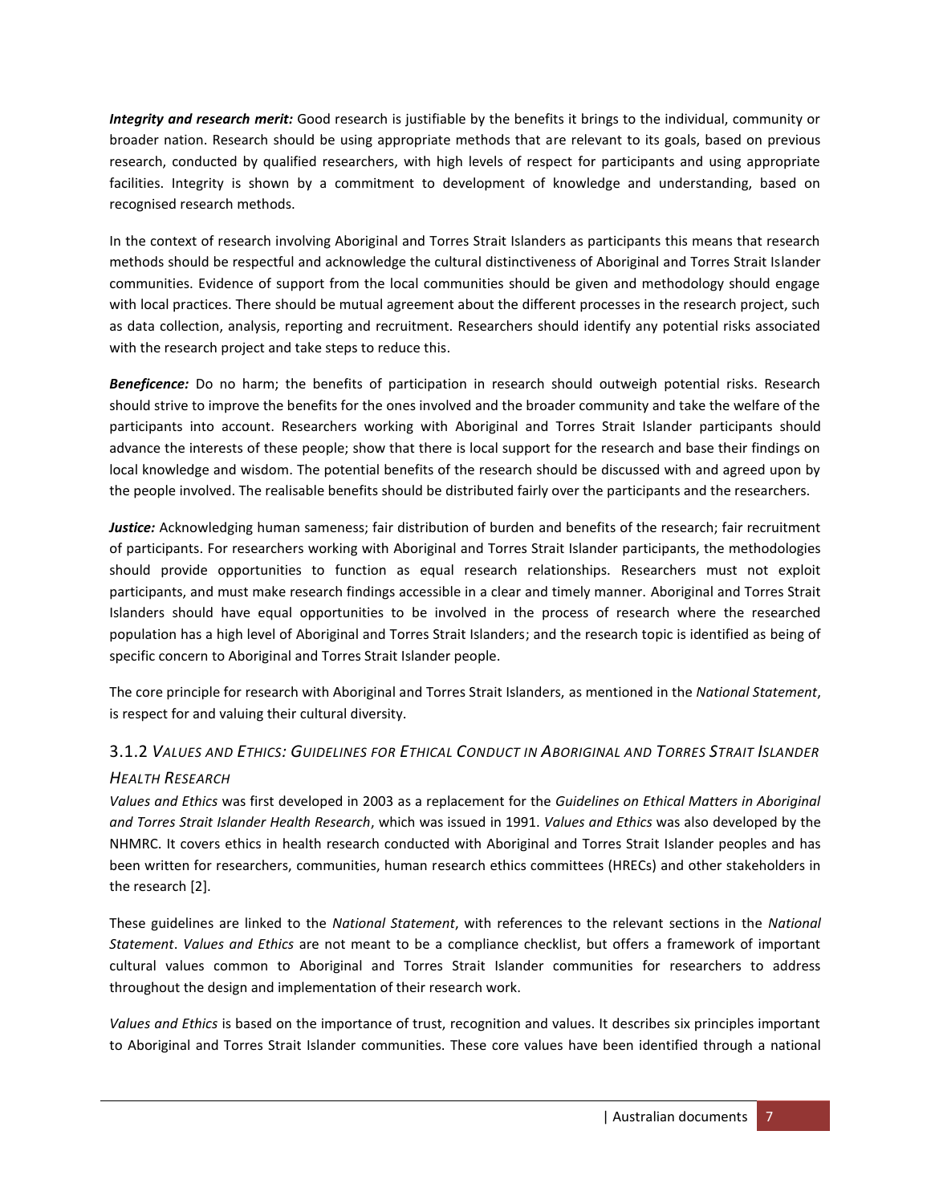***Integrity and research merit:*** Good research is justifiable by the benefits it brings to the individual, community or broader nation. Research should be using appropriate methods that are relevant to its goals, based on previous research, conducted by qualified researchers, with high levels of respect for participants and using appropriate facilities. Integrity is shown by a commitment to development of knowledge and understanding, based on recognised research methods.

In the context of research involving Aboriginal and Torres Strait Islanders as participants this means that research methods should be respectful and acknowledge the cultural distinctiveness of Aboriginal and Torres Strait Islander communities. Evidence of support from the local communities should be given and methodology should engage with local practices. There should be mutual agreement about the different processes in the research project, such as data collection, analysis, reporting and recruitment. Researchers should identify any potential risks associated with the research project and take steps to reduce this.

***Beneficence:*** Do no harm; the benefits of participation in research should outweigh potential risks. Research should strive to improve the benefits for the ones involved and the broader community and take the welfare of the participants into account. Researchers working with Aboriginal and Torres Strait Islander participants should advance the interests of these people; show that there is local support for the research and base their findings on local knowledge and wisdom. The potential benefits of the research should be discussed with and agreed upon by the people involved. The realisable benefits should be distributed fairly over the participants and the researchers.

***Justice:*** Acknowledging human sameness; fair distribution of burden and benefits of the research; fair recruitment of participants. For researchers working with Aboriginal and Torres Strait Islander participants, the methodologies should provide opportunities to function as equal research relationships. Researchers must not exploit participants, and must make research findings accessible in a clear and timely manner. Aboriginal and Torres Strait Islanders should have equal opportunities to be involved in the process of research where the researched population has a high level of Aboriginal and Torres Strait Islanders; and the research topic is identified as being of specific concern to Aboriginal and Torres Strait Islander people.

The core principle for research with Aboriginal and Torres Strait Islanders, as mentioned in the *National Statement*, is respect for and valuing their cultural diversity.

### 3.1.2 *Values and Ethics: Guidelines for Ethical Conduct in Aboriginal and Torres Strait Islander Health Research*

*Values and Ethics* was first developed in 2003 as a replacement for the *Guidelines on Ethical Matters in Aboriginal and Torres Strait Islander Health Research*, which was issued in 1991. *Values and Ethics* was also developed by the NHMRC. It covers ethics in health research conducted with Aboriginal and Torres Strait Islander peoples and has been written for researchers, communities, human research ethics committees (HRECs) and other stakeholders in the research [2].

These guidelines are linked to the *National Statement*, with references to the relevant sections in the *National Statement*. *Values and Ethics* are not meant to be a compliance checklist, but offers a framework of important cultural values common to Aboriginal and Torres Strait Islander communities for researchers to address throughout the design and implementation of their research work.

*Values and Ethics* is based on the importance of trust, recognition and values. It describes six principles important to Aboriginal and Torres Strait Islander communities. These core values have been identified through a national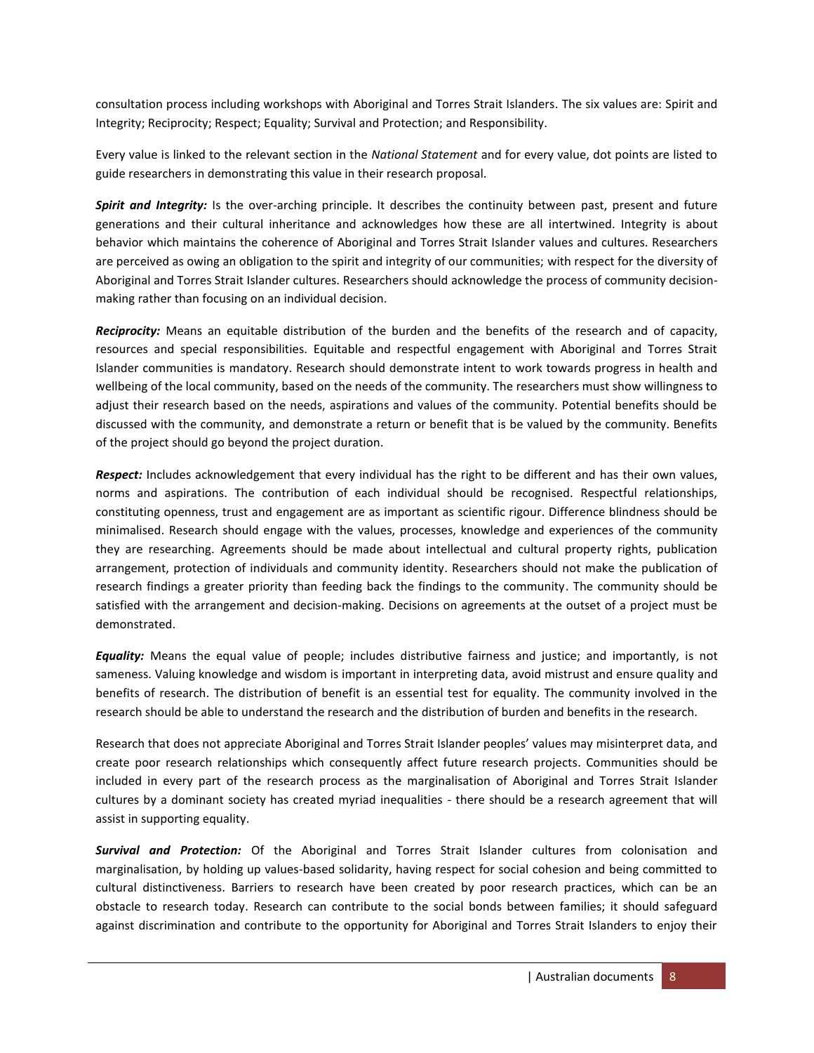consultation process including workshops with Aboriginal and Torres Strait Islanders. The six values are: Spirit and Integrity; Reciprocity; Respect; Equality; Survival and Protection; and Responsibility.

Every value is linked to the relevant section in the *National Statement* and for every value, dot points are listed to guide researchers in demonstrating this value in their research proposal.

***Spirit and Integrity:*** Is the over-arching principle. It describes the continuity between past, present and future generations and their cultural inheritance and acknowledges how these are all intertwined. Integrity is about behavior which maintains the coherence of Aboriginal and Torres Strait Islander values and cultures. Researchers are perceived as owing an obligation to the spirit and integrity of our communities; with respect for the diversity of Aboriginal and Torres Strait Islander cultures. Researchers should acknowledge the process of community decision-making rather than focusing on an individual decision.

***Reciprocity:*** Means an equitable distribution of the burden and the benefits of the research and of capacity, resources and special responsibilities. Equitable and respectful engagement with Aboriginal and Torres Strait Islander communities is mandatory. Research should demonstrate intent to work towards progress in health and wellbeing of the local community, based on the needs of the community. The researchers must show willingness to adjust their research based on the needs, aspirations and values of the community. Potential benefits should be discussed with the community, and demonstrate a return or benefit that is be valued by the community. Benefits of the project should go beyond the project duration.

***Respect:*** Includes acknowledgement that every individual has the right to be different and has their own values, norms and aspirations. The contribution of each individual should be recognised. Respectful relationships, constituting openness, trust and engagement are as important as scientific rigour. Difference blindness should be minimalised. Research should engage with the values, processes, knowledge and experiences of the community they are researching. Agreements should be made about intellectual and cultural property rights, publication arrangement, protection of individuals and community identity. Researchers should not make the publication of research findings a greater priority than feeding back the findings to the community. The community should be satisfied with the arrangement and decision-making. Decisions on agreements at the outset of a project must be demonstrated.

***Equality:*** Means the equal value of people; includes distributive fairness and justice; and importantly, is not sameness. Valuing knowledge and wisdom is important in interpreting data, avoid mistrust and ensure quality and benefits of research. The distribution of benefit is an essential test for equality. The community involved in the research should be able to understand the research and the distribution of burden and benefits in the research.

Research that does not appreciate Aboriginal and Torres Strait Islander peoples' values may misinterpret data, and create poor research relationships which consequently affect future research projects. Communities should be included in every part of the research process as the marginalisation of Aboriginal and Torres Strait Islander cultures by a dominant society has created myriad inequalities - there should be a research agreement that will assist in supporting equality.

***Survival and Protection:*** Of the Aboriginal and Torres Strait Islander cultures from colonisation and marginalisation, by holding up values-based solidarity, having respect for social cohesion and being committed to cultural distinctiveness. Barriers to research have been created by poor research practices, which can be an obstacle to research today. Research can contribute to the social bonds between families; it should safeguard against discrimination and contribute to the opportunity for Aboriginal and Torres Strait Islanders to enjoy their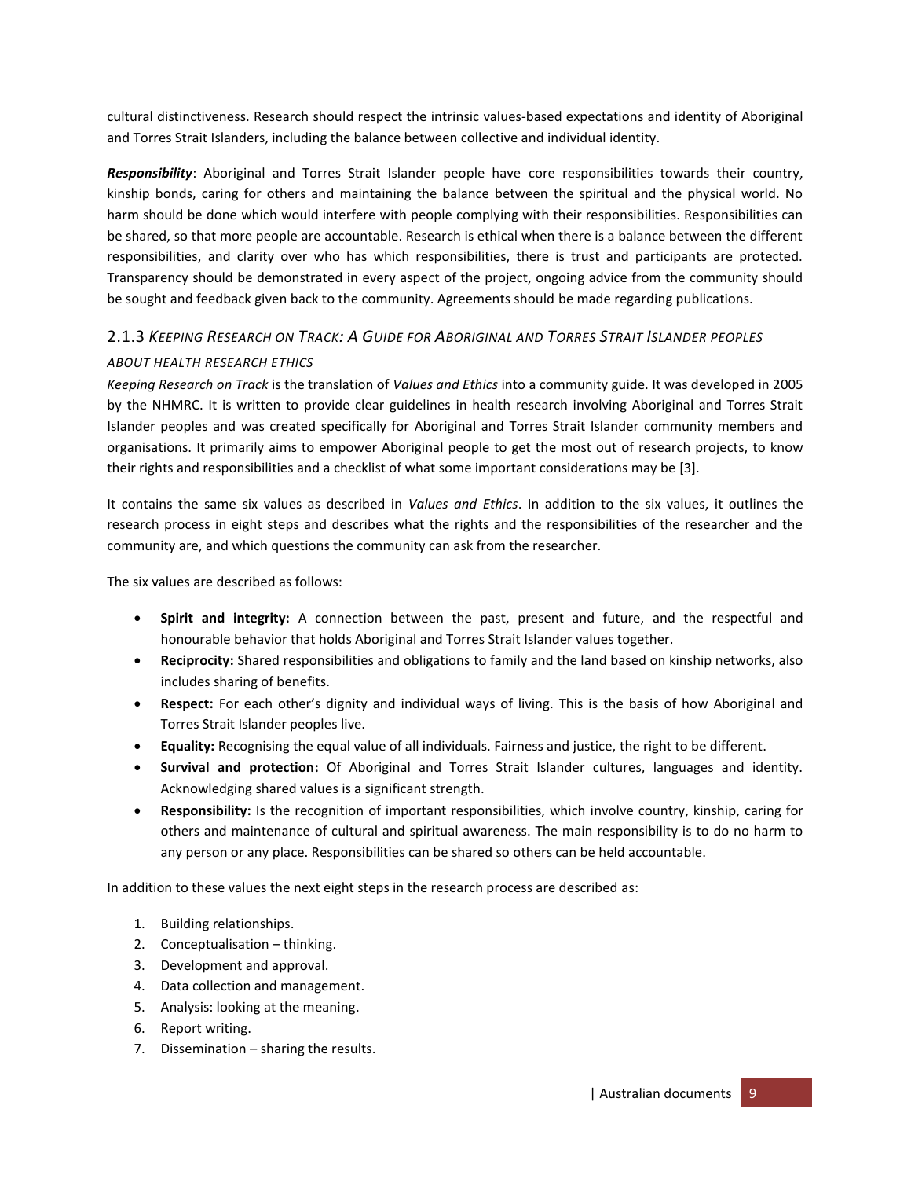cultural distinctiveness. Research should respect the intrinsic values-based expectations and identity of Aboriginal and Torres Strait Islanders, including the balance between collective and individual identity.

***Responsibility***: Aboriginal and Torres Strait Islander people have core responsibilities towards their country, kinship bonds, caring for others and maintaining the balance between the spiritual and the physical world. No harm should be done which would interfere with people complying with their responsibilities. Responsibilities can be shared, so that more people are accountable. Research is ethical when there is a balance between the different responsibilities, and clarity over who has which responsibilities, there is trust and participants are protected. Transparency should be demonstrated in every aspect of the project, ongoing advice from the community should be sought and feedback given back to the community. Agreements should be made regarding publications.

### 2.1.3 *Keeping Research on Track: A Guide for Aboriginal and Torres Strait Islander peoples about health research ethics*

*Keeping Research on Track* is the translation of *Values and Ethics* into a community guide. It was developed in 2005 by the NHMRC. It is written to provide clear guidelines in health research involving Aboriginal and Torres Strait Islander peoples and was created specifically for Aboriginal and Torres Strait Islander community members and organisations. It primarily aims to empower Aboriginal people to get the most out of research projects, to know their rights and responsibilities and a checklist of what some important considerations may be [3].

It contains the same six values as described in *Values and Ethics*. In addition to the six values, it outlines the research process in eight steps and describes what the rights and the responsibilities of the researcher and the community are, and which questions the community can ask from the researcher.

The six values are described as follows:

- **Spirit and integrity:** A connection between the past, present and future, and the respectful and honourable behavior that holds Aboriginal and Torres Strait Islander values together.
- **Reciprocity:** Shared responsibilities and obligations to family and the land based on kinship networks, also includes sharing of benefits.
- **Respect:** For each other's dignity and individual ways of living. This is the basis of how Aboriginal and Torres Strait Islander peoples live.
- **Equality:** Recognising the equal value of all individuals. Fairness and justice, the right to be different.
- **Survival and protection:** Of Aboriginal and Torres Strait Islander cultures, languages and identity. Acknowledging shared values is a significant strength.
- **Responsibility:** Is the recognition of important responsibilities, which involve country, kinship, caring for others and maintenance of cultural and spiritual awareness. The main responsibility is to do no harm to any person or any place. Responsibilities can be shared so others can be held accountable.

In addition to these values the next eight steps in the research process are described as:

1. Building relationships.
2. Conceptualisation – thinking.
3. Development and approval.
4. Data collection and management.
5. Analysis: looking at the meaning.
6. Report writing.
7. Dissemination – sharing the results.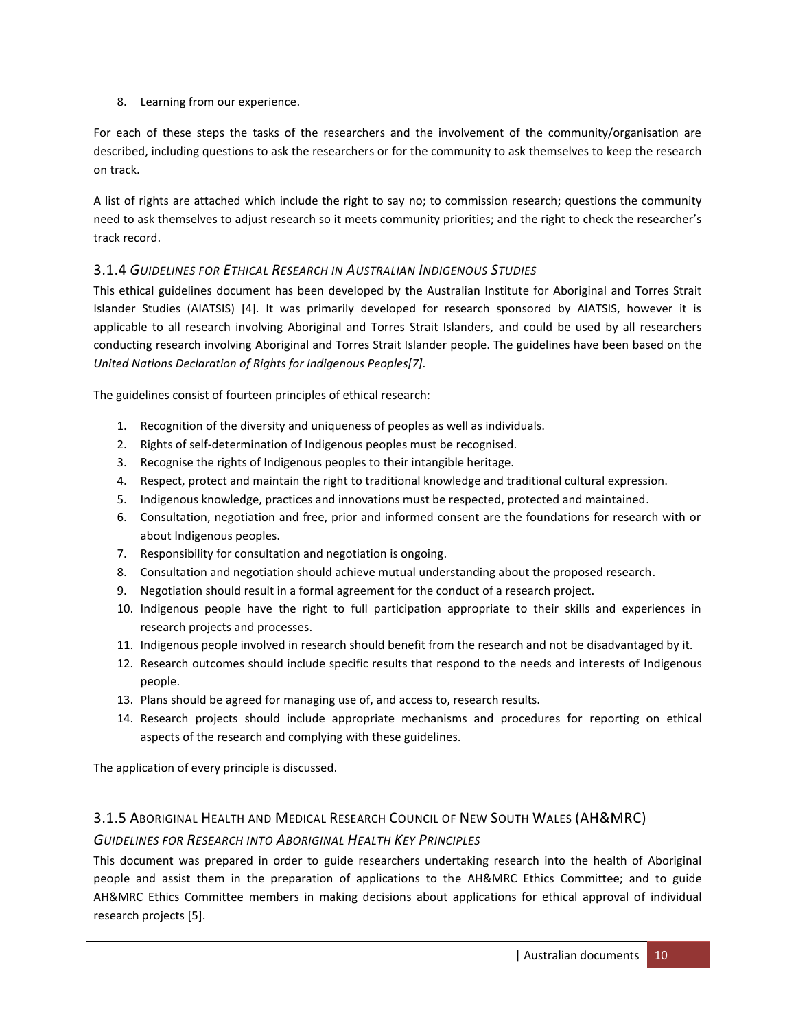8. Learning from our experience.

For each of these steps the tasks of the researchers and the involvement of the community/organisation are described, including questions to ask the researchers or for the community to ask themselves to keep the research on track.

A list of rights are attached which include the right to say no; to commission research; questions the community need to ask themselves to adjust research so it meets community priorities; and the right to check the researcher's track record.

### 3.1.4 *Guidelines for Ethical Research in Australian Indigenous Studies*

This ethical guidelines document has been developed by the Australian Institute for Aboriginal and Torres Strait Islander Studies (AIATSIS) [4]. It was primarily developed for research sponsored by AIATSIS, however it is applicable to all research involving Aboriginal and Torres Strait Islanders, and could be used by all researchers conducting research involving Aboriginal and Torres Strait Islander people. The guidelines have been based on the *United Nations Declaration of Rights for Indigenous Peoples[7]*.

The guidelines consist of fourteen principles of ethical research:

1. Recognition of the diversity and uniqueness of peoples as well as individuals.
2. Rights of self-determination of Indigenous peoples must be recognised.
3. Recognise the rights of Indigenous peoples to their intangible heritage.
4. Respect, protect and maintain the right to traditional knowledge and traditional cultural expression.
5. Indigenous knowledge, practices and innovations must be respected, protected and maintained.
6. Consultation, negotiation and free, prior and informed consent are the foundations for research with or about Indigenous peoples.
7. Responsibility for consultation and negotiation is ongoing.
8. Consultation and negotiation should achieve mutual understanding about the proposed research.
9. Negotiation should result in a formal agreement for the conduct of a research project.
10. Indigenous people have the right to full participation appropriate to their skills and experiences in research projects and processes.
11. Indigenous people involved in research should benefit from the research and not be disadvantaged by it.
12. Research outcomes should include specific results that respond to the needs and interests of Indigenous people.
13. Plans should be agreed for managing use of, and access to, research results.
14. Research projects should include appropriate mechanisms and procedures for reporting on ethical aspects of the research and complying with these guidelines.

The application of every principle is discussed.

### 3.1.5 Aboriginal Health and Medical Research Council of New South Wales (AH&MRC) *Guidelines for Research into Aboriginal Health Key Principles*

This document was prepared in order to guide researchers undertaking research into the health of Aboriginal people and assist them in the preparation of applications to the AH&MRC Ethics Committee; and to guide AH&MRC Ethics Committee members in making decisions about applications for ethical approval of individual research projects [5].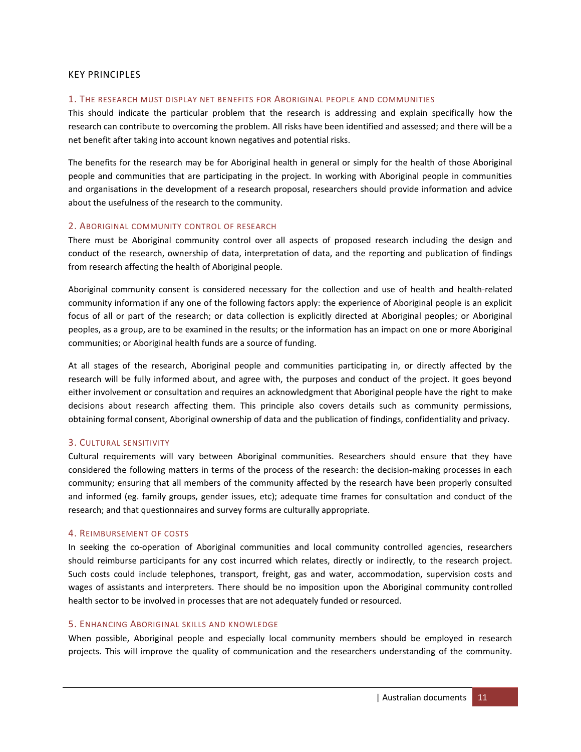## KEY PRINCIPLES

### 1. The research must display net benefits for Aboriginal people and communities

This should indicate the particular problem that the research is addressing and explain specifically how the research can contribute to overcoming the problem. All risks have been identified and assessed; and there will be a net benefit after taking into account known negatives and potential risks.

The benefits for the research may be for Aboriginal health in general or simply for the health of those Aboriginal people and communities that are participating in the project. In working with Aboriginal people in communities and organisations in the development of a research proposal, researchers should provide information and advice about the usefulness of the research to the community.

### 2. Aboriginal community control of research

There must be Aboriginal community control over all aspects of proposed research including the design and conduct of the research, ownership of data, interpretation of data, and the reporting and publication of findings from research affecting the health of Aboriginal people.

Aboriginal community consent is considered necessary for the collection and use of health and health-related community information if any one of the following factors apply: the experience of Aboriginal people is an explicit focus of all or part of the research; or data collection is explicitly directed at Aboriginal peoples; or Aboriginal peoples, as a group, are to be examined in the results; or the information has an impact on one or more Aboriginal communities; or Aboriginal health funds are a source of funding.

At all stages of the research, Aboriginal people and communities participating in, or directly affected by the research will be fully informed about, and agree with, the purposes and conduct of the project. It goes beyond either involvement or consultation and requires an acknowledgment that Aboriginal people have the right to make decisions about research affecting them. This principle also covers details such as community permissions, obtaining formal consent, Aboriginal ownership of data and the publication of findings, confidentiality and privacy.

### 3. Cultural sensitivity

Cultural requirements will vary between Aboriginal communities. Researchers should ensure that they have considered the following matters in terms of the process of the research: the decision-making processes in each community; ensuring that all members of the community affected by the research have been properly consulted and informed (eg. family groups, gender issues, etc); adequate time frames for consultation and conduct of the research; and that questionnaires and survey forms are culturally appropriate.

### 4. Reimbursement of costs

In seeking the co-operation of Aboriginal communities and local community controlled agencies, researchers should reimburse participants for any cost incurred which relates, directly or indirectly, to the research project. Such costs could include telephones, transport, freight, gas and water, accommodation, supervision costs and wages of assistants and interpreters. There should be no imposition upon the Aboriginal community controlled health sector to be involved in processes that are not adequately funded or resourced.

### 5. Enhancing Aboriginal skills and knowledge

When possible, Aboriginal people and especially local community members should be employed in research projects. This will improve the quality of communication and the researchers understanding of the community.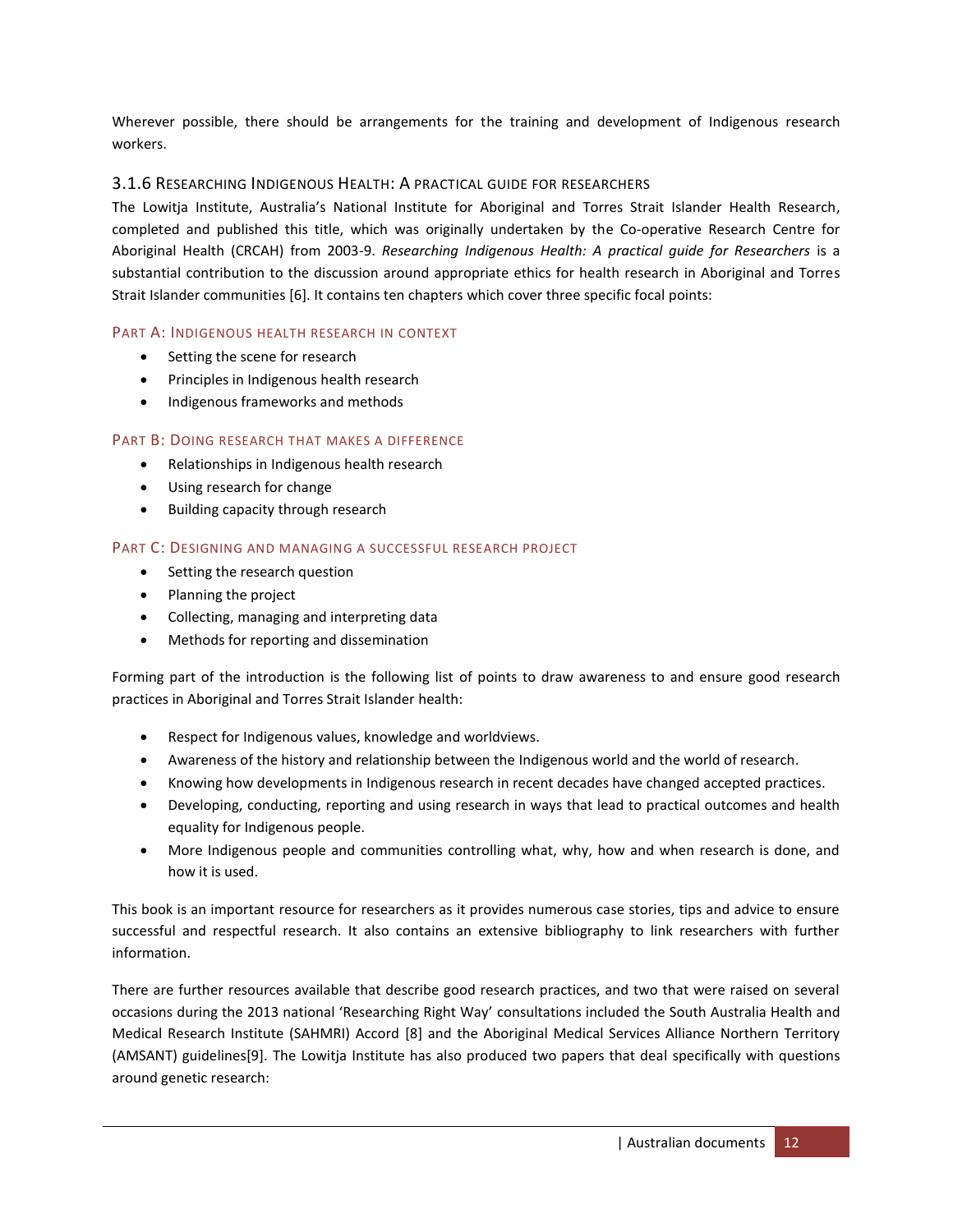Wherever possible, there should be arrangements for the training and development of Indigenous research workers.

### 3.1.6 Researching Indigenous Health: A practical guide for researchers

The Lowitja Institute, Australia's National Institute for Aboriginal and Torres Strait Islander Health Research, completed and published this title, which was originally undertaken by the Co-operative Research Centre for Aboriginal Health (CRCAH) from 2003-9. *Researching Indigenous Health: A practical guide for Researchers* is a substantial contribution to the discussion around appropriate ethics for health research in Aboriginal and Torres Strait Islander communities [6]. It contains ten chapters which cover three specific focal points:

#### Part A: Indigenous health research in context

- Setting the scene for research
- Principles in Indigenous health research
- Indigenous frameworks and methods

#### Part B: Doing research that makes a difference

- Relationships in Indigenous health research
- Using research for change
- Building capacity through research

#### Part C: Designing and managing a successful research project

- Setting the research question
- Planning the project
- Collecting, managing and interpreting data
- Methods for reporting and dissemination

Forming part of the introduction is the following list of points to draw awareness to and ensure good research practices in Aboriginal and Torres Strait Islander health:

- Respect for Indigenous values, knowledge and worldviews.
- Awareness of the history and relationship between the Indigenous world and the world of research.
- Knowing how developments in Indigenous research in recent decades have changed accepted practices.
- Developing, conducting, reporting and using research in ways that lead to practical outcomes and health equality for Indigenous people.
- More Indigenous people and communities controlling what, why, how and when research is done, and how it is used.

This book is an important resource for researchers as it provides numerous case stories, tips and advice to ensure successful and respectful research. It also contains an extensive bibliography to link researchers with further information.

There are further resources available that describe good research practices, and two that were raised on several occasions during the 2013 national 'Researching Right Way' consultations included the South Australia Health and Medical Research Institute (SAHMRI) Accord [8] and the Aboriginal Medical Services Alliance Northern Territory (AMSANT) guidelines[9]. The Lowitja Institute has also produced two papers that deal specifically with questions around genetic research: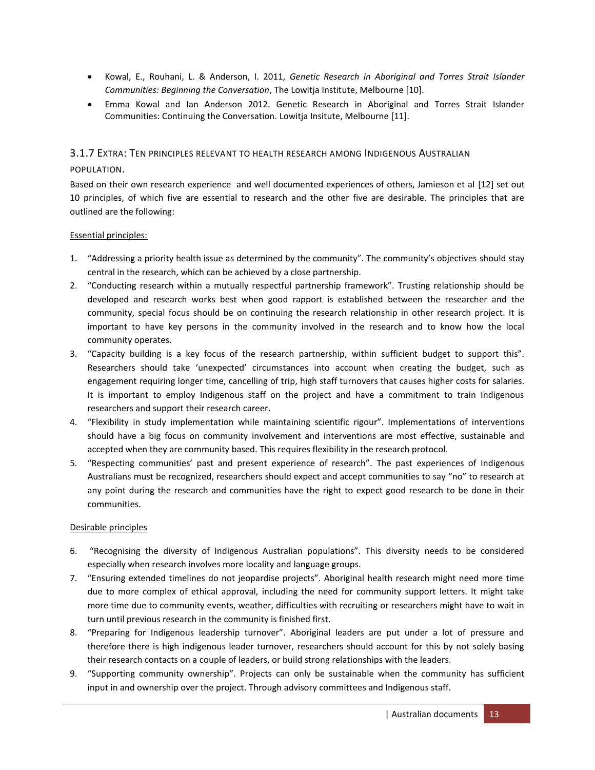- Kowal, E., Rouhani, L. & Anderson, I. 2011, *Genetic Research in Aboriginal and Torres Strait Islander Communities: Beginning the Conversation*, The Lowitja Institute, Melbourne [10].
- Emma Kowal and Ian Anderson 2012. Genetic Research in Aboriginal and Torres Strait Islander Communities: Continuing the Conversation. Lowitja Insitute, Melbourne [11].

### 3.1.7 Extra: Ten principles relevant to health research among Indigenous Australian population.

Based on their own research experience and well documented experiences of others, Jamieson et al [12] set out 10 principles, of which five are essential to research and the other five are desirable. The principles that are outlined are the following:

Essential principles:

1. "Addressing a priority health issue as determined by the community". The community's objectives should stay central in the research, which can be achieved by a close partnership.
2. "Conducting research within a mutually respectful partnership framework". Trusting relationship should be developed and research works best when good rapport is established between the researcher and the community, special focus should be on continuing the research relationship in other research project. It is important to have key persons in the community involved in the research and to know how the local community operates.
3. "Capacity building is a key focus of the research partnership, within sufficient budget to support this". Researchers should take 'unexpected' circumstances into account when creating the budget, such as engagement requiring longer time, cancelling of trip, high staff turnovers that causes higher costs for salaries. It is important to employ Indigenous staff on the project and have a commitment to train Indigenous researchers and support their research career.
4. "Flexibility in study implementation while maintaining scientific rigour". Implementations of interventions should have a big focus on community involvement and interventions are most effective, sustainable and accepted when they are community based. This requires flexibility in the research protocol.
5. "Respecting communities' past and present experience of research". The past experiences of Indigenous Australians must be recognized, researchers should expect and accept communities to say "no" to research at any point during the research and communities have the right to expect good research to be done in their communities.

Desirable principles

6. "Recognising the diversity of Indigenous Australian populations". This diversity needs to be considered especially when research involves more locality and language groups.
7. "Ensuring extended timelines do not jeopardise projects". Aboriginal health research might need more time due to more complex of ethical approval, including the need for community support letters. It might take more time due to community events, weather, difficulties with recruiting or researchers might have to wait in turn until previous research in the community is finished first.
8. "Preparing for Indigenous leadership turnover". Aboriginal leaders are put under a lot of pressure and therefore there is high indigenous leader turnover, researchers should account for this by not solely basing their research contacts on a couple of leaders, or build strong relationships with the leaders.
9. "Supporting community ownership". Projects can only be sustainable when the community has sufficient input in and ownership over the project. Through advisory committees and Indigenous staff.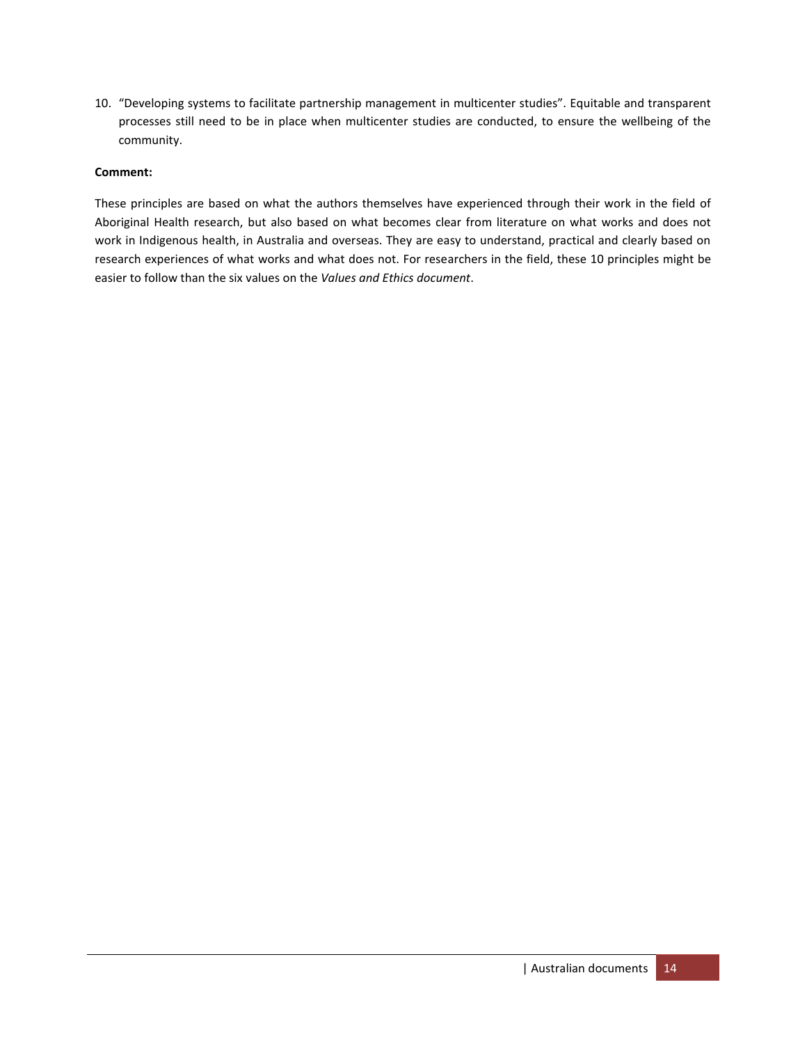10. "Developing systems to facilitate partnership management in multicenter studies". Equitable and transparent processes still need to be in place when multicenter studies are conducted, to ensure the wellbeing of the community.

**Comment:**

These principles are based on what the authors themselves have experienced through their work in the field of Aboriginal Health research, but also based on what becomes clear from literature on what works and does not work in Indigenous health, in Australia and overseas. They are easy to understand, practical and clearly based on research experiences of what works and what does not. For researchers in the field, these 10 principles might be easier to follow than the six values on the *Values and Ethics document*.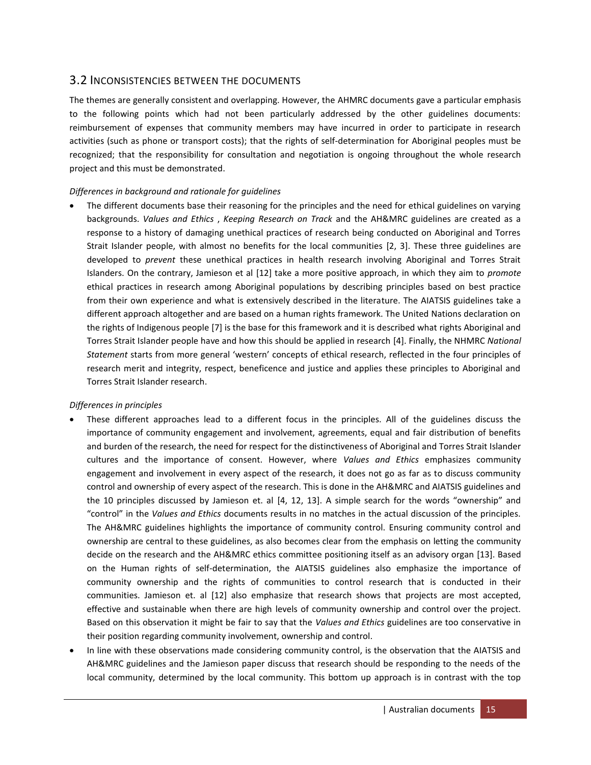## 3.2 Inconsistencies between the documents

The themes are generally consistent and overlapping. However, the AHMRC documents gave a particular emphasis to the following points which had not been particularly addressed by the other guidelines documents: reimbursement of expenses that community members may have incurred in order to participate in research activities (such as phone or transport costs); that the rights of self-determination for Aboriginal peoples must be recognized; that the responsibility for consultation and negotiation is ongoing throughout the whole research project and this must be demonstrated.

*Differences in background and rationale for guidelines*

- The different documents base their reasoning for the principles and the need for ethical guidelines on varying backgrounds. *Values and Ethics* , *Keeping Research on Track* and the AH&MRC guidelines are created as a response to a history of damaging unethical practices of research being conducted on Aboriginal and Torres Strait Islander people, with almost no benefits for the local communities [2, 3]. These three guidelines are developed to *prevent* these unethical practices in health research involving Aboriginal and Torres Strait Islanders. On the contrary, Jamieson et al [12] take a more positive approach, in which they aim to *promote* ethical practices in research among Aboriginal populations by describing principles based on best practice from their own experience and what is extensively described in the literature. The AIATSIS guidelines take a different approach altogether and are based on a human rights framework. The United Nations declaration on the rights of Indigenous people [7] is the base for this framework and it is described what rights Aboriginal and Torres Strait Islander people have and how this should be applied in research [4]. Finally, the NHMRC *National Statement* starts from more general 'western' concepts of ethical research, reflected in the four principles of research merit and integrity, respect, beneficence and justice and applies these principles to Aboriginal and Torres Strait Islander research.

*Differences in principles*

- These different approaches lead to a different focus in the principles. All of the guidelines discuss the importance of community engagement and involvement, agreements, equal and fair distribution of benefits and burden of the research, the need for respect for the distinctiveness of Aboriginal and Torres Strait Islander cultures and the importance of consent. However, where *Values and Ethics* emphasizes community engagement and involvement in every aspect of the research, it does not go as far as to discuss community control and ownership of every aspect of the research. This is done in the AH&MRC and AIATSIS guidelines and the 10 principles discussed by Jamieson et. al [4, 12, 13]. A simple search for the words "ownership" and "control" in the *Values and Ethics* documents results in no matches in the actual discussion of the principles. The AH&MRC guidelines highlights the importance of community control. Ensuring community control and ownership are central to these guidelines, as also becomes clear from the emphasis on letting the community decide on the research and the AH&MRC ethics committee positioning itself as an advisory organ [13]. Based on the Human rights of self-determination, the AIATSIS guidelines also emphasize the importance of community ownership and the rights of communities to control research that is conducted in their communities. Jamieson et. al [12] also emphasize that research shows that projects are most accepted, effective and sustainable when there are high levels of community ownership and control over the project. Based on this observation it might be fair to say that the *Values and Ethics* guidelines are too conservative in their position regarding community involvement, ownership and control.
- In line with these observations made considering community control, is the observation that the AIATSIS and AH&MRC guidelines and the Jamieson paper discuss that research should be responding to the needs of the local community, determined by the local community. This bottom up approach is in contrast with the top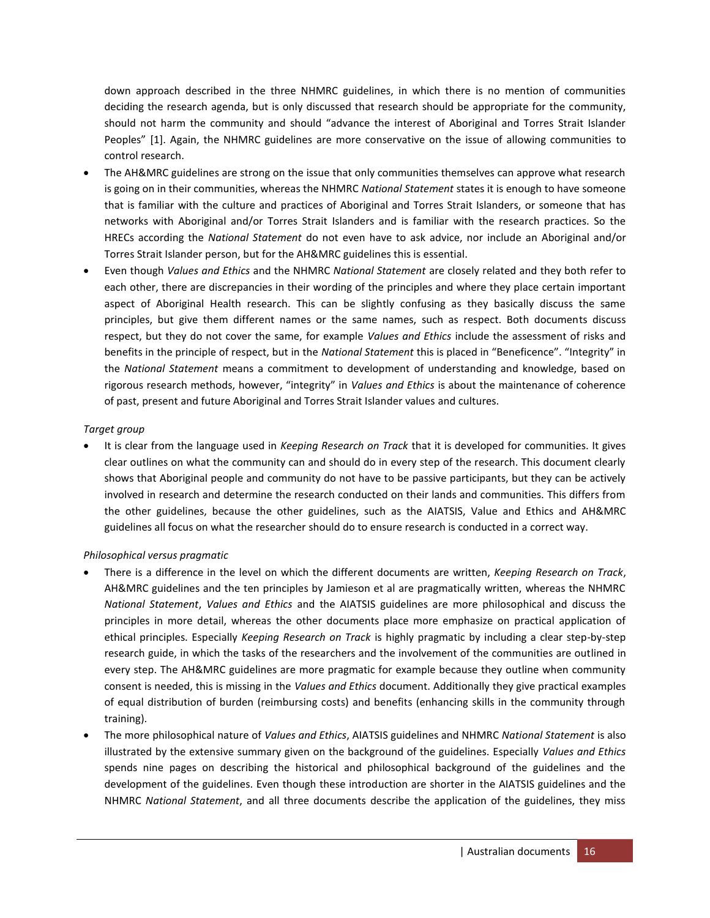down approach described in the three NHMRC guidelines, in which there is no mention of communities deciding the research agenda, but is only discussed that research should be appropriate for the community, should not harm the community and should "advance the interest of Aboriginal and Torres Strait Islander Peoples" [1]. Again, the NHMRC guidelines are more conservative on the issue of allowing communities to control research.

- The AH&MRC guidelines are strong on the issue that only communities themselves can approve what research is going on in their communities, whereas the NHMRC *National Statement* states it is enough to have someone that is familiar with the culture and practices of Aboriginal and Torres Strait Islanders, or someone that has networks with Aboriginal and/or Torres Strait Islanders and is familiar with the research practices. So the HRECs according the *National Statement* do not even have to ask advice, nor include an Aboriginal and/or Torres Strait Islander person, but for the AH&MRC guidelines this is essential.
- Even though *Values and Ethics* and the NHMRC *National Statement* are closely related and they both refer to each other, there are discrepancies in their wording of the principles and where they place certain important aspect of Aboriginal Health research. This can be slightly confusing as they basically discuss the same principles, but give them different names or the same names, such as respect. Both documents discuss respect, but they do not cover the same, for example *Values and Ethics* include the assessment of risks and benefits in the principle of respect, but in the *National Statement* this is placed in "Beneficence". "Integrity" in the *National Statement* means a commitment to development of understanding and knowledge, based on rigorous research methods, however, "integrity" in *Values and Ethics* is about the maintenance of coherence of past, present and future Aboriginal and Torres Strait Islander values and cultures.

*Target group*

- It is clear from the language used in *Keeping Research on Track* that it is developed for communities. It gives clear outlines on what the community can and should do in every step of the research. This document clearly shows that Aboriginal people and community do not have to be passive participants, but they can be actively involved in research and determine the research conducted on their lands and communities. This differs from the other guidelines, because the other guidelines, such as the AIATSIS, Value and Ethics and AH&MRC guidelines all focus on what the researcher should do to ensure research is conducted in a correct way.

*Philosophical versus pragmatic*

- There is a difference in the level on which the different documents are written, *Keeping Research on Track*, AH&MRC guidelines and the ten principles by Jamieson et al are pragmatically written, whereas the NHMRC *National Statement*, *Values and Ethics* and the AIATSIS guidelines are more philosophical and discuss the principles in more detail, whereas the other documents place more emphasize on practical application of ethical principles. Especially *Keeping Research on Track* is highly pragmatic by including a clear step-by-step research guide, in which the tasks of the researchers and the involvement of the communities are outlined in every step. The AH&MRC guidelines are more pragmatic for example because they outline when community consent is needed, this is missing in the *Values and Ethics* document. Additionally they give practical examples of equal distribution of burden (reimbursing costs) and benefits (enhancing skills in the community through training).
- The more philosophical nature of *Values and Ethics*, AIATSIS guidelines and NHMRC *National Statement* is also illustrated by the extensive summary given on the background of the guidelines. Especially *Values and Ethics* spends nine pages on describing the historical and philosophical background of the guidelines and the development of the guidelines. Even though these introduction are shorter in the AIATSIS guidelines and the NHMRC *National Statement*, and all three documents describe the application of the guidelines, they miss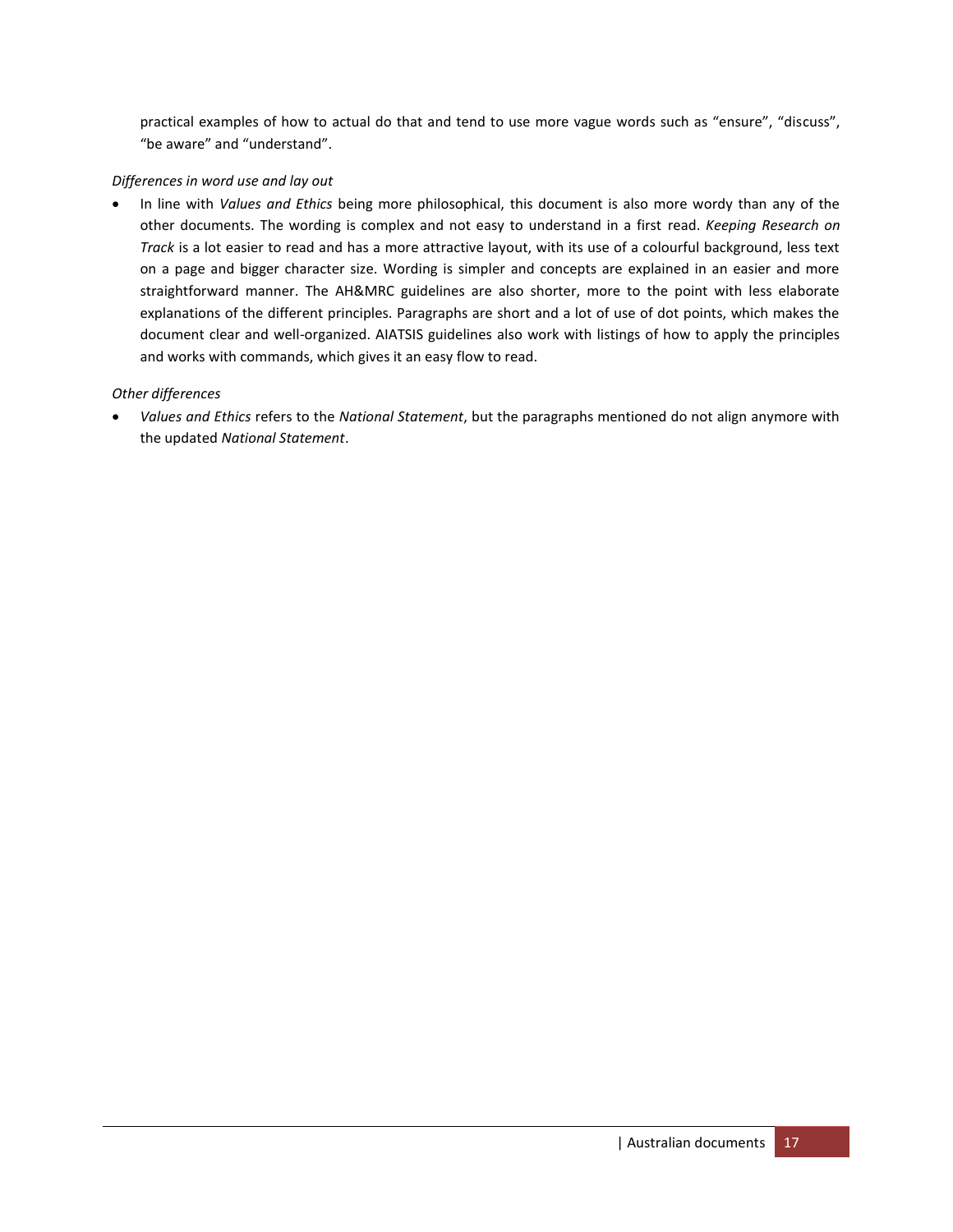practical examples of how to actual do that and tend to use more vague words such as "ensure", "discuss", "be aware" and "understand".

*Differences in word use and lay out*

- In line with *Values and Ethics* being more philosophical, this document is also more wordy than any of the other documents. The wording is complex and not easy to understand in a first read. *Keeping Research on Track* is a lot easier to read and has a more attractive layout, with its use of a colourful background, less text on a page and bigger character size. Wording is simpler and concepts are explained in an easier and more straightforward manner. The AH&MRC guidelines are also shorter, more to the point with less elaborate explanations of the different principles. Paragraphs are short and a lot of use of dot points, which makes the document clear and well-organized. AIATSIS guidelines also work with listings of how to apply the principles and works with commands, which gives it an easy flow to read.

*Other differences*

- *Values and Ethics* refers to the *National Statement*, but the paragraphs mentioned do not align anymore with the updated *National Statement*.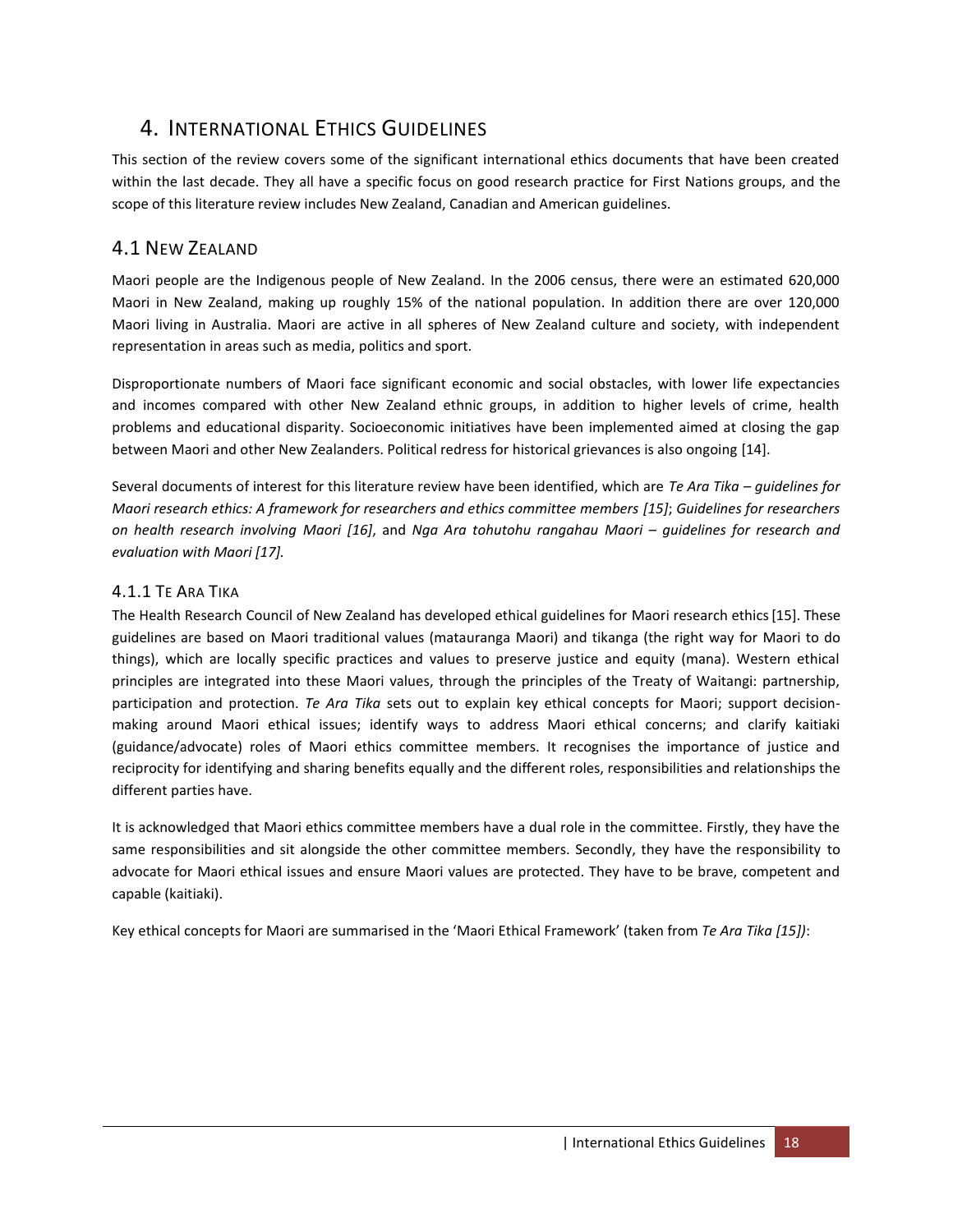# 4. International Ethics Guidelines

This section of the review covers some of the significant international ethics documents that have been created within the last decade. They all have a specific focus on good research practice for First Nations groups, and the scope of this literature review includes New Zealand, Canadian and American guidelines.

## 4.1 New Zealand

Maori people are the Indigenous people of New Zealand. In the 2006 census, there were an estimated 620,000 Maori in New Zealand, making up roughly 15% of the national population. In addition there are over 120,000 Maori living in Australia. Maori are active in all spheres of New Zealand culture and society, with independent representation in areas such as media, politics and sport.

Disproportionate numbers of Maori face significant economic and social obstacles, with lower life expectancies and incomes compared with other New Zealand ethnic groups, in addition to higher levels of crime, health problems and educational disparity. Socioeconomic initiatives have been implemented aimed at closing the gap between Maori and other New Zealanders. Political redress for historical grievances is also ongoing [14].

Several documents of interest for this literature review have been identified, which are *Te Ara Tika – guidelines for Maori research ethics: A framework for researchers and ethics committee members [15]*; *Guidelines for researchers on health research involving Maori [16]*, and *Nga Ara tohutohu rangahau Maori – guidelines for research and evaluation with Maori [17].*

### 4.1.1 Te Ara Tika

The Health Research Council of New Zealand has developed ethical guidelines for Maori research ethics [15]. These guidelines are based on Maori traditional values (matauranga Maori) and tikanga (the right way for Maori to do things), which are locally specific practices and values to preserve justice and equity (mana). Western ethical principles are integrated into these Maori values, through the principles of the Treaty of Waitangi: partnership, participation and protection. *Te Ara Tika* sets out to explain key ethical concepts for Maori; support decision-making around Maori ethical issues; identify ways to address Maori ethical concerns; and clarify kaitiaki (guidance/advocate) roles of Maori ethics committee members. It recognises the importance of justice and reciprocity for identifying and sharing benefits equally and the different roles, responsibilities and relationships the different parties have.

It is acknowledged that Maori ethics committee members have a dual role in the committee. Firstly, they have the same responsibilities and sit alongside the other committee members. Secondly, they have the responsibility to advocate for Maori ethical issues and ensure Maori values are protected. They have to be brave, competent and capable (kaitiaki).

Key ethical concepts for Maori are summarised in the 'Maori Ethical Framework' (taken from *Te Ara Tika [15])*: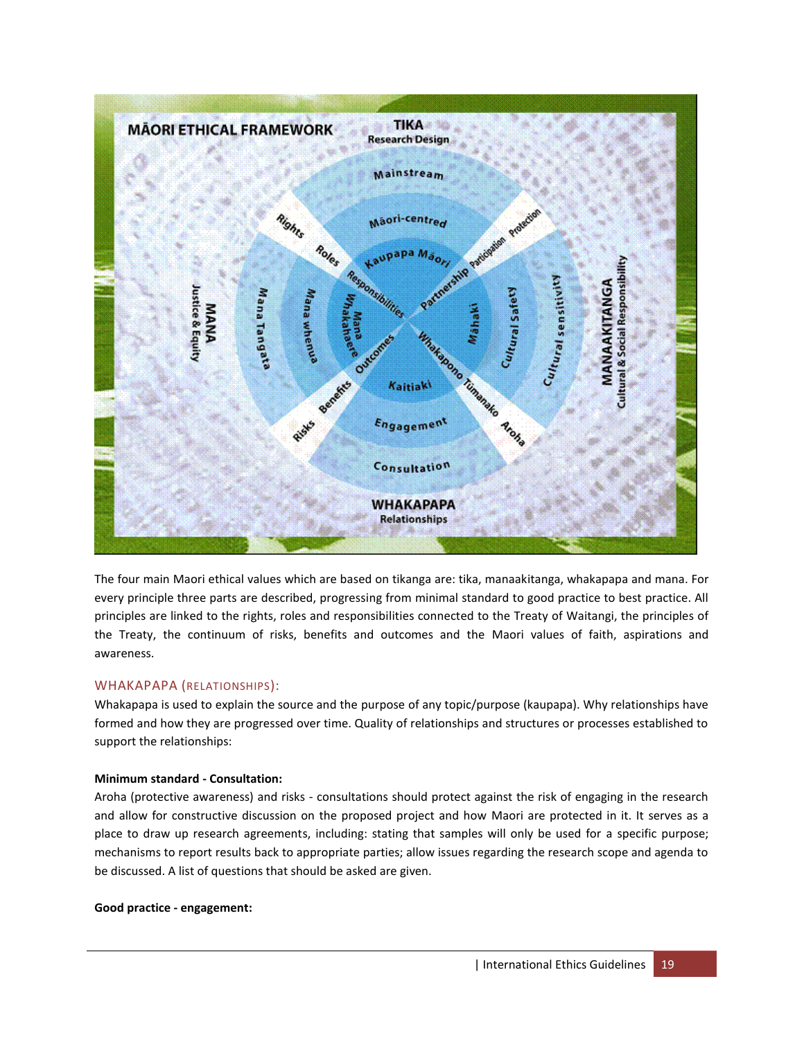The four main Maori ethical values which are based on tikanga are: tika, manaakitanga, whakapapa and mana. For every principle three parts are described, progressing from minimal standard to good practice to best practice. All principles are linked to the rights, roles and responsibilities connected to the Treaty of Waitangi, the principles of the Treaty, the continuum of risks, benefits and outcomes and the Maori values of faith, aspirations and awareness.

## WHAKAPAPA (RELATIONSHIPS):

Whakapapa is used to explain the source and the purpose of any topic/purpose (kaupapa). Why relationships have formed and how they are progressed over time. Quality of relationships and structures or processes established to support the relationships:

**Minimum standard - Consultation:**

Aroha (protective awareness) and risks - consultations should protect against the risk of engaging in the research and allow for constructive discussion on the proposed project and how Maori are protected in it. It serves as a place to draw up research agreements, including: stating that samples will only be used for a specific purpose; mechanisms to report results back to appropriate parties; allow issues regarding the research scope and agenda to be discussed. A list of questions that should be asked are given.

**Good practice - engagement:**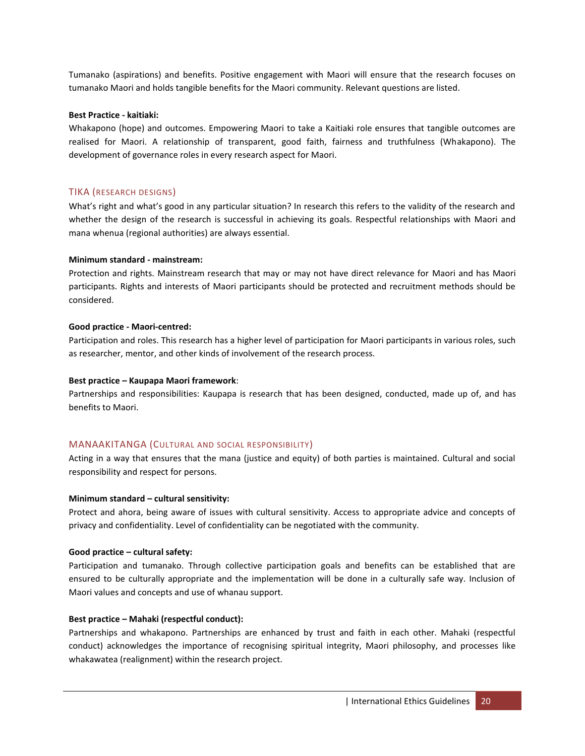Tumanako (aspirations) and benefits. Positive engagement with Maori will ensure that the research focuses on tumanako Maori and holds tangible benefits for the Maori community. Relevant questions are listed.

**Best Practice - kaitiaki:**

Whakapono (hope) and outcomes. Empowering Maori to take a Kaitiaki role ensures that tangible outcomes are realised for Maori. A relationship of transparent, good faith, fairness and truthfulness (Whakapono). The development of governance roles in every research aspect for Maori.

## TIKA (RESEARCH DESIGNS)

What's right and what's good in any particular situation? In research this refers to the validity of the research and whether the design of the research is successful in achieving its goals. Respectful relationships with Maori and mana whenua (regional authorities) are always essential.

**Minimum standard - mainstream:**

Protection and rights. Mainstream research that may or may not have direct relevance for Maori and has Maori participants. Rights and interests of Maori participants should be protected and recruitment methods should be considered.

**Good practice - Maori-centred:**

Participation and roles. This research has a higher level of participation for Maori participants in various roles, such as researcher, mentor, and other kinds of involvement of the research process.

**Best practice – Kaupapa Maori framework**:

Partnerships and responsibilities: Kaupapa is research that has been designed, conducted, made up of, and has benefits to Maori.

## MANAAKITANGA (CULTURAL AND SOCIAL RESPONSIBILITY)

Acting in a way that ensures that the mana (justice and equity) of both parties is maintained. Cultural and social responsibility and respect for persons.

**Minimum standard – cultural sensitivity:**

Protect and ahora, being aware of issues with cultural sensitivity. Access to appropriate advice and concepts of privacy and confidentiality. Level of confidentiality can be negotiated with the community.

**Good practice – cultural safety:**

Participation and tumanako. Through collective participation goals and benefits can be established that are ensured to be culturally appropriate and the implementation will be done in a culturally safe way. Inclusion of Maori values and concepts and use of whanau support.

**Best practice – Mahaki (respectful conduct):**

Partnerships and whakapono. Partnerships are enhanced by trust and faith in each other. Mahaki (respectful conduct) acknowledges the importance of recognising spiritual integrity, Maori philosophy, and processes like whakawatea (realignment) within the research project.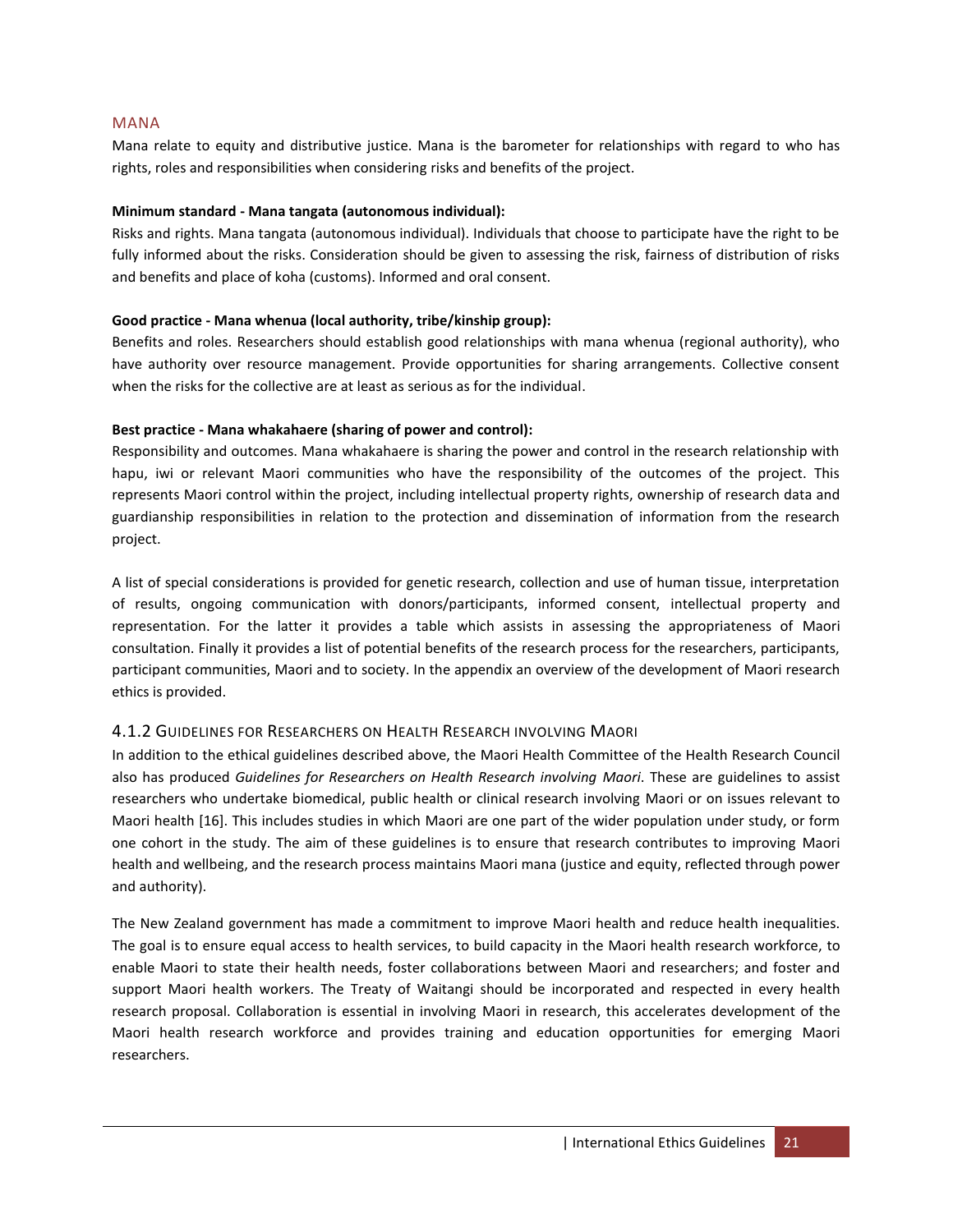### MANA

Mana relate to equity and distributive justice. Mana is the barometer for relationships with regard to who has rights, roles and responsibilities when considering risks and benefits of the project.

**Minimum standard - Mana tangata (autonomous individual):**

Risks and rights. Mana tangata (autonomous individual). Individuals that choose to participate have the right to be fully informed about the risks. Consideration should be given to assessing the risk, fairness of distribution of risks and benefits and place of koha (customs). Informed and oral consent.

**Good practice - Mana whenua (local authority, tribe/kinship group):**

Benefits and roles. Researchers should establish good relationships with mana whenua (regional authority), who have authority over resource management. Provide opportunities for sharing arrangements. Collective consent when the risks for the collective are at least as serious as for the individual.

**Best practice - Mana whakahaere (sharing of power and control):**

Responsibility and outcomes. Mana whakahaere is sharing the power and control in the research relationship with hapu, iwi or relevant Maori communities who have the responsibility of the outcomes of the project. This represents Maori control within the project, including intellectual property rights, ownership of research data and guardianship responsibilities in relation to the protection and dissemination of information from the research project.

A list of special considerations is provided for genetic research, collection and use of human tissue, interpretation of results, ongoing communication with donors/participants, informed consent, intellectual property and representation. For the latter it provides a table which assists in assessing the appropriateness of Maori consultation. Finally it provides a list of potential benefits of the research process for the researchers, participants, participant communities, Maori and to society. In the appendix an overview of the development of Maori research ethics is provided.

### 4.1.2 Guidelines for Researchers on Health Research involving Maori

In addition to the ethical guidelines described above, the Maori Health Committee of the Health Research Council also has produced *Guidelines for Researchers on Health Research involving Maori*. These are guidelines to assist researchers who undertake biomedical, public health or clinical research involving Maori or on issues relevant to Maori health [16]. This includes studies in which Maori are one part of the wider population under study, or form one cohort in the study. The aim of these guidelines is to ensure that research contributes to improving Maori health and wellbeing, and the research process maintains Maori mana (justice and equity, reflected through power and authority).

The New Zealand government has made a commitment to improve Maori health and reduce health inequalities. The goal is to ensure equal access to health services, to build capacity in the Maori health research workforce, to enable Maori to state their health needs, foster collaborations between Maori and researchers; and foster and support Maori health workers. The Treaty of Waitangi should be incorporated and respected in every health research proposal. Collaboration is essential in involving Maori in research, this accelerates development of the Maori health research workforce and provides training and education opportunities for emerging Maori researchers.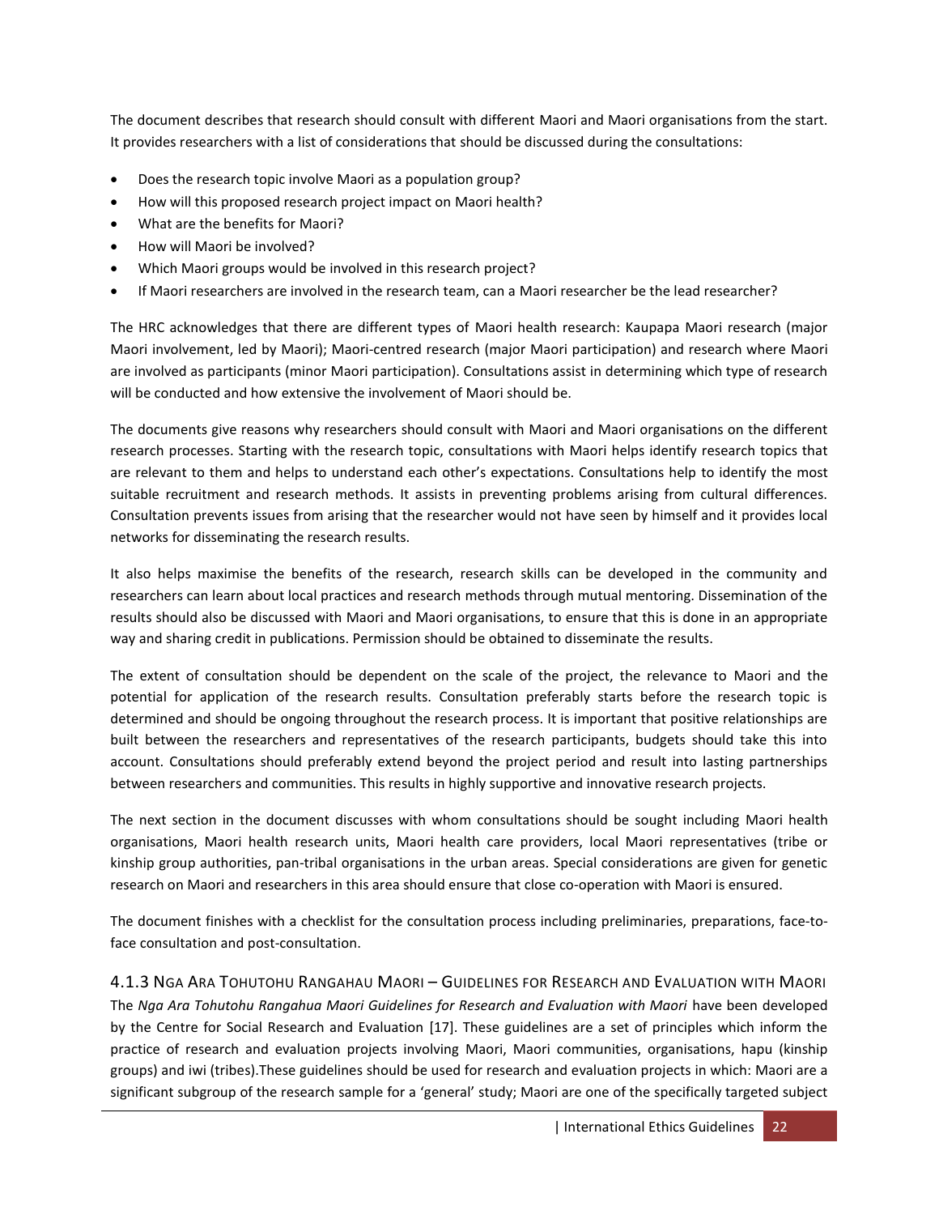The document describes that research should consult with different Maori and Maori organisations from the start. It provides researchers with a list of considerations that should be discussed during the consultations:

- Does the research topic involve Maori as a population group?
- How will this proposed research project impact on Maori health?
- What are the benefits for Maori?
- How will Maori be involved?
- Which Maori groups would be involved in this research project?
- If Maori researchers are involved in the research team, can a Maori researcher be the lead researcher?

The HRC acknowledges that there are different types of Maori health research: Kaupapa Maori research (major Maori involvement, led by Maori); Maori-centred research (major Maori participation) and research where Maori are involved as participants (minor Maori participation). Consultations assist in determining which type of research will be conducted and how extensive the involvement of Maori should be.

The documents give reasons why researchers should consult with Maori and Maori organisations on the different research processes. Starting with the research topic, consultations with Maori helps identify research topics that are relevant to them and helps to understand each other's expectations. Consultations help to identify the most suitable recruitment and research methods. It assists in preventing problems arising from cultural differences. Consultation prevents issues from arising that the researcher would not have seen by himself and it provides local networks for disseminating the research results.

It also helps maximise the benefits of the research, research skills can be developed in the community and researchers can learn about local practices and research methods through mutual mentoring. Dissemination of the results should also be discussed with Maori and Maori organisations, to ensure that this is done in an appropriate way and sharing credit in publications. Permission should be obtained to disseminate the results.

The extent of consultation should be dependent on the scale of the project, the relevance to Maori and the potential for application of the research results. Consultation preferably starts before the research topic is determined and should be ongoing throughout the research process. It is important that positive relationships are built between the researchers and representatives of the research participants, budgets should take this into account. Consultations should preferably extend beyond the project period and result into lasting partnerships between researchers and communities. This results in highly supportive and innovative research projects.

The next section in the document discusses with whom consultations should be sought including Maori health organisations, Maori health research units, Maori health care providers, local Maori representatives (tribe or kinship group authorities, pan-tribal organisations in the urban areas. Special considerations are given for genetic research on Maori and researchers in this area should ensure that close co-operation with Maori is ensured.

The document finishes with a checklist for the consultation process including preliminaries, preparations, face-to-face consultation and post-consultation.

### 4.1.3 Nga Ara Tohutohu Rangahau Maori – Guidelines for Research and Evaluation with Maori

The *Nga Ara Tohutohu Rangahua Maori Guidelines for Research and Evaluation with Maori* have been developed by the Centre for Social Research and Evaluation [17]. These guidelines are a set of principles which inform the practice of research and evaluation projects involving Maori, Maori communities, organisations, hapu (kinship groups) and iwi (tribes).These guidelines should be used for research and evaluation projects in which: Maori are a significant subgroup of the research sample for a 'general' study; Maori are one of the specifically targeted subject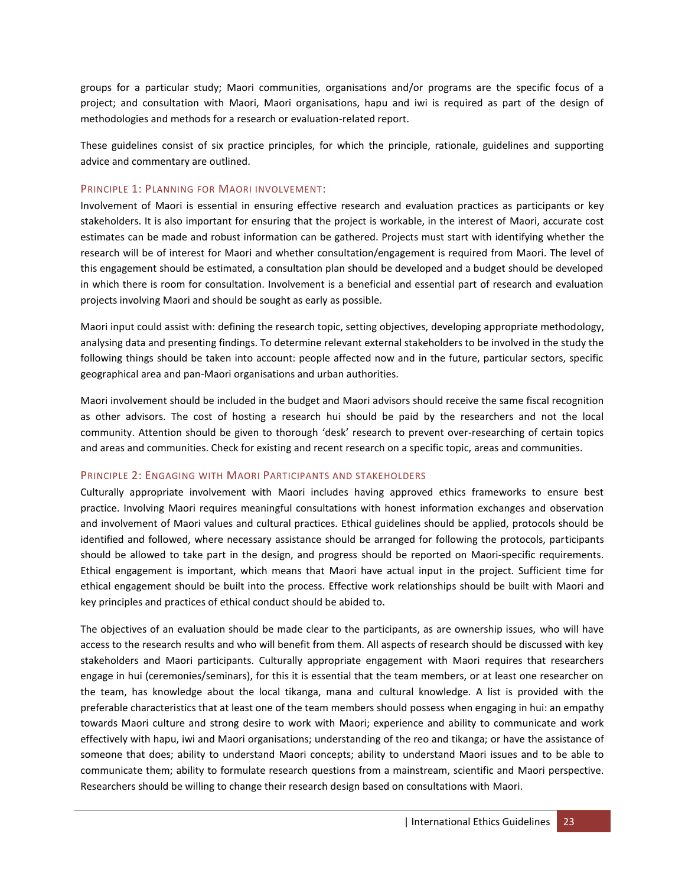groups for a particular study; Maori communities, organisations and/or programs are the specific focus of a project; and consultation with Maori, Maori organisations, hapu and iwi is required as part of the design of methodologies and methods for a research or evaluation-related report.

These guidelines consist of six practice principles, for which the principle, rationale, guidelines and supporting advice and commentary are outlined.

### Principle 1: Planning for Maori involvement:

Involvement of Maori is essential in ensuring effective research and evaluation practices as participants or key stakeholders. It is also important for ensuring that the project is workable, in the interest of Maori, accurate cost estimates can be made and robust information can be gathered. Projects must start with identifying whether the research will be of interest for Maori and whether consultation/engagement is required from Maori. The level of this engagement should be estimated, a consultation plan should be developed and a budget should be developed in which there is room for consultation. Involvement is a beneficial and essential part of research and evaluation projects involving Maori and should be sought as early as possible.

Maori input could assist with: defining the research topic, setting objectives, developing appropriate methodology, analysing data and presenting findings. To determine relevant external stakeholders to be involved in the study the following things should be taken into account: people affected now and in the future, particular sectors, specific geographical area and pan-Maori organisations and urban authorities.

Maori involvement should be included in the budget and Maori advisors should receive the same fiscal recognition as other advisors. The cost of hosting a research hui should be paid by the researchers and not the local community. Attention should be given to thorough 'desk' research to prevent over-researching of certain topics and areas and communities. Check for existing and recent research on a specific topic, areas and communities.

### Principle 2: Engaging with Maori Participants and stakeholders

Culturally appropriate involvement with Maori includes having approved ethics frameworks to ensure best practice. Involving Maori requires meaningful consultations with honest information exchanges and observation and involvement of Maori values and cultural practices. Ethical guidelines should be applied, protocols should be identified and followed, where necessary assistance should be arranged for following the protocols, participants should be allowed to take part in the design, and progress should be reported on Maori-specific requirements. Ethical engagement is important, which means that Maori have actual input in the project. Sufficient time for ethical engagement should be built into the process. Effective work relationships should be built with Maori and key principles and practices of ethical conduct should be abided to.

The objectives of an evaluation should be made clear to the participants, as are ownership issues, who will have access to the research results and who will benefit from them. All aspects of research should be discussed with key stakeholders and Maori participants. Culturally appropriate engagement with Maori requires that researchers engage in hui (ceremonies/seminars), for this it is essential that the team members, or at least one researcher on the team, has knowledge about the local tikanga, mana and cultural knowledge. A list is provided with the preferable characteristics that at least one of the team members should possess when engaging in hui: an empathy towards Maori culture and strong desire to work with Maori; experience and ability to communicate and work effectively with hapu, iwi and Maori organisations; understanding of the reo and tikanga; or have the assistance of someone that does; ability to understand Maori concepts; ability to understand Maori issues and to be able to communicate them; ability to formulate research questions from a mainstream, scientific and Maori perspective. Researchers should be willing to change their research design based on consultations with Maori.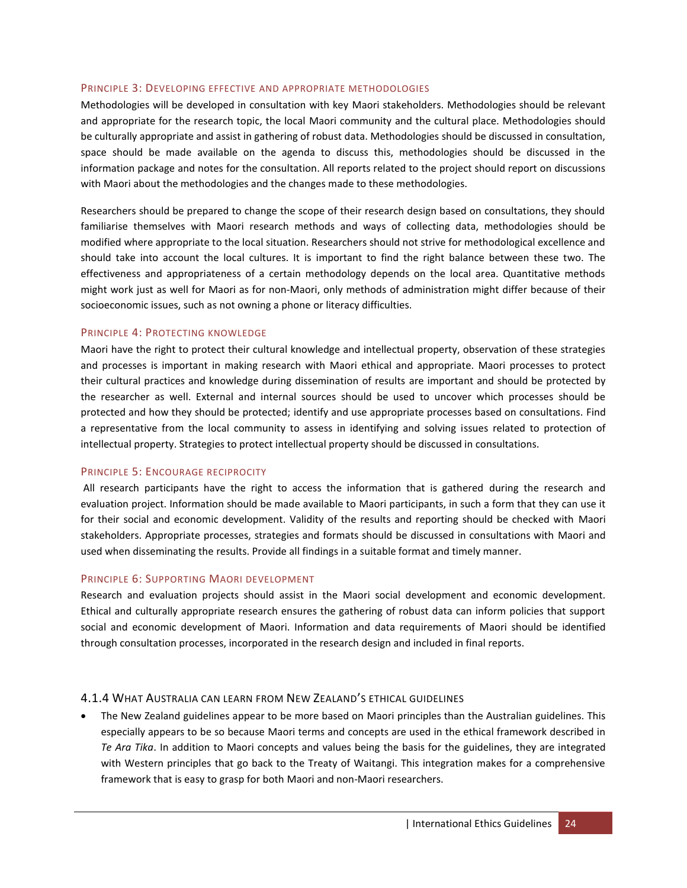### Principle 3: Developing effective and appropriate methodologies

Methodologies will be developed in consultation with key Maori stakeholders. Methodologies should be relevant and appropriate for the research topic, the local Maori community and the cultural place. Methodologies should be culturally appropriate and assist in gathering of robust data. Methodologies should be discussed in consultation, space should be made available on the agenda to discuss this, methodologies should be discussed in the information package and notes for the consultation. All reports related to the project should report on discussions with Maori about the methodologies and the changes made to these methodologies.

Researchers should be prepared to change the scope of their research design based on consultations, they should familiarise themselves with Maori research methods and ways of collecting data, methodologies should be modified where appropriate to the local situation. Researchers should not strive for methodological excellence and should take into account the local cultures. It is important to find the right balance between these two. The effectiveness and appropriateness of a certain methodology depends on the local area. Quantitative methods might work just as well for Maori as for non-Maori, only methods of administration might differ because of their socioeconomic issues, such as not owning a phone or literacy difficulties.

### Principle 4: Protecting knowledge

Maori have the right to protect their cultural knowledge and intellectual property, observation of these strategies and processes is important in making research with Maori ethical and appropriate. Maori processes to protect their cultural practices and knowledge during dissemination of results are important and should be protected by the researcher as well. External and internal sources should be used to uncover which processes should be protected and how they should be protected; identify and use appropriate processes based on consultations. Find a representative from the local community to assess in identifying and solving issues related to protection of intellectual property. Strategies to protect intellectual property should be discussed in consultations.

### Principle 5: Encourage reciprocity

All research participants have the right to access the information that is gathered during the research and evaluation project. Information should be made available to Maori participants, in such a form that they can use it for their social and economic development. Validity of the results and reporting should be checked with Maori stakeholders. Appropriate processes, strategies and formats should be discussed in consultations with Maori and used when disseminating the results. Provide all findings in a suitable format and timely manner.

### Principle 6: Supporting Maori development

Research and evaluation projects should assist in the Maori social development and economic development. Ethical and culturally appropriate research ensures the gathering of robust data can inform policies that support social and economic development of Maori. Information and data requirements of Maori should be identified through consultation processes, incorporated in the research design and included in final reports.

## 4.1.4 What Australia can learn from New Zealand's ethical guidelines

- The New Zealand guidelines appear to be more based on Maori principles than the Australian guidelines. This especially appears to be so because Maori terms and concepts are used in the ethical framework described in *Te Ara Tika*. In addition to Maori concepts and values being the basis for the guidelines, they are integrated with Western principles that go back to the Treaty of Waitangi. This integration makes for a comprehensive framework that is easy to grasp for both Maori and non-Maori researchers.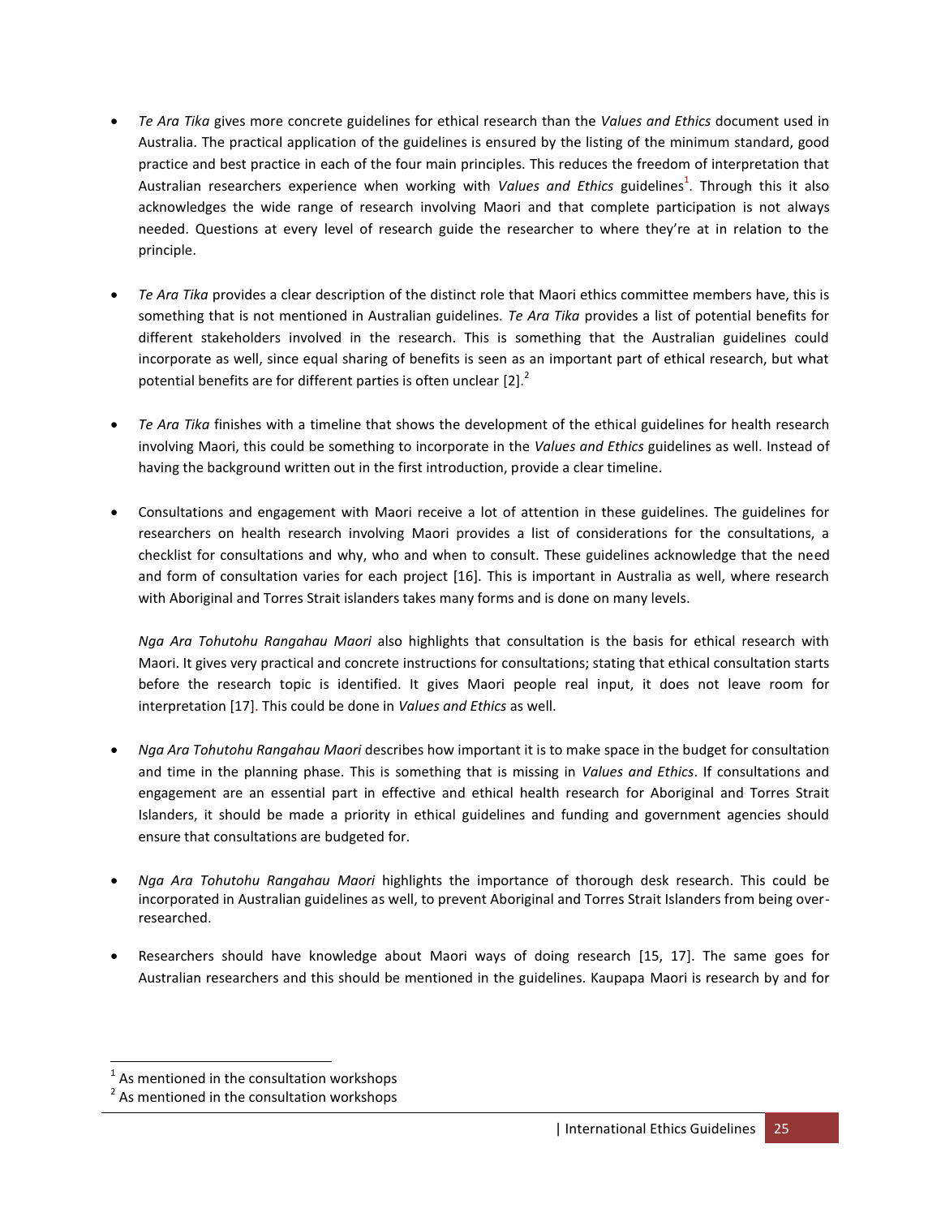- *Te Ara Tika* gives more concrete guidelines for ethical research than the *Values and Ethics* document used in Australia. The practical application of the guidelines is ensured by the listing of the minimum standard, good practice and best practice in each of the four main principles. This reduces the freedom of interpretation that Australian researchers experience when working with *Values and Ethics* guidelines[1]. Through this it also acknowledges the wide range of research involving Maori and that complete participation is not always needed. Questions at every level of research guide the researcher to where they're at in relation to the principle.

- *Te Ara Tika* provides a clear description of the distinct role that Maori ethics committee members have, this is something that is not mentioned in Australian guidelines. *Te Ara Tika* provides a list of potential benefits for different stakeholders involved in the research. This is something that the Australian guidelines could incorporate as well, since equal sharing of benefits is seen as an important part of ethical research, but what potential benefits are for different parties is often unclear [2].[2]

- *Te Ara Tika* finishes with a timeline that shows the development of the ethical guidelines for health research involving Maori, this could be something to incorporate in the *Values and Ethics* guidelines as well. Instead of having the background written out in the first introduction, provide a clear timeline.

- Consultations and engagement with Maori receive a lot of attention in these guidelines. The guidelines for researchers on health research involving Maori provides a list of considerations for the consultations, a checklist for consultations and why, who and when to consult. These guidelines acknowledge that the need and form of consultation varies for each project [16]. This is important in Australia as well, where research with Aboriginal and Torres Strait islanders takes many forms and is done on many levels.

  *Nga Ara Tohutohu Rangahau Maori* also highlights that consultation is the basis for ethical research with Maori. It gives very practical and concrete instructions for consultations; stating that ethical consultation starts before the research topic is identified. It gives Maori people real input, it does not leave room for interpretation [17]. This could be done in *Values and Ethics* as well.

- *Nga Ara Tohutohu Rangahau Maori* describes how important it is to make space in the budget for consultation and time in the planning phase. This is something that is missing in *Values and Ethics*. If consultations and engagement are an essential part in effective and ethical health research for Aboriginal and Torres Strait Islanders, it should be made a priority in ethical guidelines and funding and government agencies should ensure that consultations are budgeted for.

- *Nga Ara Tohutohu Rangahau Maori* highlights the importance of thorough desk research. This could be incorporated in Australian guidelines as well, to prevent Aboriginal and Torres Strait Islanders from being over-researched.

- Researchers should have knowledge about Maori ways of doing research [15, 17]. The same goes for Australian researchers and this should be mentioned in the guidelines. Kaupapa Maori is research by and for

---

[1] As mentioned in the consultation workshops

[2] As mentioned in the consultation workshops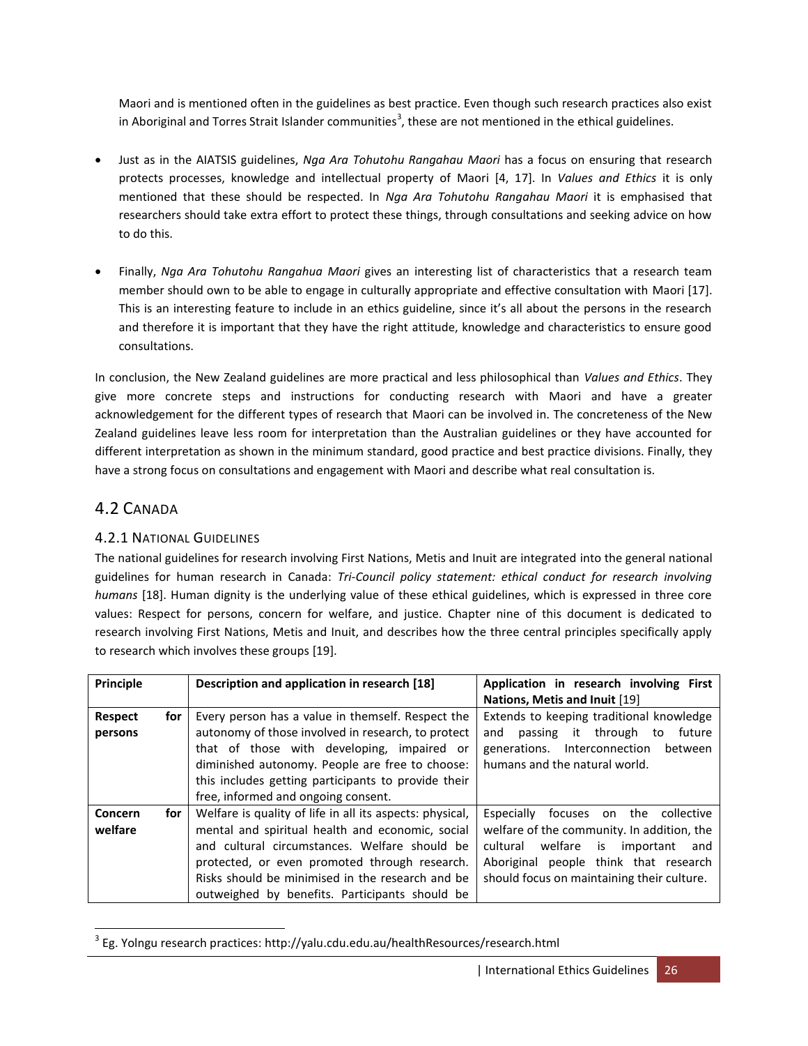Maori and is mentioned often in the guidelines as best practice. Even though such research practices also exist in Aboriginal and Torres Strait Islander communities[3], these are not mentioned in the ethical guidelines.

- Just as in the AIATSIS guidelines, *Nga Ara Tohutohu Rangahau Maori* has a focus on ensuring that research protects processes, knowledge and intellectual property of Maori [4, 17]. In *Values and Ethics* it is only mentioned that these should be respected. In *Nga Ara Tohutohu Rangahau Maori* it is emphasised that researchers should take extra effort to protect these things, through consultations and seeking advice on how to do this.

- Finally, *Nga Ara Tohutohu Rangahua Maori* gives an interesting list of characteristics that a research team member should own to be able to engage in culturally appropriate and effective consultation with Maori [17]. This is an interesting feature to include in an ethics guideline, since it's all about the persons in the research and therefore it is important that they have the right attitude, knowledge and characteristics to ensure good consultations.

In conclusion, the New Zealand guidelines are more practical and less philosophical than *Values and Ethics*. They give more concrete steps and instructions for conducting research with Maori and have a greater acknowledgement for the different types of research that Maori can be involved in. The concreteness of the New Zealand guidelines leave less room for interpretation than the Australian guidelines or they have accounted for different interpretation as shown in the minimum standard, good practice and best practice divisions. Finally, they have a strong focus on consultations and engagement with Maori and describe what real consultation is.

## 4.2 Canada

### 4.2.1 National Guidelines

The national guidelines for research involving First Nations, Metis and Inuit are integrated into the general national guidelines for human research in Canada: *Tri-Council policy statement: ethical conduct for research involving humans* [18]. Human dignity is the underlying value of these ethical guidelines, which is expressed in three core values: Respect for persons, concern for welfare, and justice. Chapter nine of this document is dedicated to research involving First Nations, Metis and Inuit, and describes how the three central principles specifically apply to research which involves these groups [19].

| Principle | Description and application in research [18] | Application in research involving First Nations, Metis and Inuit [19] |
|---|---|---|
| **Respect for persons** | Every person has a value in themself. Respect the autonomy of those involved in research, to protect that of those with developing, impaired or diminished autonomy. People are free to choose: this includes getting participants to provide their free, informed and ongoing consent. | Extends to keeping traditional knowledge and passing it through to future generations. Interconnection between humans and the natural world. |
| **Concern for welfare** | Welfare is quality of life in all its aspects: physical, mental and spiritual health and economic, social and cultural circumstances. Welfare should be protected, or even promoted through research. Risks should be minimised in the research and be outweighed by benefits. Participants should be | Especially focuses on the collective welfare of the community. In addition, the cultural welfare is important and Aboriginal people think that research should focus on maintaining their culture. |

[3] Eg. Yolngu research practices: http://yalu.cdu.edu.au/healthResources/research.html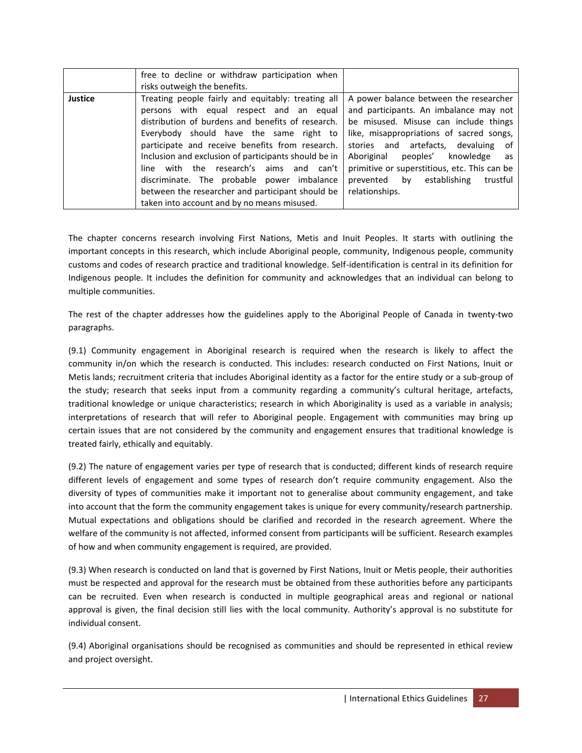| | | |
|---|---|---|
| | free to decline or withdraw participation when risks outweigh the benefits. | |
| **Justice** | Treating people fairly and equitably: treating all persons with equal respect and an equal distribution of burdens and benefits of research. Everybody should have the same right to participate and receive benefits from research. Inclusion and exclusion of participants should be in line with the research's aims and can't discriminate. The probable power imbalance between the researcher and participant should be taken into account and by no means misused. | A power balance between the researcher and participants. An imbalance may not be misused. Misuse can include things like, misappropriations of sacred songs, stories and artefacts, devaluing of Aboriginal peoples' knowledge as primitive or superstitious, etc. This can be prevented by establishing trustful relationships. |

The chapter concerns research involving First Nations, Metis and Inuit Peoples. It starts with outlining the important concepts in this research, which include Aboriginal people, community, Indigenous people, community customs and codes of research practice and traditional knowledge. Self-identification is central in its definition for Indigenous people. It includes the definition for community and acknowledges that an individual can belong to multiple communities.

The rest of the chapter addresses how the guidelines apply to the Aboriginal People of Canada in twenty-two paragraphs.

(9.1) Community engagement in Aboriginal research is required when the research is likely to affect the community in/on which the research is conducted. This includes: research conducted on First Nations, Inuit or Metis lands; recruitment criteria that includes Aboriginal identity as a factor for the entire study or a sub-group of the study; research that seeks input from a community regarding a community's cultural heritage, artefacts, traditional knowledge or unique characteristics; research in which Aboriginality is used as a variable in analysis; interpretations of research that will refer to Aboriginal people. Engagement with communities may bring up certain issues that are not considered by the community and engagement ensures that traditional knowledge is treated fairly, ethically and equitably.

(9.2) The nature of engagement varies per type of research that is conducted; different kinds of research require different levels of engagement and some types of research don't require community engagement. Also the diversity of types of communities make it important not to generalise about community engagement, and take into account that the form the community engagement takes is unique for every community/research partnership. Mutual expectations and obligations should be clarified and recorded in the research agreement. Where the welfare of the community is not affected, informed consent from participants will be sufficient. Research examples of how and when community engagement is required, are provided.

(9.3) When research is conducted on land that is governed by First Nations, Inuit or Metis people, their authorities must be respected and approval for the research must be obtained from these authorities before any participants can be recruited. Even when research is conducted in multiple geographical areas and regional or national approval is given, the final decision still lies with the local community. Authority's approval is no substitute for individual consent.

(9.4) Aboriginal organisations should be recognised as communities and should be represented in ethical review and project oversight.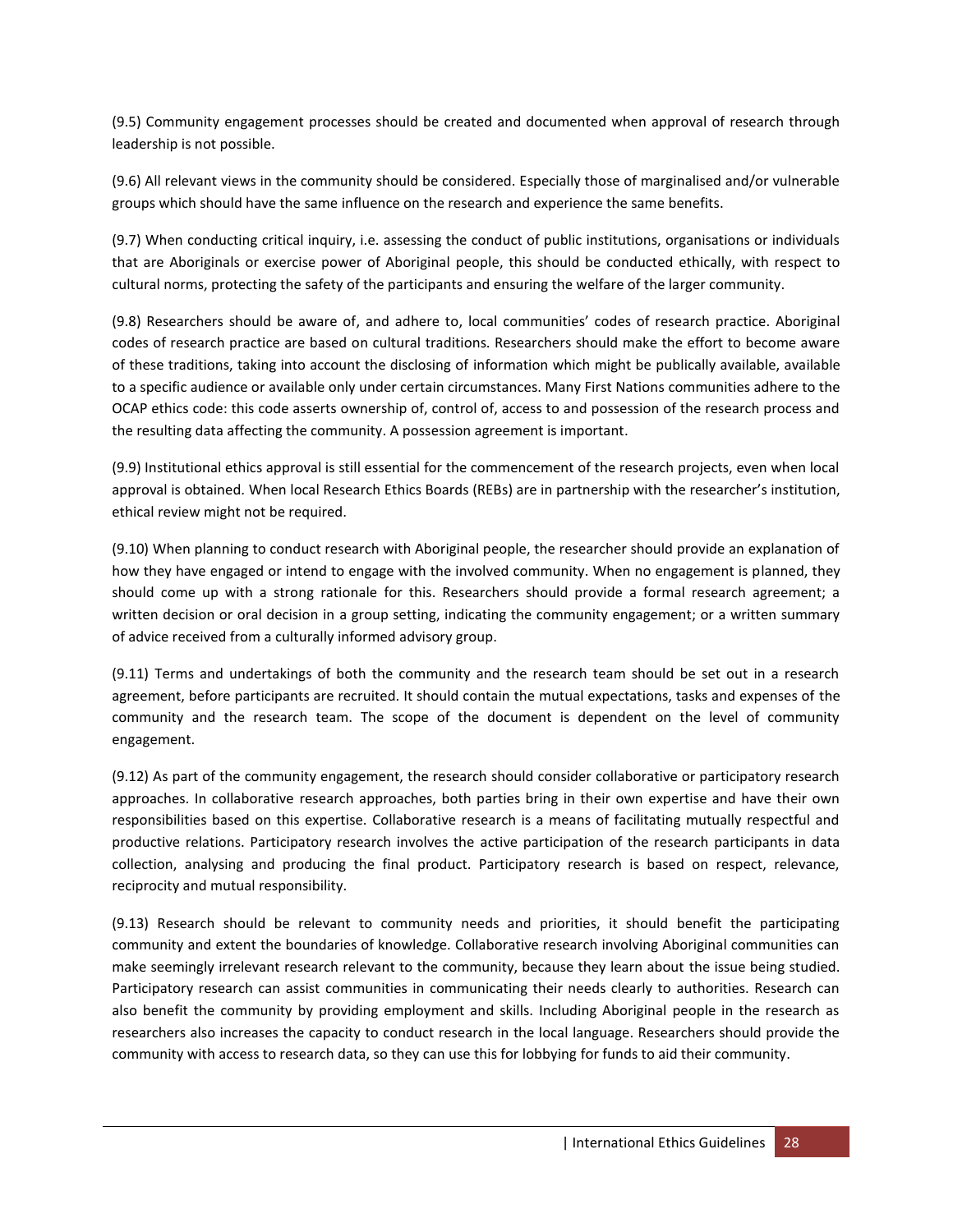(9.5) Community engagement processes should be created and documented when approval of research through leadership is not possible.

(9.6) All relevant views in the community should be considered. Especially those of marginalised and/or vulnerable groups which should have the same influence on the research and experience the same benefits.

(9.7) When conducting critical inquiry, i.e. assessing the conduct of public institutions, organisations or individuals that are Aboriginals or exercise power of Aboriginal people, this should be conducted ethically, with respect to cultural norms, protecting the safety of the participants and ensuring the welfare of the larger community.

(9.8) Researchers should be aware of, and adhere to, local communities' codes of research practice. Aboriginal codes of research practice are based on cultural traditions. Researchers should make the effort to become aware of these traditions, taking into account the disclosing of information which might be publically available, available to a specific audience or available only under certain circumstances. Many First Nations communities adhere to the OCAP ethics code: this code asserts ownership of, control of, access to and possession of the research process and the resulting data affecting the community. A possession agreement is important.

(9.9) Institutional ethics approval is still essential for the commencement of the research projects, even when local approval is obtained. When local Research Ethics Boards (REBs) are in partnership with the researcher's institution, ethical review might not be required.

(9.10) When planning to conduct research with Aboriginal people, the researcher should provide an explanation of how they have engaged or intend to engage with the involved community. When no engagement is planned, they should come up with a strong rationale for this. Researchers should provide a formal research agreement; a written decision or oral decision in a group setting, indicating the community engagement; or a written summary of advice received from a culturally informed advisory group.

(9.11) Terms and undertakings of both the community and the research team should be set out in a research agreement, before participants are recruited. It should contain the mutual expectations, tasks and expenses of the community and the research team. The scope of the document is dependent on the level of community engagement.

(9.12) As part of the community engagement, the research should consider collaborative or participatory research approaches. In collaborative research approaches, both parties bring in their own expertise and have their own responsibilities based on this expertise. Collaborative research is a means of facilitating mutually respectful and productive relations. Participatory research involves the active participation of the research participants in data collection, analysing and producing the final product. Participatory research is based on respect, relevance, reciprocity and mutual responsibility.

(9.13) Research should be relevant to community needs and priorities, it should benefit the participating community and extent the boundaries of knowledge. Collaborative research involving Aboriginal communities can make seemingly irrelevant research relevant to the community, because they learn about the issue being studied. Participatory research can assist communities in communicating their needs clearly to authorities. Research can also benefit the community by providing employment and skills. Including Aboriginal people in the research as researchers also increases the capacity to conduct research in the local language. Researchers should provide the community with access to research data, so they can use this for lobbying for funds to aid their community.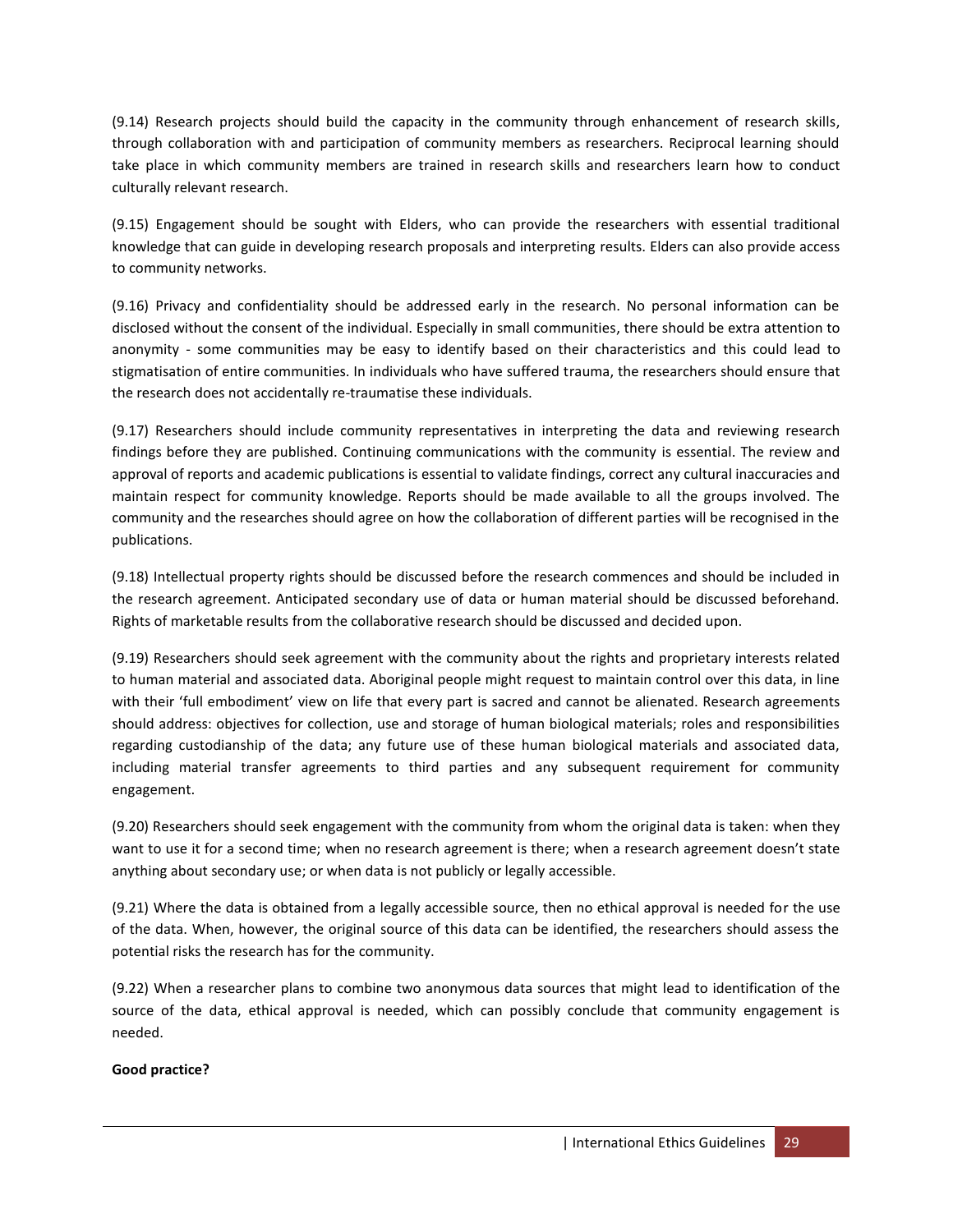(9.14) Research projects should build the capacity in the community through enhancement of research skills, through collaboration with and participation of community members as researchers. Reciprocal learning should take place in which community members are trained in research skills and researchers learn how to conduct culturally relevant research.

(9.15) Engagement should be sought with Elders, who can provide the researchers with essential traditional knowledge that can guide in developing research proposals and interpreting results. Elders can also provide access to community networks.

(9.16) Privacy and confidentiality should be addressed early in the research. No personal information can be disclosed without the consent of the individual. Especially in small communities, there should be extra attention to anonymity - some communities may be easy to identify based on their characteristics and this could lead to stigmatisation of entire communities. In individuals who have suffered trauma, the researchers should ensure that the research does not accidentally re-traumatise these individuals.

(9.17) Researchers should include community representatives in interpreting the data and reviewing research findings before they are published. Continuing communications with the community is essential. The review and approval of reports and academic publications is essential to validate findings, correct any cultural inaccuracies and maintain respect for community knowledge. Reports should be made available to all the groups involved. The community and the researches should agree on how the collaboration of different parties will be recognised in the publications.

(9.18) Intellectual property rights should be discussed before the research commences and should be included in the research agreement. Anticipated secondary use of data or human material should be discussed beforehand. Rights of marketable results from the collaborative research should be discussed and decided upon.

(9.19) Researchers should seek agreement with the community about the rights and proprietary interests related to human material and associated data. Aboriginal people might request to maintain control over this data, in line with their 'full embodiment' view on life that every part is sacred and cannot be alienated. Research agreements should address: objectives for collection, use and storage of human biological materials; roles and responsibilities regarding custodianship of the data; any future use of these human biological materials and associated data, including material transfer agreements to third parties and any subsequent requirement for community engagement.

(9.20) Researchers should seek engagement with the community from whom the original data is taken: when they want to use it for a second time; when no research agreement is there; when a research agreement doesn't state anything about secondary use; or when data is not publicly or legally accessible.

(9.21) Where the data is obtained from a legally accessible source, then no ethical approval is needed for the use of the data. When, however, the original source of this data can be identified, the researchers should assess the potential risks the research has for the community.

(9.22) When a researcher plans to combine two anonymous data sources that might lead to identification of the source of the data, ethical approval is needed, which can possibly conclude that community engagement is needed.

**Good practice?**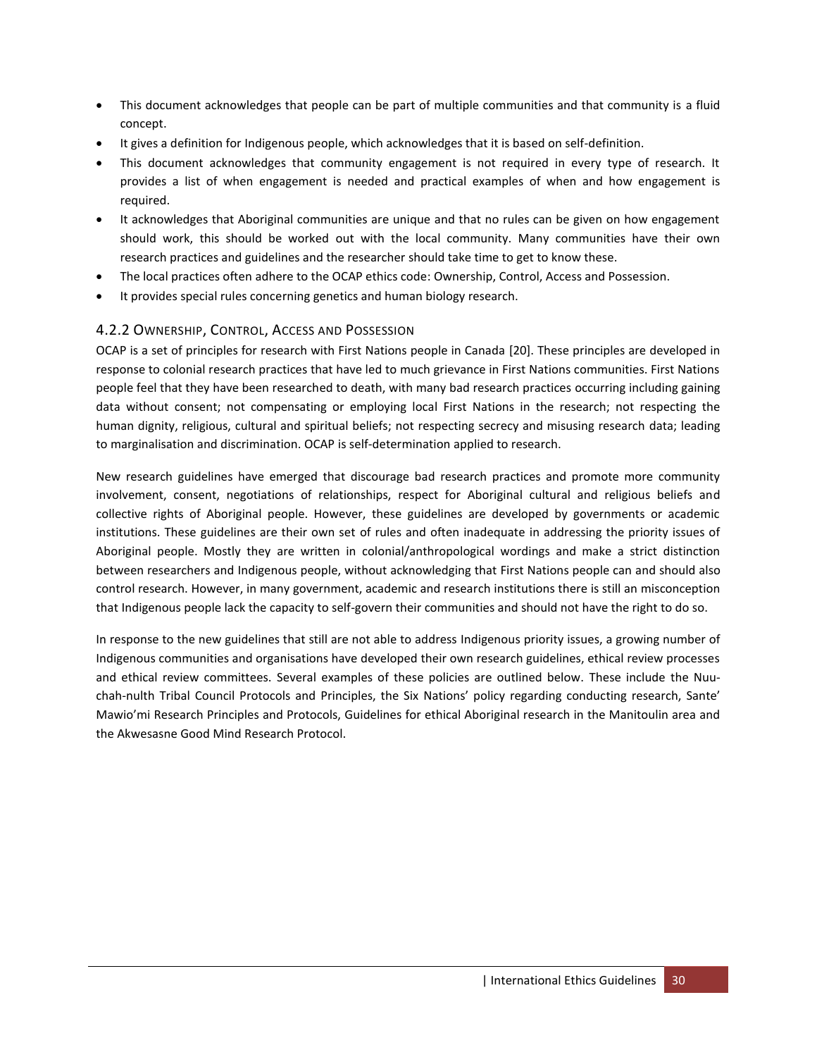- This document acknowledges that people can be part of multiple communities and that community is a fluid concept.
- It gives a definition for Indigenous people, which acknowledges that it is based on self-definition.
- This document acknowledges that community engagement is not required in every type of research. It provides a list of when engagement is needed and practical examples of when and how engagement is required.
- It acknowledges that Aboriginal communities are unique and that no rules can be given on how engagement should work, this should be worked out with the local community. Many communities have their own research practices and guidelines and the researcher should take time to get to know these.
- The local practices often adhere to the OCAP ethics code: Ownership, Control, Access and Possession.
- It provides special rules concerning genetics and human biology research.

### 4.2.2 Ownership, Control, Access and Possession

OCAP is a set of principles for research with First Nations people in Canada [20]. These principles are developed in response to colonial research practices that have led to much grievance in First Nations communities. First Nations people feel that they have been researched to death, with many bad research practices occurring including gaining data without consent; not compensating or employing local First Nations in the research; not respecting the human dignity, religious, cultural and spiritual beliefs; not respecting secrecy and misusing research data; leading to marginalisation and discrimination. OCAP is self-determination applied to research.

New research guidelines have emerged that discourage bad research practices and promote more community involvement, consent, negotiations of relationships, respect for Aboriginal cultural and religious beliefs and collective rights of Aboriginal people. However, these guidelines are developed by governments or academic institutions. These guidelines are their own set of rules and often inadequate in addressing the priority issues of Aboriginal people. Mostly they are written in colonial/anthropological wordings and make a strict distinction between researchers and Indigenous people, without acknowledging that First Nations people can and should also control research. However, in many government, academic and research institutions there is still an misconception that Indigenous people lack the capacity to self-govern their communities and should not have the right to do so.

In response to the new guidelines that still are not able to address Indigenous priority issues, a growing number of Indigenous communities and organisations have developed their own research guidelines, ethical review processes and ethical review committees. Several examples of these policies are outlined below. These include the Nuu-chah-nulth Tribal Council Protocols and Principles, the Six Nations' policy regarding conducting research, Sante' Mawio'mi Research Principles and Protocols, Guidelines for ethical Aboriginal research in the Manitoulin area and the Akwesasne Good Mind Research Protocol.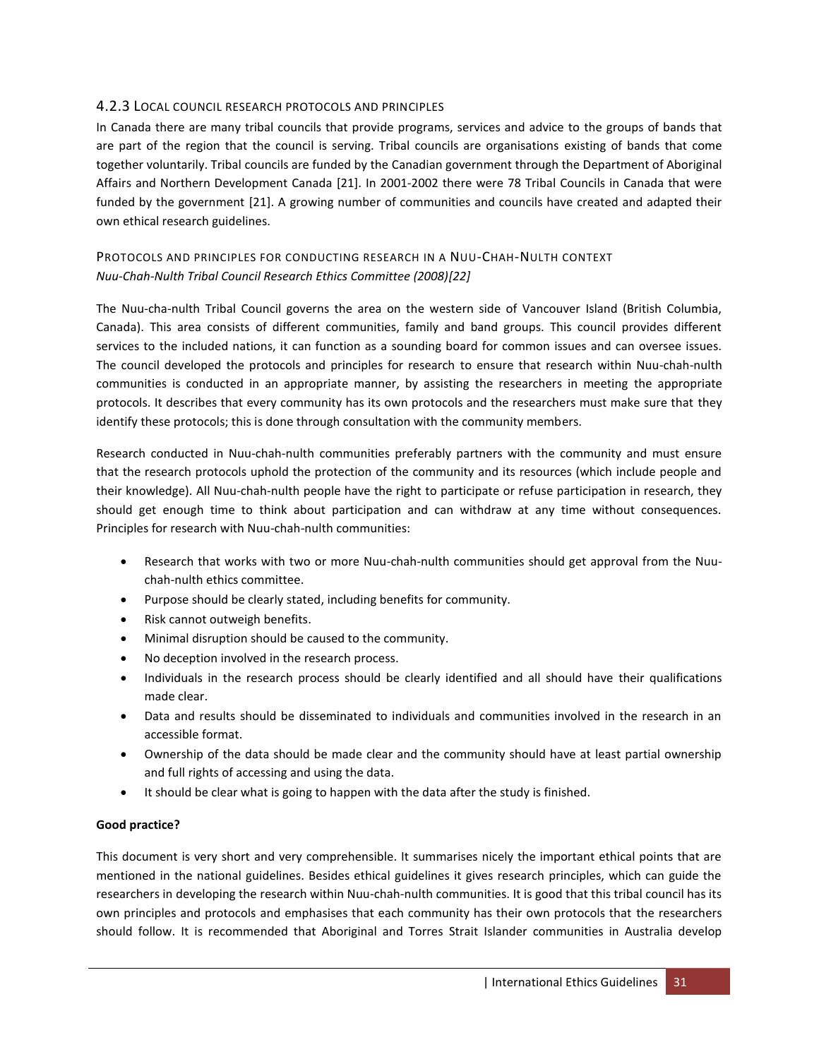### 4.2.3 Local council research protocols and principles

In Canada there are many tribal councils that provide programs, services and advice to the groups of bands that are part of the region that the council is serving. Tribal councils are organisations existing of bands that come together voluntarily. Tribal councils are funded by the Canadian government through the Department of Aboriginal Affairs and Northern Development Canada [21]. In 2001-2002 there were 78 Tribal Councils in Canada that were funded by the government [21]. A growing number of communities and councils have created and adapted their own ethical research guidelines.

#### Protocols and principles for conducting research in a Nuu-Chah-Nulth context

*Nuu-Chah-Nulth Tribal Council Research Ethics Committee (2008)[22]*

The Nuu-cha-nulth Tribal Council governs the area on the western side of Vancouver Island (British Columbia, Canada). This area consists of different communities, family and band groups. This council provides different services to the included nations, it can function as a sounding board for common issues and can oversee issues. The council developed the protocols and principles for research to ensure that research within Nuu-chah-nulth communities is conducted in an appropriate manner, by assisting the researchers in meeting the appropriate protocols. It describes that every community has its own protocols and the researchers must make sure that they identify these protocols; this is done through consultation with the community members.

Research conducted in Nuu-chah-nulth communities preferably partners with the community and must ensure that the research protocols uphold the protection of the community and its resources (which include people and their knowledge). All Nuu-chah-nulth people have the right to participate or refuse participation in research, they should get enough time to think about participation and can withdraw at any time without consequences. Principles for research with Nuu-chah-nulth communities:

- Research that works with two or more Nuu-chah-nulth communities should get approval from the Nuu-chah-nulth ethics committee.
- Purpose should be clearly stated, including benefits for community.
- Risk cannot outweigh benefits.
- Minimal disruption should be caused to the community.
- No deception involved in the research process.
- Individuals in the research process should be clearly identified and all should have their qualifications made clear.
- Data and results should be disseminated to individuals and communities involved in the research in an accessible format.
- Ownership of the data should be made clear and the community should have at least partial ownership and full rights of accessing and using the data.
- It should be clear what is going to happen with the data after the study is finished.

**Good practice?**

This document is very short and very comprehensible. It summarises nicely the important ethical points that are mentioned in the national guidelines. Besides ethical guidelines it gives research principles, which can guide the researchers in developing the research within Nuu-chah-nulth communities. It is good that this tribal council has its own principles and protocols and emphasises that each community has their own protocols that the researchers should follow. It is recommended that Aboriginal and Torres Strait Islander communities in Australia develop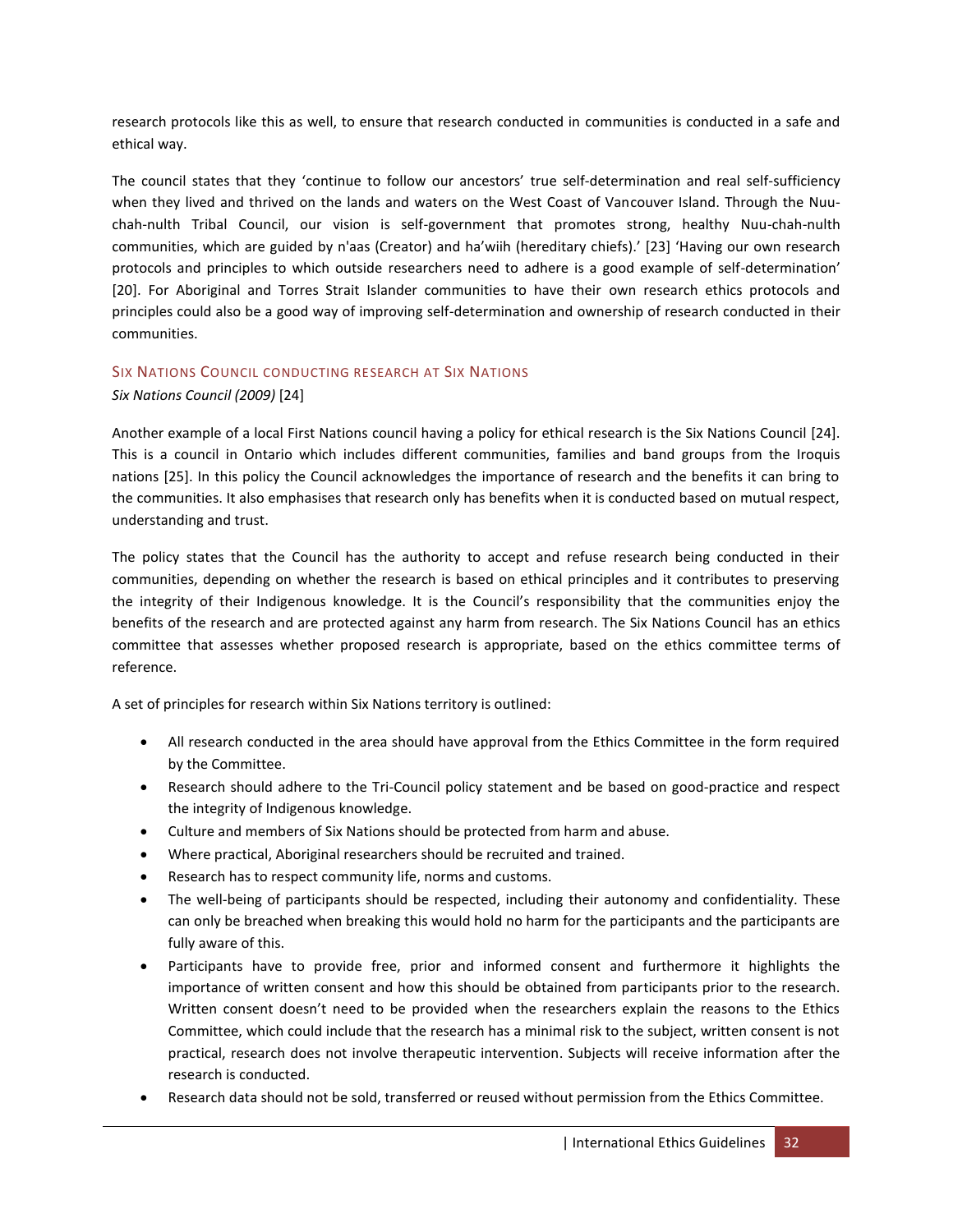research protocols like this as well, to ensure that research conducted in communities is conducted in a safe and ethical way.

The council states that they 'continue to follow our ancestors' true self-determination and real self-sufficiency when they lived and thrived on the lands and waters on the West Coast of Vancouver Island. Through the Nuu-chah-nulth Tribal Council, our vision is self-government that promotes strong, healthy Nuu-chah-nulth communities, which are guided by n'aas (Creator) and ha'wiih (hereditary chiefs).' [23] 'Having our own research protocols and principles to which outside researchers need to adhere is a good example of self-determination' [20]. For Aboriginal and Torres Strait Islander communities to have their own research ethics protocols and principles could also be a good way of improving self-determination and ownership of research conducted in their communities.

### Six Nations Council conducting research at Six Nations

*Six Nations Council (2009)* [24]

Another example of a local First Nations council having a policy for ethical research is the Six Nations Council [24]. This is a council in Ontario which includes different communities, families and band groups from the Iroquis nations [25]. In this policy the Council acknowledges the importance of research and the benefits it can bring to the communities. It also emphasises that research only has benefits when it is conducted based on mutual respect, understanding and trust.

The policy states that the Council has the authority to accept and refuse research being conducted in their communities, depending on whether the research is based on ethical principles and it contributes to preserving the integrity of their Indigenous knowledge. It is the Council's responsibility that the communities enjoy the benefits of the research and are protected against any harm from research. The Six Nations Council has an ethics committee that assesses whether proposed research is appropriate, based on the ethics committee terms of reference.

A set of principles for research within Six Nations territory is outlined:

- All research conducted in the area should have approval from the Ethics Committee in the form required by the Committee.
- Research should adhere to the Tri-Council policy statement and be based on good-practice and respect the integrity of Indigenous knowledge.
- Culture and members of Six Nations should be protected from harm and abuse.
- Where practical, Aboriginal researchers should be recruited and trained.
- Research has to respect community life, norms and customs.
- The well-being of participants should be respected, including their autonomy and confidentiality. These can only be breached when breaking this would hold no harm for the participants and the participants are fully aware of this.
- Participants have to provide free, prior and informed consent and furthermore it highlights the importance of written consent and how this should be obtained from participants prior to the research. Written consent doesn't need to be provided when the researchers explain the reasons to the Ethics Committee, which could include that the research has a minimal risk to the subject, written consent is not practical, research does not involve therapeutic intervention. Subjects will receive information after the research is conducted.
- Research data should not be sold, transferred or reused without permission from the Ethics Committee.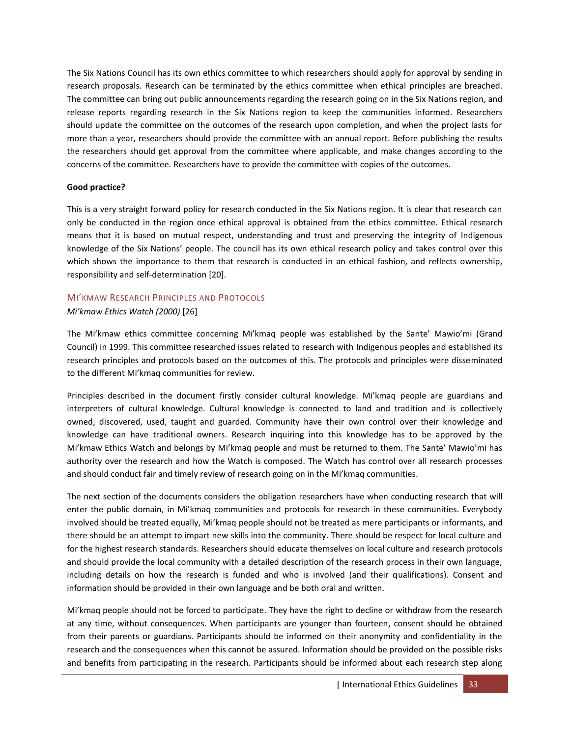The Six Nations Council has its own ethics committee to which researchers should apply for approval by sending in research proposals. Research can be terminated by the ethics committee when ethical principles are breached. The committee can bring out public announcements regarding the research going on in the Six Nations region, and release reports regarding research in the Six Nations region to keep the communities informed. Researchers should update the committee on the outcomes of the research upon completion, and when the project lasts for more than a year, researchers should provide the committee with an annual report. Before publishing the results the researchers should get approval from the committee where applicable, and make changes according to the concerns of the committee. Researchers have to provide the committee with copies of the outcomes.

**Good practice?**

This is a very straight forward policy for research conducted in the Six Nations region. It is clear that research can only be conducted in the region once ethical approval is obtained from the ethics committee. Ethical research means that it is based on mutual respect, understanding and trust and preserving the integrity of Indigenous knowledge of the Six Nations' people. The council has its own ethical research policy and takes control over this which shows the importance to them that research is conducted in an ethical fashion, and reflects ownership, responsibility and self-determination [20].

### Mi'kmaw Research Principles and Protocols

*Mi'kmaw Ethics Watch (2000)* [26]

The Mi'kmaw ethics committee concerning Mi'kmaq people was established by the Sante' Mawio'mi (Grand Council) in 1999. This committee researched issues related to research with Indigenous peoples and established its research principles and protocols based on the outcomes of this. The protocols and principles were disseminated to the different Mi'kmaq communities for review.

Principles described in the document firstly consider cultural knowledge. Mi'kmaq people are guardians and interpreters of cultural knowledge. Cultural knowledge is connected to land and tradition and is collectively owned, discovered, used, taught and guarded. Community have their own control over their knowledge and knowledge can have traditional owners. Research inquiring into this knowledge has to be approved by the Mi'kmaw Ethics Watch and belongs by Mi'kmaq people and must be returned to them. The Sante' Mawio'mi has authority over the research and how the Watch is composed. The Watch has control over all research processes and should conduct fair and timely review of research going on in the Mi'kmaq communities.

The next section of the documents considers the obligation researchers have when conducting research that will enter the public domain, in Mi'kmaq communities and protocols for research in these communities. Everybody involved should be treated equally, Mi'kmaq people should not be treated as mere participants or informants, and there should be an attempt to impart new skills into the community. There should be respect for local culture and for the highest research standards. Researchers should educate themselves on local culture and research protocols and should provide the local community with a detailed description of the research process in their own language, including details on how the research is funded and who is involved (and their qualifications). Consent and information should be provided in their own language and be both oral and written.

Mi'kmaq people should not be forced to participate. They have the right to decline or withdraw from the research at any time, without consequences. When participants are younger than fourteen, consent should be obtained from their parents or guardians. Participants should be informed on their anonymity and confidentiality in the research and the consequences when this cannot be assured. Information should be provided on the possible risks and benefits from participating in the research. Participants should be informed about each research step along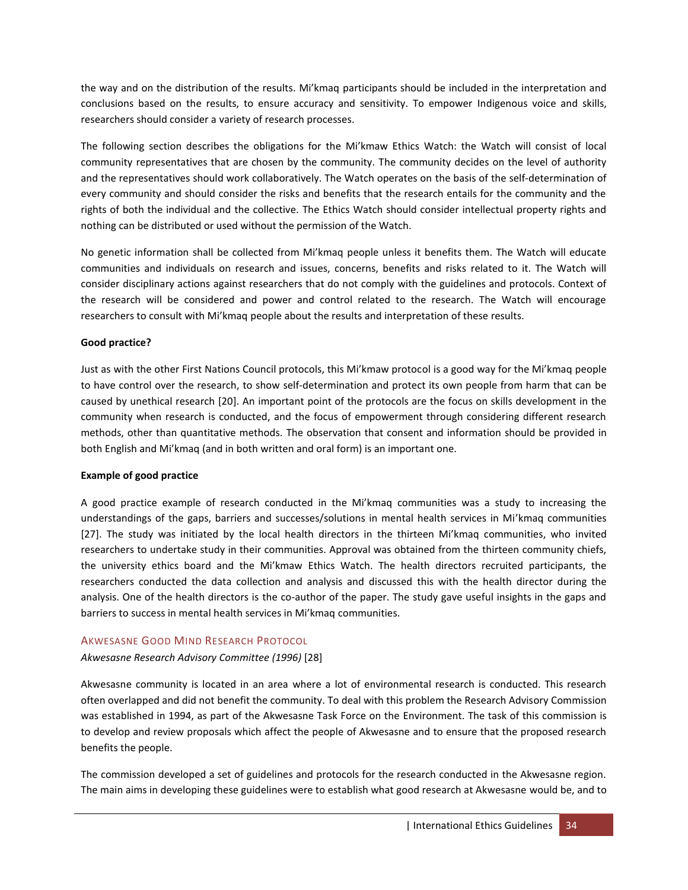the way and on the distribution of the results. Mi'kmaq participants should be included in the interpretation and conclusions based on the results, to ensure accuracy and sensitivity. To empower Indigenous voice and skills, researchers should consider a variety of research processes.

The following section describes the obligations for the Mi'kmaw Ethics Watch: the Watch will consist of local community representatives that are chosen by the community. The community decides on the level of authority and the representatives should work collaboratively. The Watch operates on the basis of the self-determination of every community and should consider the risks and benefits that the research entails for the community and the rights of both the individual and the collective. The Ethics Watch should consider intellectual property rights and nothing can be distributed or used without the permission of the Watch.

No genetic information shall be collected from Mi'kmaq people unless it benefits them. The Watch will educate communities and individuals on research and issues, concerns, benefits and risks related to it. The Watch will consider disciplinary actions against researchers that do not comply with the guidelines and protocols. Context of the research will be considered and power and control related to the research. The Watch will encourage researchers to consult with Mi'kmaq people about the results and interpretation of these results.

**Good practice?**

Just as with the other First Nations Council protocols, this Mi'kmaw protocol is a good way for the Mi'kmaq people to have control over the research, to show self-determination and protect its own people from harm that can be caused by unethical research [20]. An important point of the protocols are the focus on skills development in the community when research is conducted, and the focus of empowerment through considering different research methods, other than quantitative methods. The observation that consent and information should be provided in both English and Mi'kmaq (and in both written and oral form) is an important one.

**Example of good practice**

A good practice example of research conducted in the Mi'kmaq communities was a study to increasing the understandings of the gaps, barriers and successes/solutions in mental health services in Mi'kmaq communities [27]. The study was initiated by the local health directors in the thirteen Mi'kmaq communities, who invited researchers to undertake study in their communities. Approval was obtained from the thirteen community chiefs, the university ethics board and the Mi'kmaw Ethics Watch. The health directors recruited participants, the researchers conducted the data collection and analysis and discussed this with the health director during the analysis. One of the health directors is the co-author of the paper. The study gave useful insights in the gaps and barriers to success in mental health services in Mi'kmaq communities.

### Akwesasne Good Mind Research Protocol

*Akwesasne Research Advisory Committee (1996)* [28]

Akwesasne community is located in an area where a lot of environmental research is conducted. This research often overlapped and did not benefit the community. To deal with this problem the Research Advisory Commission was established in 1994, as part of the Akwesasne Task Force on the Environment. The task of this commission is to develop and review proposals which affect the people of Akwesasne and to ensure that the proposed research benefits the people.

The commission developed a set of guidelines and protocols for the research conducted in the Akwesasne region. The main aims in developing these guidelines were to establish what good research at Akwesasne would be, and to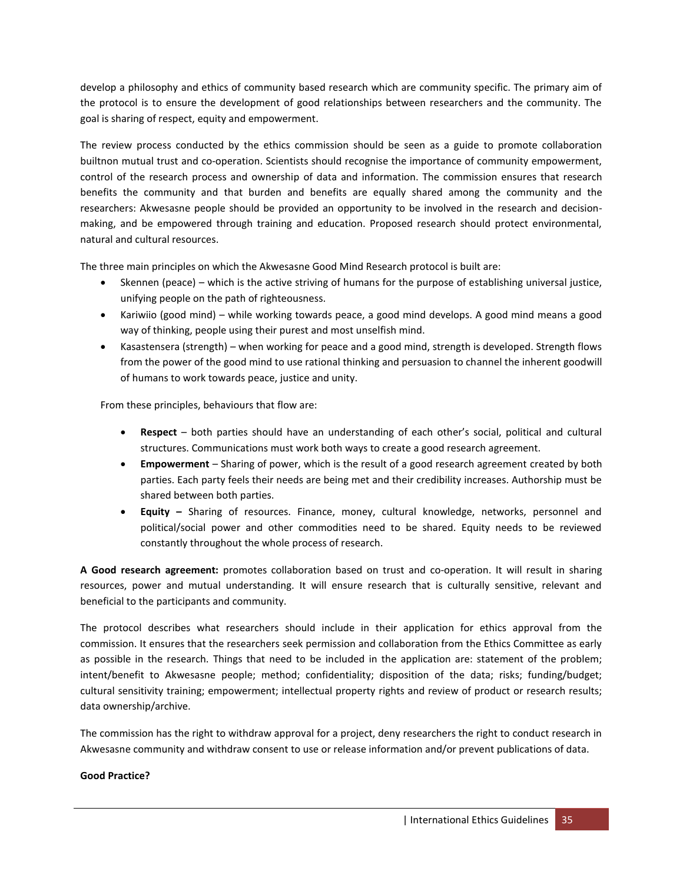develop a philosophy and ethics of community based research which are community specific. The primary aim of the protocol is to ensure the development of good relationships between researchers and the community. The goal is sharing of respect, equity and empowerment.

The review process conducted by the ethics commission should be seen as a guide to promote collaboration builtnon mutual trust and co-operation. Scientists should recognise the importance of community empowerment, control of the research process and ownership of data and information. The commission ensures that research benefits the community and that burden and benefits are equally shared among the community and the researchers: Akwesasne people should be provided an opportunity to be involved in the research and decision-making, and be empowered through training and education. Proposed research should protect environmental, natural and cultural resources.

The three main principles on which the Akwesasne Good Mind Research protocol is built are:

- Skennen (peace) – which is the active striving of humans for the purpose of establishing universal justice, unifying people on the path of righteousness.
- Kariwiio (good mind) – while working towards peace, a good mind develops. A good mind means a good way of thinking, people using their purest and most unselfish mind.
- Kasastensera (strength) – when working for peace and a good mind, strength is developed. Strength flows from the power of the good mind to use rational thinking and persuasion to channel the inherent goodwill of humans to work towards peace, justice and unity.

From these principles, behaviours that flow are:

- **Respect** – both parties should have an understanding of each other's social, political and cultural structures. Communications must work both ways to create a good research agreement.
- **Empowerment** – Sharing of power, which is the result of a good research agreement created by both parties. Each party feels their needs are being met and their credibility increases. Authorship must be shared between both parties.
- **Equity –** Sharing of resources. Finance, money, cultural knowledge, networks, personnel and political/social power and other commodities need to be shared. Equity needs to be reviewed constantly throughout the whole process of research.

**A Good research agreement:** promotes collaboration based on trust and co-operation. It will result in sharing resources, power and mutual understanding. It will ensure research that is culturally sensitive, relevant and beneficial to the participants and community.

The protocol describes what researchers should include in their application for ethics approval from the commission. It ensures that the researchers seek permission and collaboration from the Ethics Committee as early as possible in the research. Things that need to be included in the application are: statement of the problem; intent/benefit to Akwesasne people; method; confidentiality; disposition of the data; risks; funding/budget; cultural sensitivity training; empowerment; intellectual property rights and review of product or research results; data ownership/archive.

The commission has the right to withdraw approval for a project, deny researchers the right to conduct research in Akwesasne community and withdraw consent to use or release information and/or prevent publications of data.

**Good Practice?**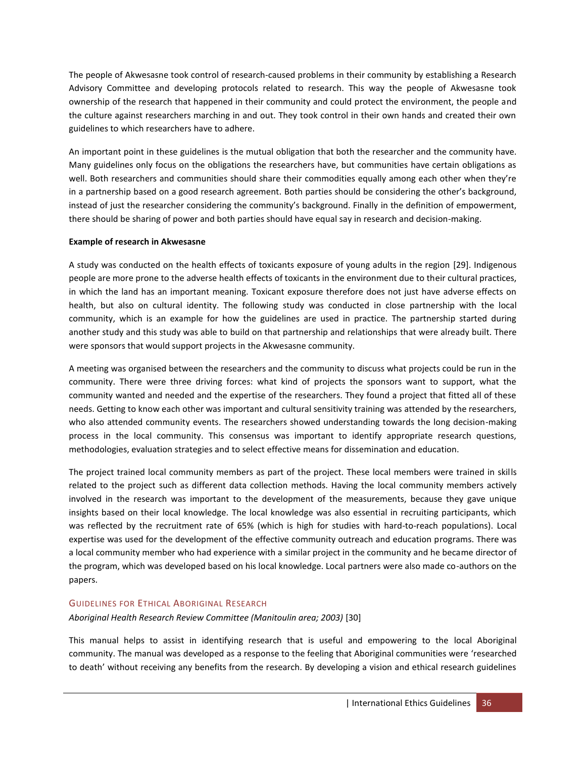The people of Akwesasne took control of research-caused problems in their community by establishing a Research Advisory Committee and developing protocols related to research. This way the people of Akwesasne took ownership of the research that happened in their community and could protect the environment, the people and the culture against researchers marching in and out. They took control in their own hands and created their own guidelines to which researchers have to adhere.

An important point in these guidelines is the mutual obligation that both the researcher and the community have. Many guidelines only focus on the obligations the researchers have, but communities have certain obligations as well. Both researchers and communities should share their commodities equally among each other when they're in a partnership based on a good research agreement. Both parties should be considering the other's background, instead of just the researcher considering the community's background. Finally in the definition of empowerment, there should be sharing of power and both parties should have equal say in research and decision-making.

**Example of research in Akwesasne**

A study was conducted on the health effects of toxicants exposure of young adults in the region [29]. Indigenous people are more prone to the adverse health effects of toxicants in the environment due to their cultural practices, in which the land has an important meaning. Toxicant exposure therefore does not just have adverse effects on health, but also on cultural identity. The following study was conducted in close partnership with the local community, which is an example for how the guidelines are used in practice. The partnership started during another study and this study was able to build on that partnership and relationships that were already built. There were sponsors that would support projects in the Akwesasne community.

A meeting was organised between the researchers and the community to discuss what projects could be run in the community. There were three driving forces: what kind of projects the sponsors want to support, what the community wanted and needed and the expertise of the researchers. They found a project that fitted all of these needs. Getting to know each other was important and cultural sensitivity training was attended by the researchers, who also attended community events. The researchers showed understanding towards the long decision-making process in the local community. This consensus was important to identify appropriate research questions, methodologies, evaluation strategies and to select effective means for dissemination and education.

The project trained local community members as part of the project. These local members were trained in skills related to the project such as different data collection methods. Having the local community members actively involved in the research was important to the development of the measurements, because they gave unique insights based on their local knowledge. The local knowledge was also essential in recruiting participants, which was reflected by the recruitment rate of 65% (which is high for studies with hard-to-reach populations). Local expertise was used for the development of the effective community outreach and education programs. There was a local community member who had experience with a similar project in the community and he became director of the program, which was developed based on his local knowledge. Local partners were also made co-authors on the papers.

### Guidelines for Ethical Aboriginal Research

*Aboriginal Health Research Review Committee (Manitoulin area; 2003)* [30]

This manual helps to assist in identifying research that is useful and empowering to the local Aboriginal community. The manual was developed as a response to the feeling that Aboriginal communities were 'researched to death' without receiving any benefits from the research. By developing a vision and ethical research guidelines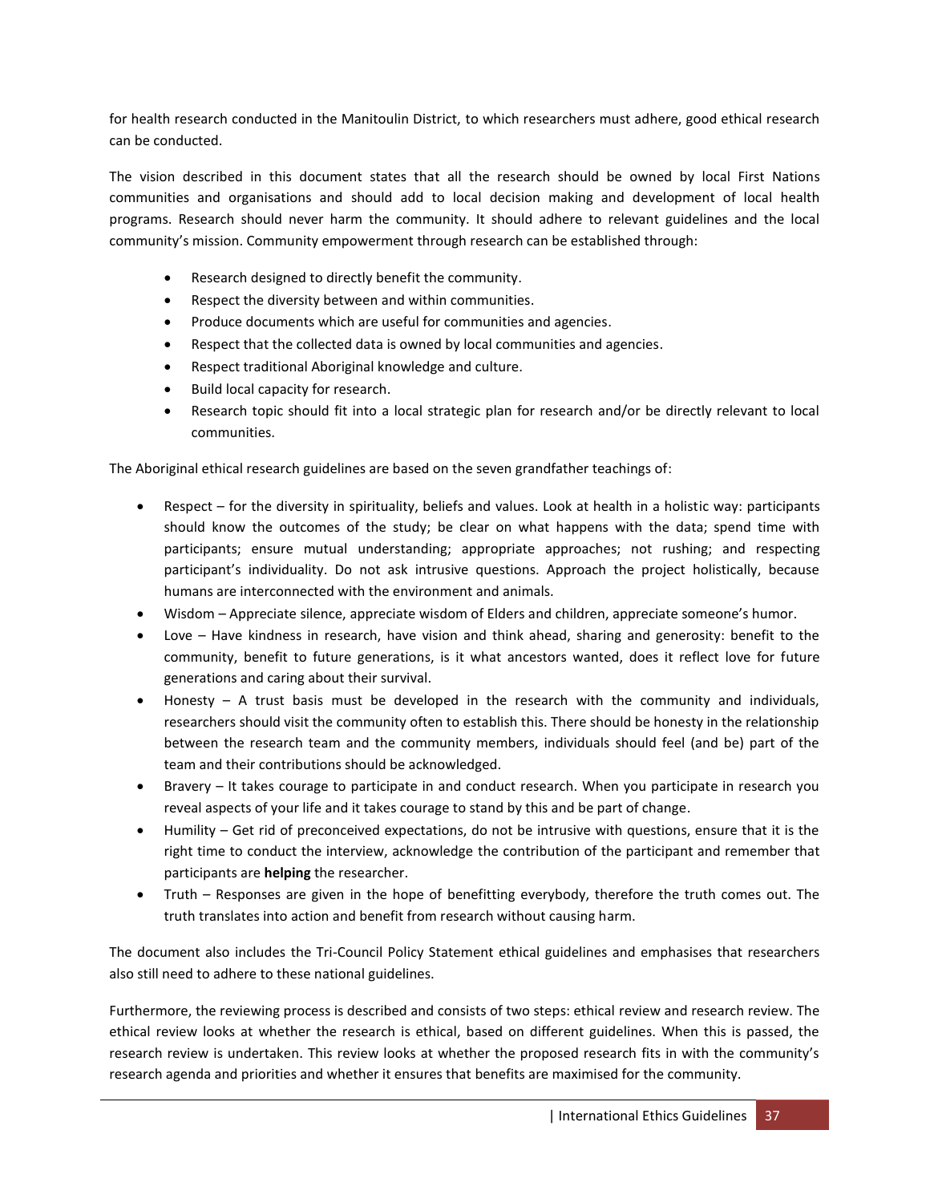for health research conducted in the Manitoulin District, to which researchers must adhere, good ethical research can be conducted.

The vision described in this document states that all the research should be owned by local First Nations communities and organisations and should add to local decision making and development of local health programs. Research should never harm the community. It should adhere to relevant guidelines and the local community's mission. Community empowerment through research can be established through:

- Research designed to directly benefit the community.
- Respect the diversity between and within communities.
- Produce documents which are useful for communities and agencies.
- Respect that the collected data is owned by local communities and agencies.
- Respect traditional Aboriginal knowledge and culture.
- Build local capacity for research.
- Research topic should fit into a local strategic plan for research and/or be directly relevant to local communities.

The Aboriginal ethical research guidelines are based on the seven grandfather teachings of:

- Respect – for the diversity in spirituality, beliefs and values. Look at health in a holistic way: participants should know the outcomes of the study; be clear on what happens with the data; spend time with participants; ensure mutual understanding; appropriate approaches; not rushing; and respecting participant's individuality. Do not ask intrusive questions. Approach the project holistically, because humans are interconnected with the environment and animals.
- Wisdom – Appreciate silence, appreciate wisdom of Elders and children, appreciate someone's humor.
- Love – Have kindness in research, have vision and think ahead, sharing and generosity: benefit to the community, benefit to future generations, is it what ancestors wanted, does it reflect love for future generations and caring about their survival.
- Honesty – A trust basis must be developed in the research with the community and individuals, researchers should visit the community often to establish this. There should be honesty in the relationship between the research team and the community members, individuals should feel (and be) part of the team and their contributions should be acknowledged.
- Bravery – It takes courage to participate in and conduct research. When you participate in research you reveal aspects of your life and it takes courage to stand by this and be part of change.
- Humility – Get rid of preconceived expectations, do not be intrusive with questions, ensure that it is the right time to conduct the interview, acknowledge the contribution of the participant and remember that participants are **helping** the researcher.
- Truth – Responses are given in the hope of benefitting everybody, therefore the truth comes out. The truth translates into action and benefit from research without causing harm.

The document also includes the Tri-Council Policy Statement ethical guidelines and emphasises that researchers also still need to adhere to these national guidelines.

Furthermore, the reviewing process is described and consists of two steps: ethical review and research review. The ethical review looks at whether the research is ethical, based on different guidelines. When this is passed, the research review is undertaken. This review looks at whether the proposed research fits in with the community's research agenda and priorities and whether it ensures that benefits are maximised for the community.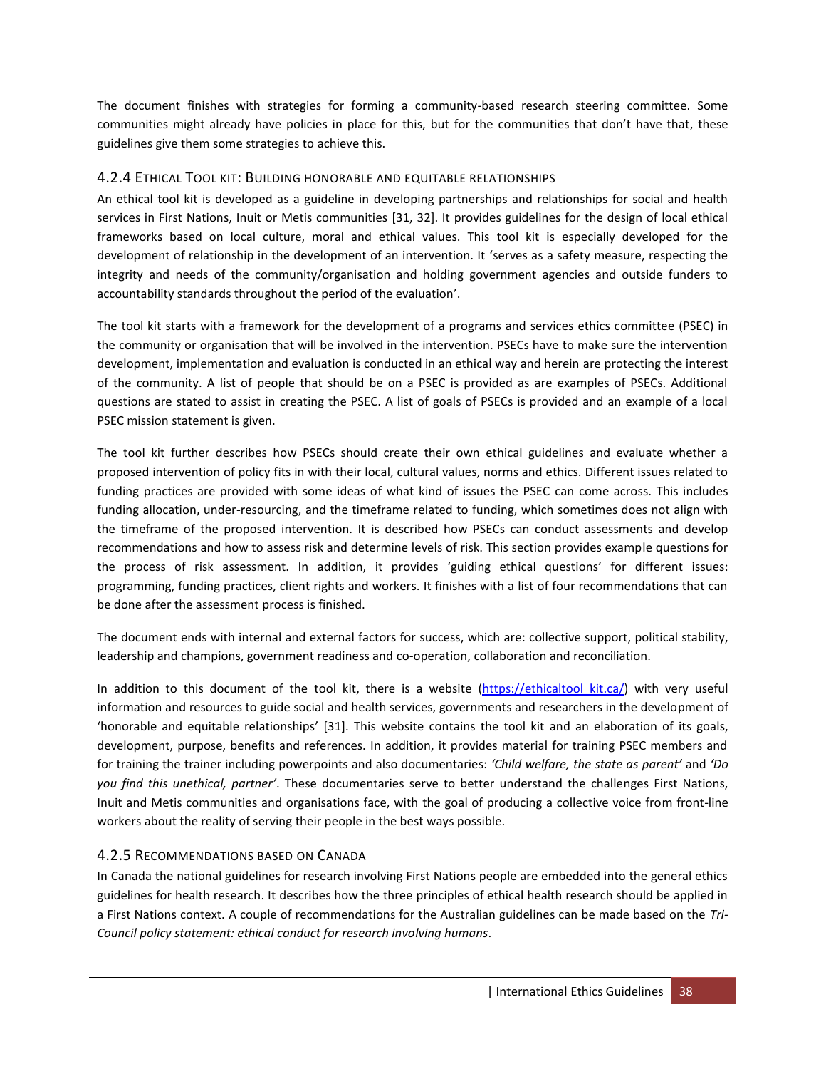The document finishes with strategies for forming a community-based research steering committee. Some communities might already have policies in place for this, but for the communities that don't have that, these guidelines give them some strategies to achieve this.

### 4.2.4 Ethical Tool kit: Building honorable and equitable relationships

An ethical tool kit is developed as a guideline in developing partnerships and relationships for social and health services in First Nations, Inuit or Metis communities [31, 32]. It provides guidelines for the design of local ethical frameworks based on local culture, moral and ethical values. This tool kit is especially developed for the development of relationship in the development of an intervention. It 'serves as a safety measure, respecting the integrity and needs of the community/organisation and holding government agencies and outside funders to accountability standards throughout the period of the evaluation'.

The tool kit starts with a framework for the development of a programs and services ethics committee (PSEC) in the community or organisation that will be involved in the intervention. PSECs have to make sure the intervention development, implementation and evaluation is conducted in an ethical way and herein are protecting the interest of the community. A list of people that should be on a PSEC is provided as are examples of PSECs. Additional questions are stated to assist in creating the PSEC. A list of goals of PSECs is provided and an example of a local PSEC mission statement is given.

The tool kit further describes how PSECs should create their own ethical guidelines and evaluate whether a proposed intervention of policy fits in with their local, cultural values, norms and ethics. Different issues related to funding practices are provided with some ideas of what kind of issues the PSEC can come across. This includes funding allocation, under-resourcing, and the timeframe related to funding, which sometimes does not align with the timeframe of the proposed intervention. It is described how PSECs can conduct assessments and develop recommendations and how to assess risk and determine levels of risk. This section provides example questions for the process of risk assessment. In addition, it provides 'guiding ethical questions' for different issues: programming, funding practices, client rights and workers. It finishes with a list of four recommendations that can be done after the assessment process is finished.

The document ends with internal and external factors for success, which are: collective support, political stability, leadership and champions, government readiness and co-operation, collaboration and reconciliation.

In addition to this document of the tool kit, there is a website (https://ethicaltool kit.ca/) with very useful information and resources to guide social and health services, governments and researchers in the development of 'honorable and equitable relationships' [31]. This website contains the tool kit and an elaboration of its goals, development, purpose, benefits and references. In addition, it provides material for training PSEC members and for training the trainer including powerpoints and also documentaries: *'Child welfare, the state as parent'* and *'Do you find this unethical, partner'*. These documentaries serve to better understand the challenges First Nations, Inuit and Metis communities and organisations face, with the goal of producing a collective voice from front-line workers about the reality of serving their people in the best ways possible.

### 4.2.5 Recommendations based on Canada

In Canada the national guidelines for research involving First Nations people are embedded into the general ethics guidelines for health research. It describes how the three principles of ethical health research should be applied in a First Nations context. A couple of recommendations for the Australian guidelines can be made based on the *Tri-Council policy statement: ethical conduct for research involving humans*.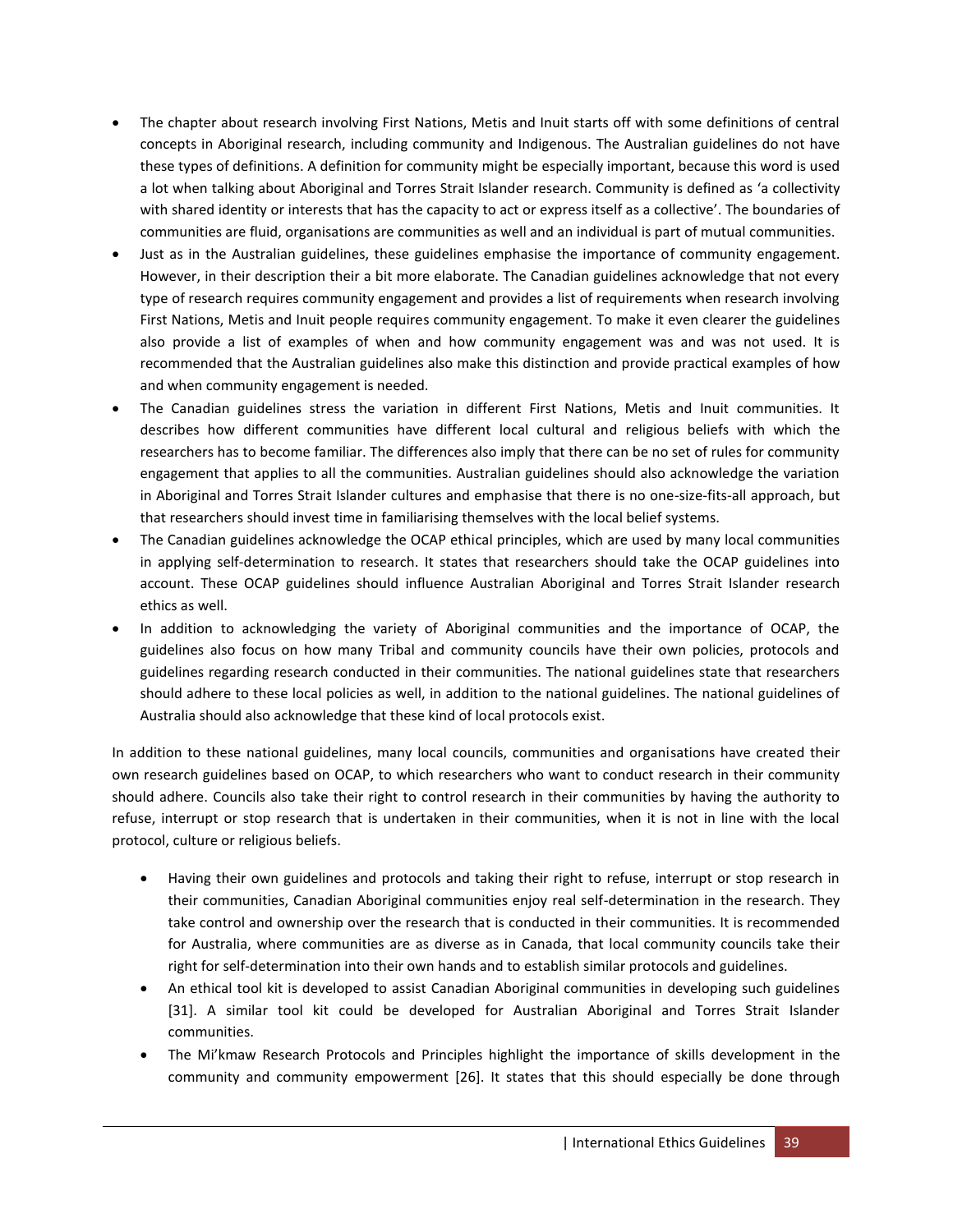- The chapter about research involving First Nations, Metis and Inuit starts off with some definitions of central concepts in Aboriginal research, including community and Indigenous. The Australian guidelines do not have these types of definitions. A definition for community might be especially important, because this word is used a lot when talking about Aboriginal and Torres Strait Islander research. Community is defined as 'a collectivity with shared identity or interests that has the capacity to act or express itself as a collective'. The boundaries of communities are fluid, organisations are communities as well and an individual is part of mutual communities.
- Just as in the Australian guidelines, these guidelines emphasise the importance of community engagement. However, in their description their a bit more elaborate. The Canadian guidelines acknowledge that not every type of research requires community engagement and provides a list of requirements when research involving First Nations, Metis and Inuit people requires community engagement. To make it even clearer the guidelines also provide a list of examples of when and how community engagement was and was not used. It is recommended that the Australian guidelines also make this distinction and provide practical examples of how and when community engagement is needed.
- The Canadian guidelines stress the variation in different First Nations, Metis and Inuit communities. It describes how different communities have different local cultural and religious beliefs with which the researchers has to become familiar. The differences also imply that there can be no set of rules for community engagement that applies to all the communities. Australian guidelines should also acknowledge the variation in Aboriginal and Torres Strait Islander cultures and emphasise that there is no one-size-fits-all approach, but that researchers should invest time in familiarising themselves with the local belief systems.
- The Canadian guidelines acknowledge the OCAP ethical principles, which are used by many local communities in applying self-determination to research. It states that researchers should take the OCAP guidelines into account. These OCAP guidelines should influence Australian Aboriginal and Torres Strait Islander research ethics as well.
- In addition to acknowledging the variety of Aboriginal communities and the importance of OCAP, the guidelines also focus on how many Tribal and community councils have their own policies, protocols and guidelines regarding research conducted in their communities. The national guidelines state that researchers should adhere to these local policies as well, in addition to the national guidelines. The national guidelines of Australia should also acknowledge that these kind of local protocols exist.

In addition to these national guidelines, many local councils, communities and organisations have created their own research guidelines based on OCAP, to which researchers who want to conduct research in their community should adhere. Councils also take their right to control research in their communities by having the authority to refuse, interrupt or stop research that is undertaken in their communities, when it is not in line with the local protocol, culture or religious beliefs.

- Having their own guidelines and protocols and taking their right to refuse, interrupt or stop research in their communities, Canadian Aboriginal communities enjoy real self-determination in the research. They take control and ownership over the research that is conducted in their communities. It is recommended for Australia, where communities are as diverse as in Canada, that local community councils take their right for self-determination into their own hands and to establish similar protocols and guidelines.
- An ethical tool kit is developed to assist Canadian Aboriginal communities in developing such guidelines [31]. A similar tool kit could be developed for Australian Aboriginal and Torres Strait Islander communities.
- The Mi'kmaw Research Protocols and Principles highlight the importance of skills development in the community and community empowerment [26]. It states that this should especially be done through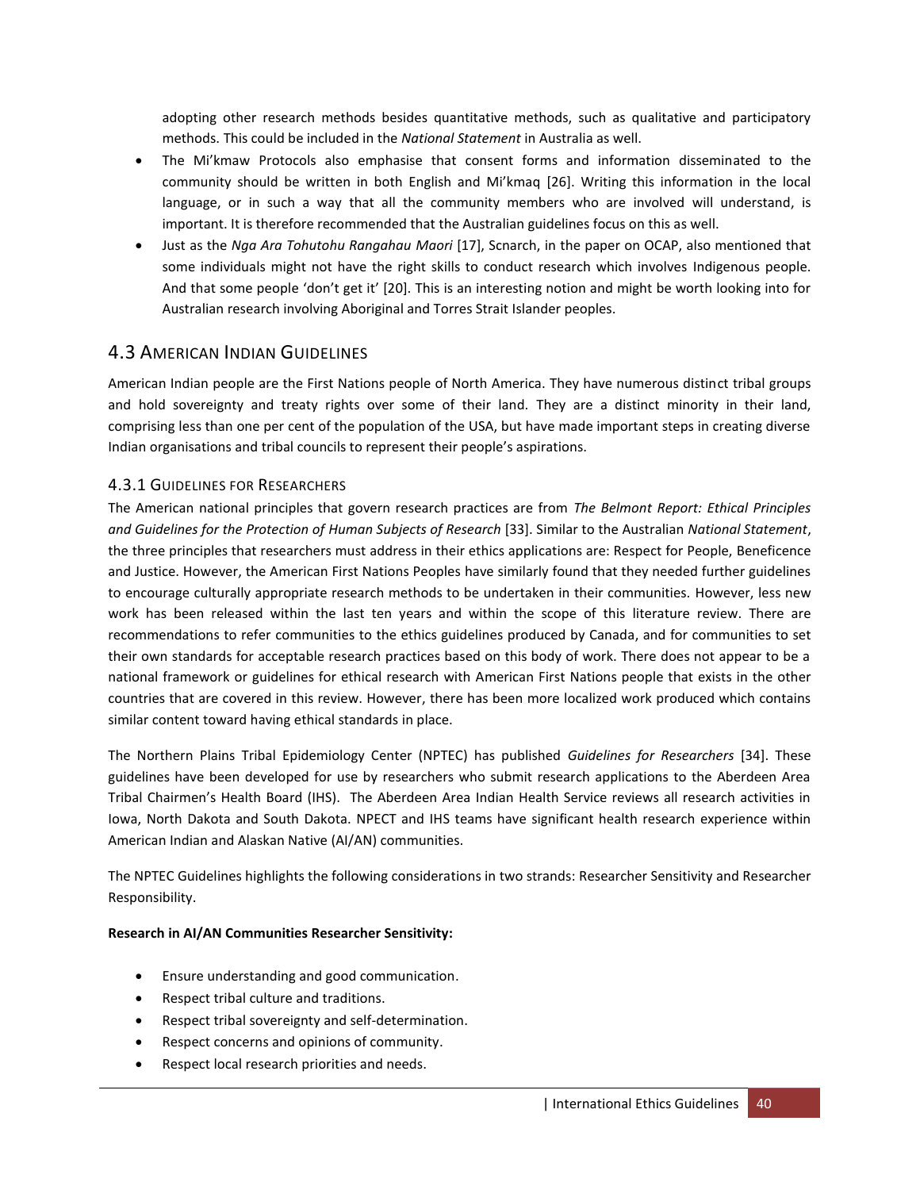adopting other research methods besides quantitative methods, such as qualitative and participatory methods. This could be included in the *National Statement* in Australia as well.

- The Mi'kmaw Protocols also emphasise that consent forms and information disseminated to the community should be written in both English and Mi'kmaq [26]. Writing this information in the local language, or in such a way that all the community members who are involved will understand, is important. It is therefore recommended that the Australian guidelines focus on this as well.
- Just as the *Nga Ara Tohutohu Rangahau Maori* [17], Scnarch, in the paper on OCAP, also mentioned that some individuals might not have the right skills to conduct research which involves Indigenous people. And that some people 'don't get it' [20]. This is an interesting notion and might be worth looking into for Australian research involving Aboriginal and Torres Strait Islander peoples.

## 4.3 American Indian Guidelines

American Indian people are the First Nations people of North America. They have numerous distinct tribal groups and hold sovereignty and treaty rights over some of their land. They are a distinct minority in their land, comprising less than one per cent of the population of the USA, but have made important steps in creating diverse Indian organisations and tribal councils to represent their people's aspirations.

### 4.3.1 Guidelines for Researchers

The American national principles that govern research practices are from *The Belmont Report: Ethical Principles and Guidelines for the Protection of Human Subjects of Research* [33]. Similar to the Australian *National Statement*, the three principles that researchers must address in their ethics applications are: Respect for People, Beneficence and Justice. However, the American First Nations Peoples have similarly found that they needed further guidelines to encourage culturally appropriate research methods to be undertaken in their communities. However, less new work has been released within the last ten years and within the scope of this literature review. There are recommendations to refer communities to the ethics guidelines produced by Canada, and for communities to set their own standards for acceptable research practices based on this body of work. There does not appear to be a national framework or guidelines for ethical research with American First Nations people that exists in the other countries that are covered in this review. However, there has been more localized work produced which contains similar content toward having ethical standards in place.

The Northern Plains Tribal Epidemiology Center (NPTEC) has published *Guidelines for Researchers* [34]. These guidelines have been developed for use by researchers who submit research applications to the Aberdeen Area Tribal Chairmen's Health Board (IHS). The Aberdeen Area Indian Health Service reviews all research activities in Iowa, North Dakota and South Dakota. NPECT and IHS teams have significant health research experience within American Indian and Alaskan Native (AI/AN) communities.

The NPTEC Guidelines highlights the following considerations in two strands: Researcher Sensitivity and Researcher Responsibility.

**Research in AI/AN Communities Researcher Sensitivity:**

- Ensure understanding and good communication.
- Respect tribal culture and traditions.
- Respect tribal sovereignty and self-determination.
- Respect concerns and opinions of community.
- Respect local research priorities and needs.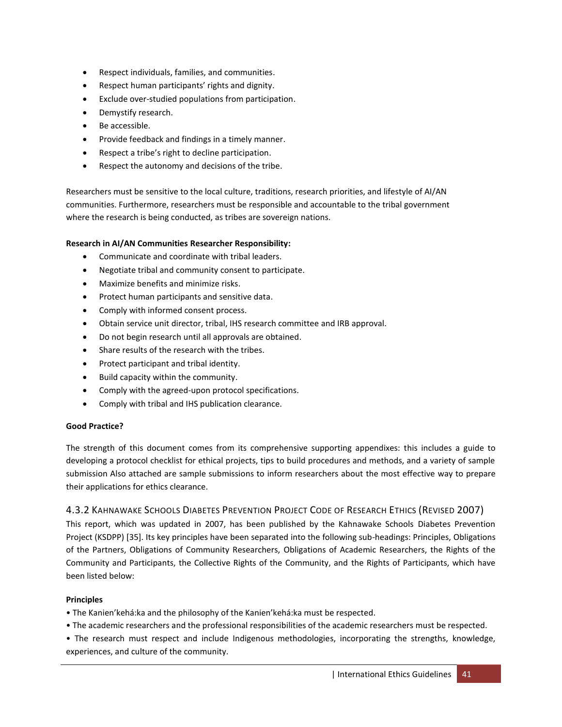- Respect individuals, families, and communities.
- Respect human participants' rights and dignity.
- Exclude over-studied populations from participation.
- Demystify research.
- Be accessible.
- Provide feedback and findings in a timely manner.
- Respect a tribe's right to decline participation.
- Respect the autonomy and decisions of the tribe.

Researchers must be sensitive to the local culture, traditions, research priorities, and lifestyle of AI/AN communities. Furthermore, researchers must be responsible and accountable to the tribal government where the research is being conducted, as tribes are sovereign nations.

**Research in AI/AN Communities Researcher Responsibility:**

- Communicate and coordinate with tribal leaders.
- Negotiate tribal and community consent to participate.
- Maximize benefits and minimize risks.
- Protect human participants and sensitive data.
- Comply with informed consent process.
- Obtain service unit director, tribal, IHS research committee and IRB approval.
- Do not begin research until all approvals are obtained.
- Share results of the research with the tribes.
- Protect participant and tribal identity.
- Build capacity within the community.
- Comply with the agreed-upon protocol specifications.
- Comply with tribal and IHS publication clearance.

**Good Practice?**

The strength of this document comes from its comprehensive supporting appendixes: this includes a guide to developing a protocol checklist for ethical projects, tips to build procedures and methods, and a variety of sample submission Also attached are sample submissions to inform researchers about the most effective way to prepare their applications for ethics clearance.

### 4.3.2 Kahnawake Schools Diabetes Prevention Project Code of Research Ethics (Revised 2007)

This report, which was updated in 2007, has been published by the Kahnawake Schools Diabetes Prevention Project (KSDPP) [35]. Its key principles have been separated into the following sub-headings: Principles, Obligations of the Partners, Obligations of Community Researchers, Obligations of Academic Researchers, the Rights of the Community and Participants, the Collective Rights of the Community, and the Rights of Participants, which have been listed below:

**Principles**

- The Kanien'kehá:ka and the philosophy of the Kanien'kehá:ka must be respected.
- The academic researchers and the professional responsibilities of the academic researchers must be respected.
- The research must respect and include Indigenous methodologies, incorporating the strengths, knowledge, experiences, and culture of the community.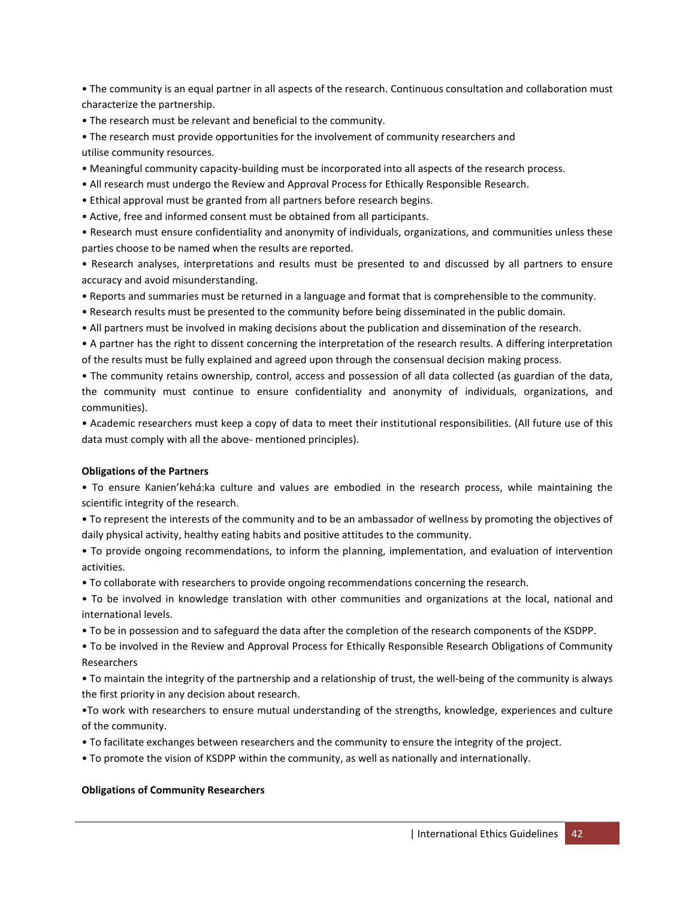- The community is an equal partner in all aspects of the research. Continuous consultation and collaboration must characterize the partnership.
- The research must be relevant and beneficial to the community.
- The research must provide opportunities for the involvement of community researchers and utilise community resources.
- Meaningful community capacity-building must be incorporated into all aspects of the research process.
- All research must undergo the Review and Approval Process for Ethically Responsible Research.
- Ethical approval must be granted from all partners before research begins.
- Active, free and informed consent must be obtained from all participants.
- Research must ensure confidentiality and anonymity of individuals, organizations, and communities unless these parties choose to be named when the results are reported.
- Research analyses, interpretations and results must be presented to and discussed by all partners to ensure accuracy and avoid misunderstanding.
- Reports and summaries must be returned in a language and format that is comprehensible to the community.
- Research results must be presented to the community before being disseminated in the public domain.
- All partners must be involved in making decisions about the publication and dissemination of the research.
- A partner has the right to dissent concerning the interpretation of the research results. A differing interpretation of the results must be fully explained and agreed upon through the consensual decision making process.
- The community retains ownership, control, access and possession of all data collected (as guardian of the data, the community must continue to ensure confidentiality and anonymity of individuals, organizations, and communities).
- Academic researchers must keep a copy of data to meet their institutional responsibilities. (All future use of this data must comply with all the above- mentioned principles).

**Obligations of the Partners**

- To ensure Kanien'kehá:ka culture and values are embodied in the research process, while maintaining the scientific integrity of the research.
- To represent the interests of the community and to be an ambassador of wellness by promoting the objectives of daily physical activity, healthy eating habits and positive attitudes to the community.
- To provide ongoing recommendations, to inform the planning, implementation, and evaluation of intervention activities.
- To collaborate with researchers to provide ongoing recommendations concerning the research.
- To be involved in knowledge translation with other communities and organizations at the local, national and international levels.
- To be in possession and to safeguard the data after the completion of the research components of the KSDPP.
- To be involved in the Review and Approval Process for Ethically Responsible Research Obligations of Community Researchers
- To maintain the integrity of the partnership and a relationship of trust, the well-being of the community is always the first priority in any decision about research.
- To work with researchers to ensure mutual understanding of the strengths, knowledge, experiences and culture of the community.
- To facilitate exchanges between researchers and the community to ensure the integrity of the project.
- To promote the vision of KSDPP within the community, as well as nationally and internationally.

**Obligations of Community Researchers**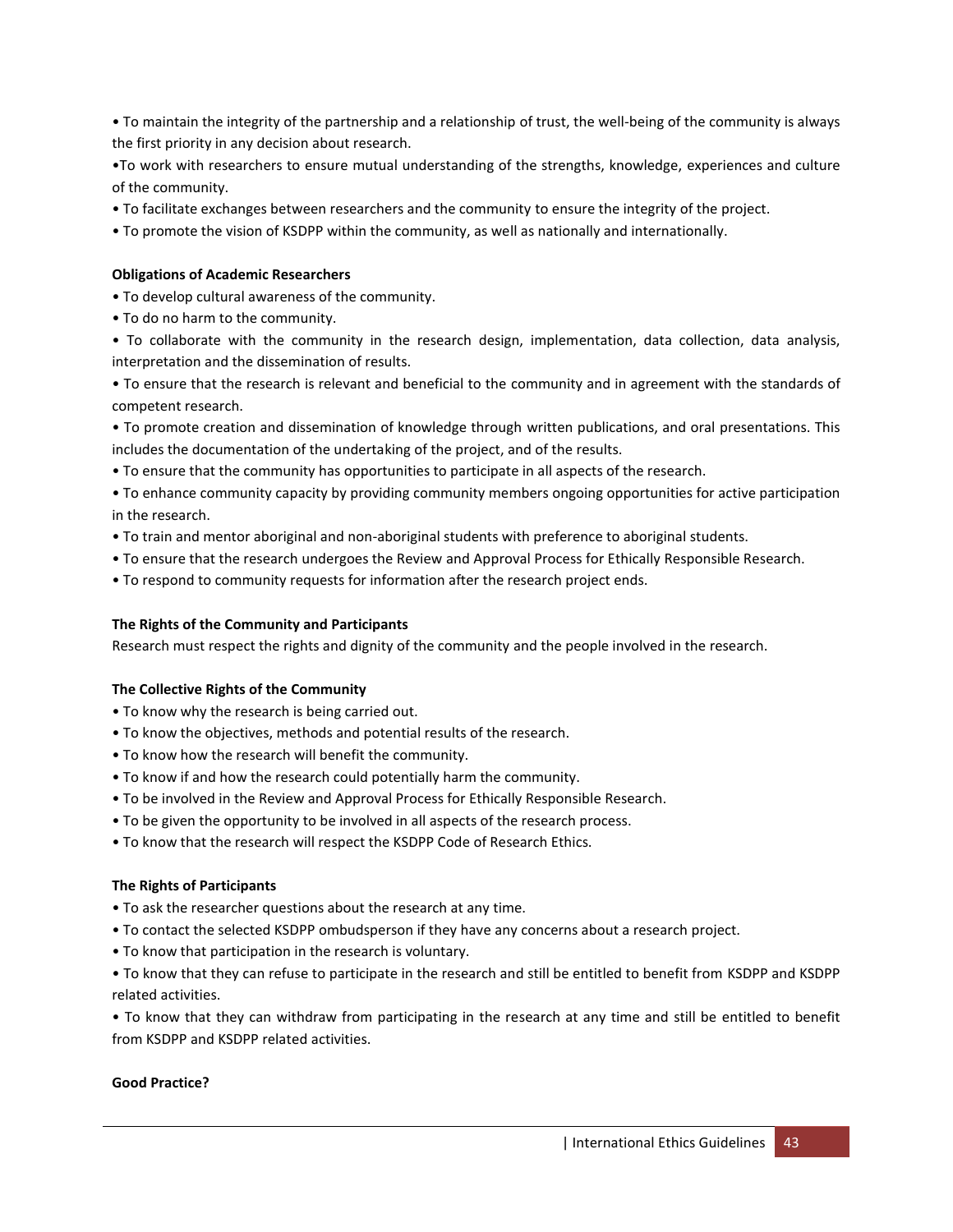- To maintain the integrity of the partnership and a relationship of trust, the well-being of the community is always the first priority in any decision about research.
- To work with researchers to ensure mutual understanding of the strengths, knowledge, experiences and culture of the community.
- To facilitate exchanges between researchers and the community to ensure the integrity of the project.
- To promote the vision of KSDPP within the community, as well as nationally and internationally.

**Obligations of Academic Researchers**

- To develop cultural awareness of the community.
- To do no harm to the community.
- To collaborate with the community in the research design, implementation, data collection, data analysis, interpretation and the dissemination of results.
- To ensure that the research is relevant and beneficial to the community and in agreement with the standards of competent research.
- To promote creation and dissemination of knowledge through written publications, and oral presentations. This includes the documentation of the undertaking of the project, and of the results.
- To ensure that the community has opportunities to participate in all aspects of the research.
- To enhance community capacity by providing community members ongoing opportunities for active participation in the research.
- To train and mentor aboriginal and non-aboriginal students with preference to aboriginal students.
- To ensure that the research undergoes the Review and Approval Process for Ethically Responsible Research.
- To respond to community requests for information after the research project ends.

**The Rights of the Community and Participants**

Research must respect the rights and dignity of the community and the people involved in the research.

**The Collective Rights of the Community**

- To know why the research is being carried out.
- To know the objectives, methods and potential results of the research.
- To know how the research will benefit the community.
- To know if and how the research could potentially harm the community.
- To be involved in the Review and Approval Process for Ethically Responsible Research.
- To be given the opportunity to be involved in all aspects of the research process.
- To know that the research will respect the KSDPP Code of Research Ethics.

**The Rights of Participants**

- To ask the researcher questions about the research at any time.
- To contact the selected KSDPP ombudsperson if they have any concerns about a research project.
- To know that participation in the research is voluntary.
- To know that they can refuse to participate in the research and still be entitled to benefit from KSDPP and KSDPP related activities.
- To know that they can withdraw from participating in the research at any time and still be entitled to benefit from KSDPP and KSDPP related activities.

**Good Practice?**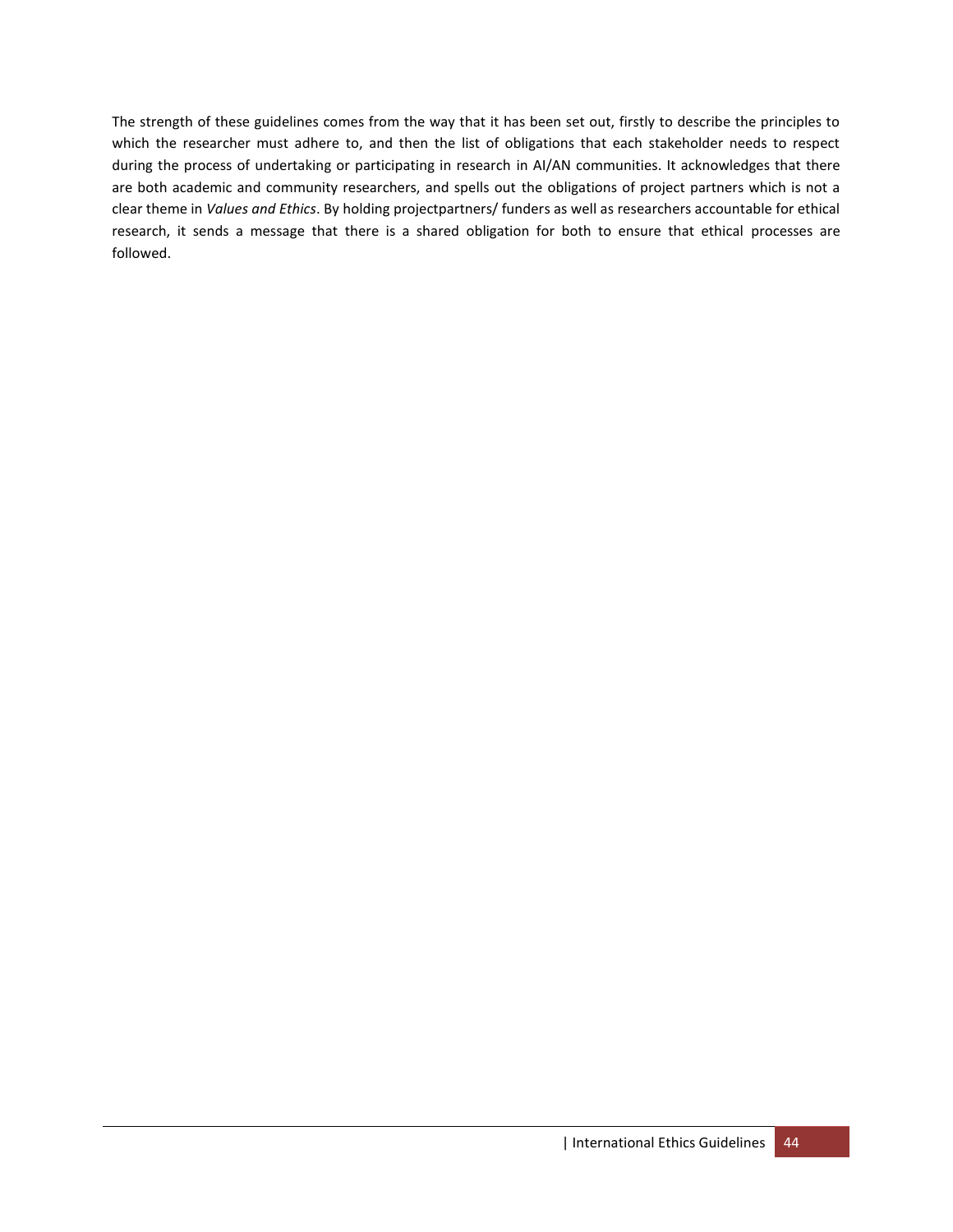The strength of these guidelines comes from the way that it has been set out, firstly to describe the principles to which the researcher must adhere to, and then the list of obligations that each stakeholder needs to respect during the process of undertaking or participating in research in AI/AN communities. It acknowledges that there are both academic and community researchers, and spells out the obligations of project partners which is not a clear theme in *Values and Ethics*. By holding projectpartners/ funders as well as researchers accountable for ethical research, it sends a message that there is a shared obligation for both to ensure that ethical processes are followed.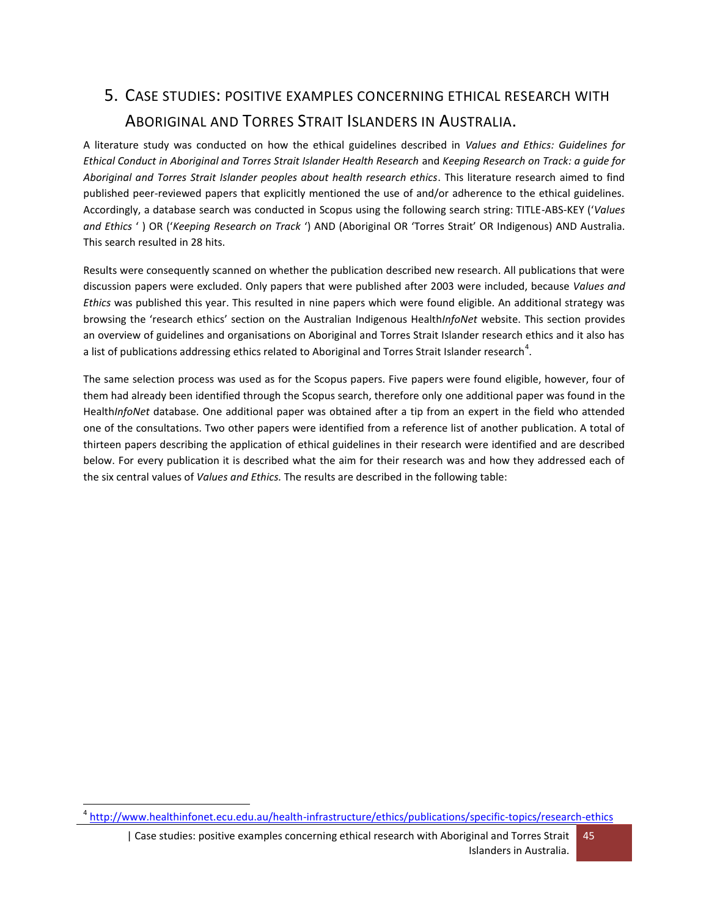# 5. Case studies: positive examples concerning ethical research with Aboriginal and Torres Strait Islanders in Australia.

A literature study was conducted on how the ethical guidelines described in *Values and Ethics: Guidelines for Ethical Conduct in Aboriginal and Torres Strait Islander Health Research* and *Keeping Research on Track: a guide for Aboriginal and Torres Strait Islander peoples about health research ethics*. This literature research aimed to find published peer-reviewed papers that explicitly mentioned the use of and/or adherence to the ethical guidelines. Accordingly, a database search was conducted in Scopus using the following search string: TITLE-ABS-KEY (‘*Values and Ethics* ’ ) OR (‘*Keeping Research on Track* ‘) AND (Aboriginal OR ‘Torres Strait’ OR Indigenous) AND Australia. This search resulted in 28 hits.

Results were consequently scanned on whether the publication described new research. All publications that were discussion papers were excluded. Only papers that were published after 2003 were included, because *Values and Ethics* was published this year. This resulted in nine papers which were found eligible. An additional strategy was browsing the ‘research ethics’ section on the Australian Indigenous Health*InfoNet* website. This section provides an overview of guidelines and organisations on Aboriginal and Torres Strait Islander research ethics and it also has a list of publications addressing ethics related to Aboriginal and Torres Strait Islander research[4].

The same selection process was used as for the Scopus papers. Five papers were found eligible, however, four of them had already been identified through the Scopus search, therefore only one additional paper was found in the Health*InfoNet* database. One additional paper was obtained after a tip from an expert in the field who attended one of the consultations. Two other papers were identified from a reference list of another publication. A total of thirteen papers describing the application of ethical guidelines in their research were identified and are described below. For every publication it is described what the aim for their research was and how they addressed each of the six central values of *Values and Ethics.* The results are described in the following table:

[4] http://www.healthinfonet.ecu.edu.au/health-infrastructure/ethics/publications/specific-topics/research-ethics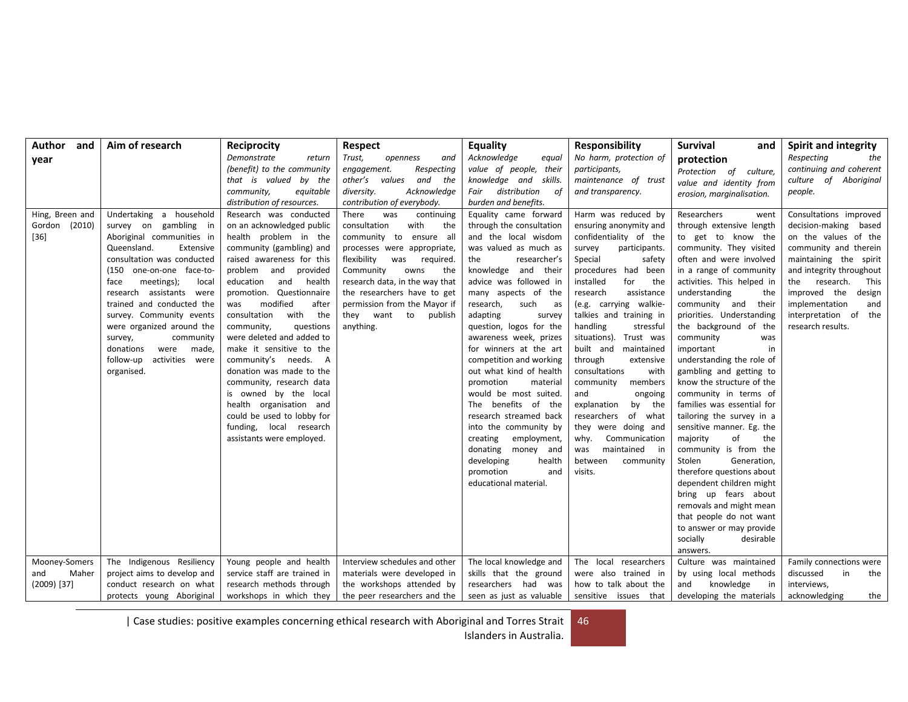| Author and year | Aim of research | Reciprocity<br>*Demonstrate return (benefit) to the community that is valued by the community, equitable distribution of resources.* | Respect<br>*Trust, openness and engagement. Respecting other's values and the diversity. Acknowledge contribution of everybody.* | Equality<br>*Acknowledge equal value of people, their knowledge and skills. Fair distribution of burden and benefits.* | Responsibility<br>*No harm, protection of participants, maintenance of trust and transparency.* | Survival and protection<br>*Protection of culture, value and identity from erosion, marginalisation.* | Spirit and integrity<br>*Respecting the continuing and coherent culture of Aboriginal people.* |
|---|---|---|---|---|---|---|---|
| Hing, Breen and Gordon (2010) [36] | Undertaking a household survey on gambling in Aboriginal communities in Queensland. Extensive consultation was conducted (150 one-on-one face-to-face meetings); local research assistants were trained and conducted the survey. Community events were organized around the survey, community donations were made, follow-up activities were organised. | Research was conducted on an acknowledged public health problem in the community (gambling) and raised awareness for this problem and provided education and health promotion. Questionnaire was modified after consultation with the community, questions were deleted and added to make it sensitive to the community's needs. A donation was made to the community, research data is owned by the local health organisation and could be used to lobby for funding, local research assistants were employed. | There was continuing consultation with the community to ensure all processes were appropriate, flexibility was required. Community owns the research data, in the way that the researchers have to get permission from the Mayor if they want to publish anything. | Equality came forward through the consultation and the local wisdom was valued as much as the researcher's knowledge and their advice was followed in many aspects of the research, such as adapting survey question, logos for the awareness week, prizes for winners at the art competition and working out what kind of health promotion material would be most suited. The benefits of the research streamed back into the community by creating employment, donating money and developing health promotion and educational material. | Harm was reduced by ensuring anonymity and confidentiality of the survey participants. Special safety procedures had been installed for the research assistance (e.g. carrying walkie-talkies and training in handling stressful situations). Trust was built and maintained through extensive consultations with community members and ongoing explanation by the researchers of what they were doing and why. Communication was maintained in between community visits. | Researchers went through extensive length to get to know the community. They visited often and were involved in a range of community activities. This helped in understanding the community and their priorities. Understanding the background of the community was important in understanding the role of gambling and getting to know the structure of the community in terms of families was essential for tailoring the survey in a sensitive manner. Eg. the majority of the community is from the Stolen Generation, therefore questions about dependent children might bring up fears about removals and might mean that people do not want to answer or may provide socially desirable answers. | Consultations improved decision-making based on the values of the community and therein maintaining the spirit and integrity throughout the research. This improved the design implementation and interpretation of the research results. |
| Mooney-Somers and Maher (2009) [37] | The Indigenous Resiliency project aims to develop and conduct research on what protects young Aboriginal | Young people and health service staff are trained in research methods through workshops in which they | Interview schedules and other materials were developed in the workshops attended by the peer researchers and the | The local knowledge and skills that the ground researchers had was seen as just as valuable | The local researchers were also trained in how to talk about the sensitive issues that | Culture was maintained by using local methods and knowledge in developing the materials | Family connections were discussed in the interviews, acknowledging the |

| Case studies: positive examples concerning ethical research with Aboriginal and Torres Strait Islanders in Australia.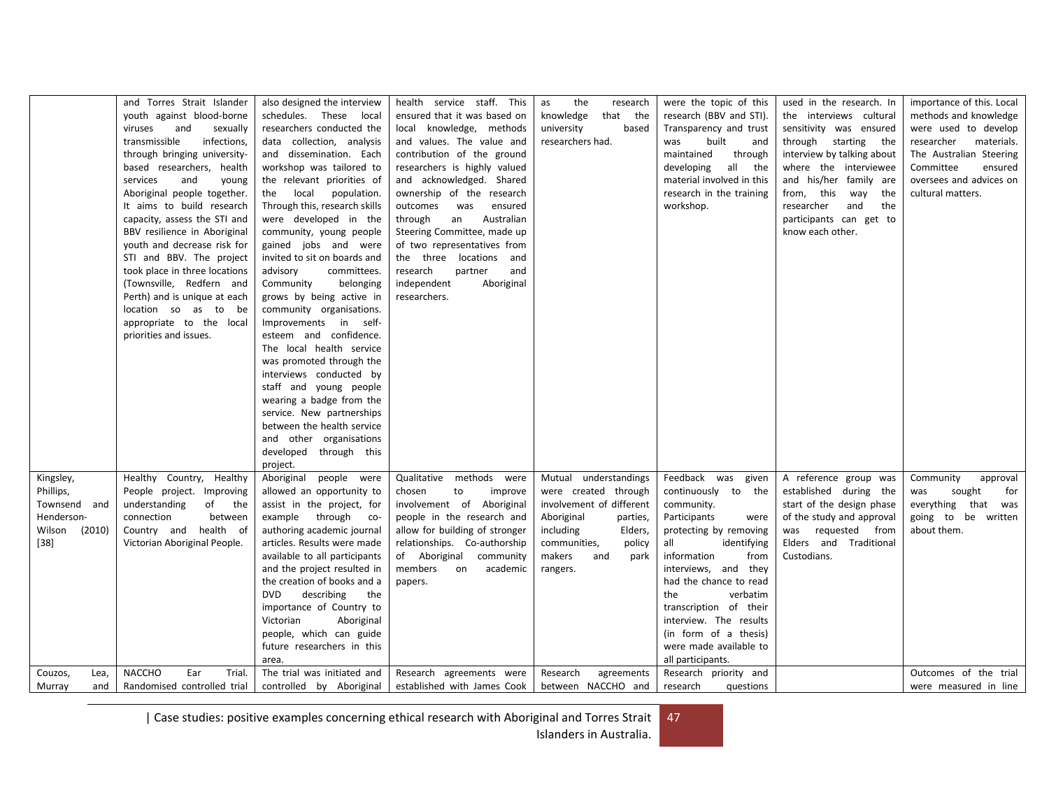|  |  |  |  |  |  |  |  |
|---|---|---|---|---|---|---|---|
|  | and Torres Strait Islander youth against blood-borne viruses and sexually transmissible infections, through bringing university-based researchers, health services and young Aboriginal people together. It aims to build research capacity, assess the STI and BBV resilience in Aboriginal youth and decrease risk for STI and BBV. The project took place in three locations (Townsville, Redfern and Perth) and is unique at each location so as to be appropriate to the local priorities and issues. | also designed the interview schedules. These local researchers conducted the data collection, analysis and dissemination. Each workshop was tailored to the relevant priorities of the local population. Through this, research skills were developed in the community, young people gained jobs and were invited to sit on boards and advisory committees. Community belonging grows by being active in community organisations. Improvements in self-esteem and confidence. The local health service was promoted through the interviews conducted by staff and young people wearing a badge from the service. New partnerships between the health service and other organisations developed through this project. | health service staff. This ensured that it was based on local knowledge, methods and values. The value and contribution of the ground researchers is highly valued and acknowledged. Shared ownership of the research outcomes was ensured through an Australian Steering Committee, made up of two representatives from the three locations and research partner and independent Aboriginal researchers. | as the research knowledge that the university based researchers had. | were the topic of this research (BBV and STI). Transparency and trust was built and maintained through developing all the material involved in this research in the training workshop. | used in the research. In the interviews cultural sensitivity was ensured through starting the interview by talking about where the interviewee and his/her family are from, this way the researcher and the participants can get to know each other. | importance of this. Local methods and knowledge were used to develop researcher materials. The Australian Steering Committee ensured oversees and advices on cultural matters. |
| Kingsley, Phillips, Townsend and Henderson-Wilson (2010) [38] | Healthy Country, Healthy People project. Improving understanding of the connection between Country and health of Victorian Aboriginal People. | Aboriginal people were allowed an opportunity to assist in the project, for example through co-authoring academic journal articles. Results were made available to all participants and the project resulted in the creation of books and a DVD describing the importance of Country to Victorian Aboriginal people, which can guide future researchers in this area. | Qualitative methods were chosen to improve involvement of Aboriginal people in the research and allow for building of stronger relationships. Co-authorship of Aboriginal community members on academic papers. | Mutual understandings were created through involvement of different Aboriginal parties, including Elders, communities, policy makers and park rangers. | Feedback was given continuously to the community. Participants were protecting by removing all identifying information from interviews, and they had the chance to read the verbatim transcription of their interview. The results (in form of a thesis) were made available to all participants. | A reference group was established during the start of the design phase of the study and approval was requested from Elders and Traditional Custodians. | Community approval was sought for everything that was going to be written about them. |
| Couzos, Lea, Murray and | NACCHO Ear Trial. Randomised controlled trial | The trial was initiated and controlled by Aboriginal | Research agreements were established with James Cook | Research agreements between NACCHO and | Research priority and research questions |  | Outcomes of the trial were measured in line |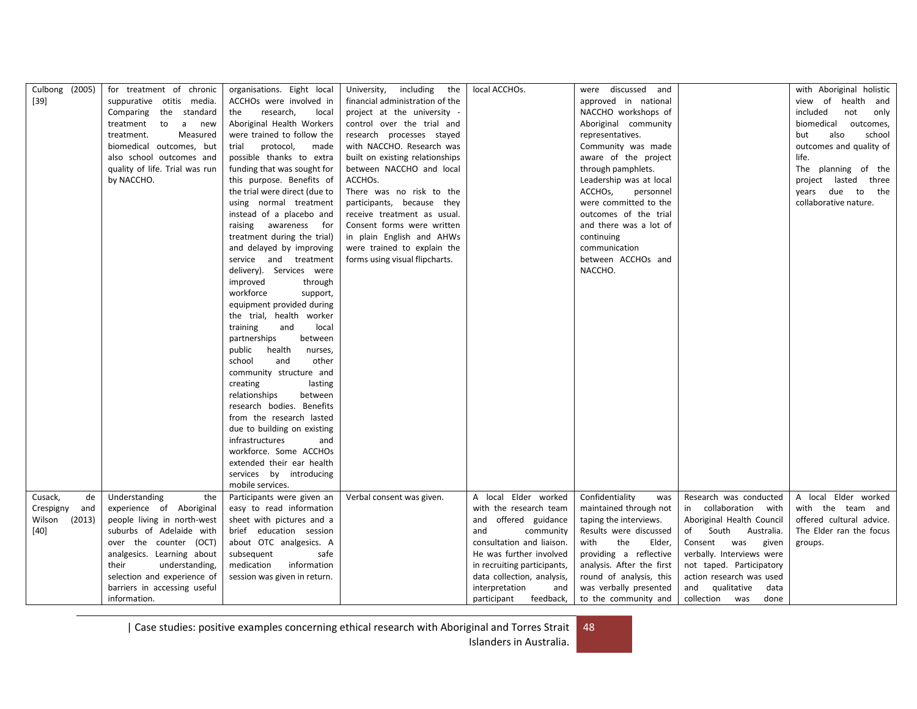| | | | | | | | |
|---|---|---|---|---|---|---|---|
| Culbong (2005) [39] | for treatment of chronic suppurative otitis media. Comparing the standard treatment to a new treatment. Measured biomedical outcomes, but also school outcomes and quality of life. Trial was run by NACCHO. | organisations. Eight local ACCHOs were involved in the research, local Aboriginal Health Workers were trained to follow the trial protocol, made possible thanks to extra funding that was sought for this purpose. Benefits of the trial were direct (due to using normal treatment instead of a placebo and raising awareness for treatment during the trial) and delayed by improving service and treatment delivery). Services were improved through workforce support, equipment provided during the trial, health worker training and local partnerships between public health nurses, school and other community structure and creating lasting relationships between research bodies. Benefits from the research lasted due to building on existing infrastructures and workforce. Some ACCHOs extended their ear health services by introducing mobile services. | University, including the financial administration of the project at the university - control over the trial and research processes stayed with NACCHO. Research was built on existing relationships between NACCHO and local ACCHOs. There was no risk to the participants, because they receive treatment as usual. Consent forms were written in plain English and AHWs were trained to explain the forms using visual flipcharts. | local ACCHOs. | were discussed and approved in national NACCHO workshops of Aboriginal community representatives. Community was made aware of the project through pamphlets. Leadership was at local ACCHOs, personnel were committed to the outcomes of the trial and there was a lot of continuing communication between ACCHOs and NACCHO. | | with Aboriginal holistic view of health and included not only biomedical outcomes, but also school outcomes and quality of life. The planning of the project lasted three years due to the collaborative nature. |
| Cusack, de Crespigny and Wilson (2013) [40] | Understanding the experience of Aboriginal people living in north-west suburbs of Adelaide with over the counter (OCT) analgesics. Learning about their understanding, selection and experience of barriers in accessing useful information. | Participants were given an easy to read information sheet with pictures and a brief education session about OTC analgesics. A subsequent safe medication information session was given in return. | Verbal consent was given. | A local Elder worked with the research team and offered guidance and community consultation and liaison. He was further involved in recruiting participants, data collection, analysis, interpretation and participant feedback, | Confidentiality was maintained through not taping the interviews. Results were discussed with the Elder, providing a reflective analysis. After the first round of analysis, this was verbally presented to the community and | Research was conducted in collaboration with Aboriginal Health Council of South Australia. Consent was given verbally. Interviews were not taped. Participatory action research was used and qualitative data collection was done | A local Elder worked with the team and offered cultural advice. The Elder ran the focus groups. |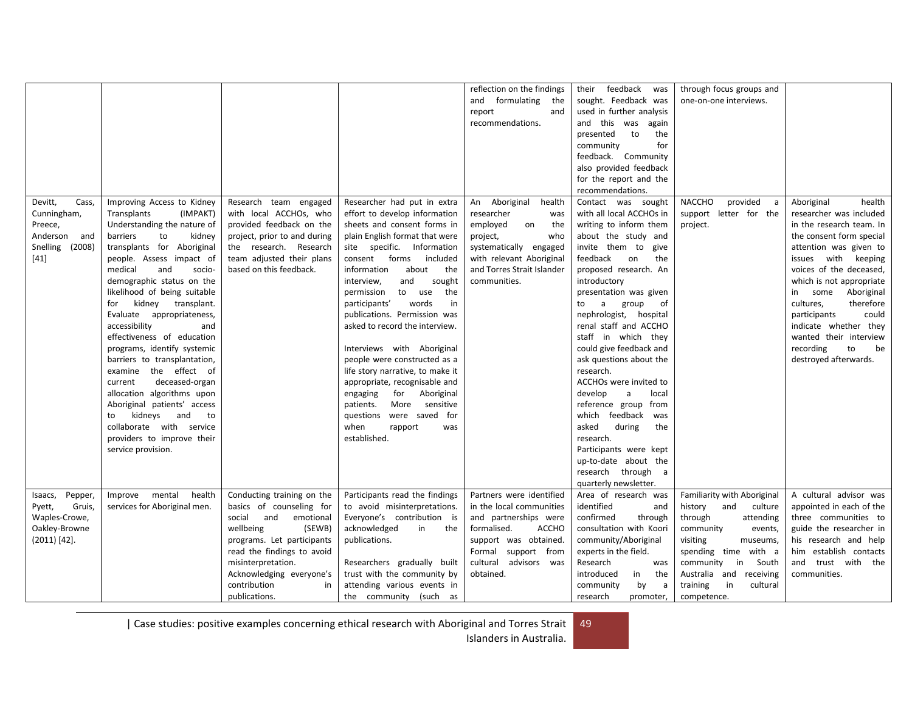| | | | | | | | |
|---|---|---|---|---|---|---|---|
| | | | | reflection on the findings and formulating the report and recommendations. | their feedback was sought. Feedback was used in further analysis and this was again presented to the community for feedback. Community also provided feedback for the report and the recommendations. | through focus groups and one-on-one interviews. | |
| Devitt, Cass, Cunningham, Preece, Anderson and Snelling (2008) [41] | Improving Access to Kidney Transplants (IMPAKT) Understanding the nature of barriers to kidney transplants for Aboriginal people. Assess impact of medical and socio-demographic status on the likelihood of being suitable for kidney transplant. Evaluate appropriateness, accessibility and effectiveness of education programs, identify systemic barriers to transplantation, examine the effect of current deceased-organ allocation algorithms upon Aboriginal patients' access to kidneys and to collaborate with service providers to improve their service provision. | Research team engaged with local ACCHOs, who provided feedback on the project, prior to and during the research. Research team adjusted their plans based on this feedback. | Researcher had put in extra effort to develop information sheets and consent forms in plain English format that were site specific. Information consent forms included information about the interview, and sought permission to use the participants' words in publications. Permission was asked to record the interview.<br><br>Interviews with Aboriginal people were constructed as a life story narrative, to make it appropriate, recognisable and engaging for Aboriginal patients. More sensitive questions were saved for when rapport was established. | An Aboriginal health researcher was employed on the project, who systematically engaged with relevant Aboriginal and Torres Strait Islander communities. | Contact was sought with all local ACCHOs in writing to inform them about the study and invite them to give feedback on the proposed research. An introductory presentation was given to a group of nephrologist, hospital renal staff and ACCHO staff in which they could give feedback and ask questions about the research.<br>ACCHOs were invited to develop a local reference group from which feedback was asked during the research.<br>Participants were kept up-to-date about the research through a quarterly newsletter. | NACCHO provided a support letter for the project. | Aboriginal health researcher was included in the research team. In the consent form special attention was given to issues with keeping voices of the deceased, which is not appropriate in some Aboriginal cultures, therefore participants could indicate whether they wanted their interview recording to be destroyed afterwards. |
| Isaacs, Pepper, Pyett, Gruis, Waples-Crowe, Oakley-Browne (2011) [42]. | Improve mental health services for Aboriginal men. | Conducting training on the basics of counseling for social and emotional wellbeing (SEWB) programs. Let participants read the findings to avoid misinterpretation.<br>Acknowledging everyone's contribution in publications. | Participants read the findings to avoid misinterpretations. Everyone's contribution is acknowledged in the publications.<br><br>Researchers gradually built trust with the community by attending various events in the community (such as | Partners were identified in the local communities and partnerships were formalised. ACCHO support was obtained. Formal support from cultural advisors was obtained. | Area of research was identified and confirmed through consultation with Koori community/Aboriginal experts in the field.<br>Research was introduced in the community by a research promoter, | Familiarity with Aboriginal history and culture through attending community events, visiting museums, spending time with a community in South Australia and receiving training in cultural competence. | A cultural advisor was appointed in each of the three communities to guide the researcher in his research and help him establish contacts and trust with the communities. |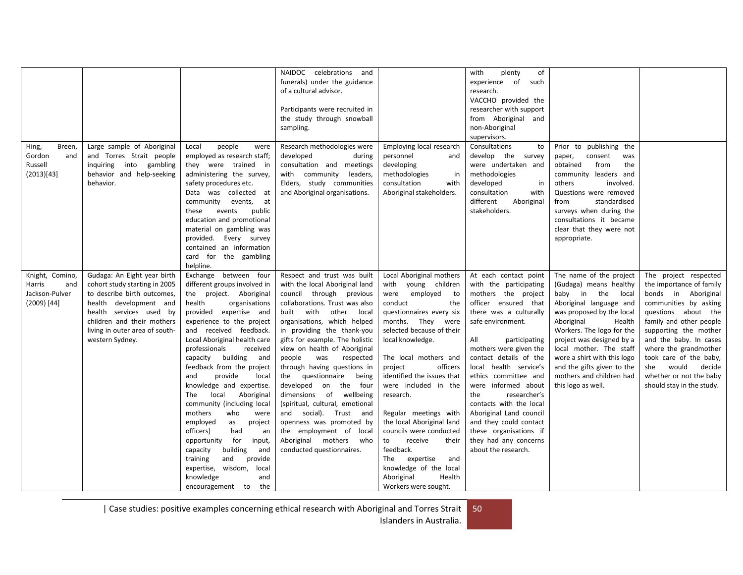| | | | | | | | |
|---|---|---|---|---|---|---|---|
| | | | NAIDOC celebrations and funerals) under the guidance of a cultural advisor. Participants were recruited in the study through snowball sampling. | | with plenty of experience of such research. VACCHO provided the researcher with support from Aboriginal and non-Aboriginal supervisors. | | |
| Hing, Breen, Gordon and Russell (2013)[43] | Large sample of Aboriginal and Torres Strait people inquiring into gambling behavior and help-seeking behavior. | Local people were employed as research staff; they were trained in administering the survey, safety procedures etc. Data was collected at community events, at these events public education and promotional material on gambling was provided. Every survey contained an information card for the gambling helpline. | Research methodologies were developed during consultation and meetings with community leaders, Elders, study communities and Aboriginal organisations. | Employing local research personnel and developing methodologies in consultation with Aboriginal stakeholders. | Consultations to develop the survey were undertaken and methodologies developed in consultation with different Aboriginal stakeholders. | Prior to publishing the paper, consent was obtained from the community leaders and others involved. Questions were removed from standardised surveys when during the consultations it became clear that they were not appropriate. | |
| Knight, Comino, Harris and Jackson-Pulver (2009) [44] | Gudaga: An Eight year birth cohort study starting in 2005 to describe birth outcomes, health development and health services used by children and their mothers living in outer area of south-western Sydney. | Exchange between four different groups involved in the project. Aboriginal health organisations provided expertise and experience to the project and received feedback. Local Aboriginal health care professionals received capacity building and feedback from the project and provide local knowledge and expertise. The local Aboriginal community (including local mothers who were employed as project officers) had an opportunity for input, capacity building and training and provide expertise, wisdom, local knowledge and encouragement to the | Respect and trust was built with the local Aboriginal land council through previous collaborations. Trust was also built with other local organisations, which helped in providing the thank-you gifts for example. The holistic view on health of Aboriginal people was respected through having questions in the questionnaire being developed on the four dimensions of wellbeing (spiritual, cultural, emotional and social). Trust and openness was promoted by the employment of local Aboriginal mothers who conducted questionnaires. | Local Aboriginal mothers with young children were employed to conduct the questionnaires every six months. They were selected because of their local knowledge. The local mothers and project officers identified the issues that were included in the research. Regular meetings with the local Aboriginal land councils were conducted to receive their feedback. The expertise and knowledge of the local Aboriginal Health Workers were sought. | At each contact point with the participating mothers the project officer ensured that there was a culturally safe environment. All participating mothers were given the contact details of the local health service's ethics committee and were informed about the researcher's contacts with the local Aboriginal Land council and they could contact these organisations if they had any concerns about the research. | The name of the project (Gudaga) means healthy baby in the local Aboriginal language and was proposed by the local Aboriginal Health Workers. The logo for the project was designed by a local mother. The staff wore a shirt with this logo and the gifts given to the mothers and children had this logo as well. | The project respected the importance of family bonds in Aboriginal communities by asking questions about the family and other people supporting the mother and the baby. In cases where the grandmother took care of the baby, she would decide whether or not the baby should stay in the study. |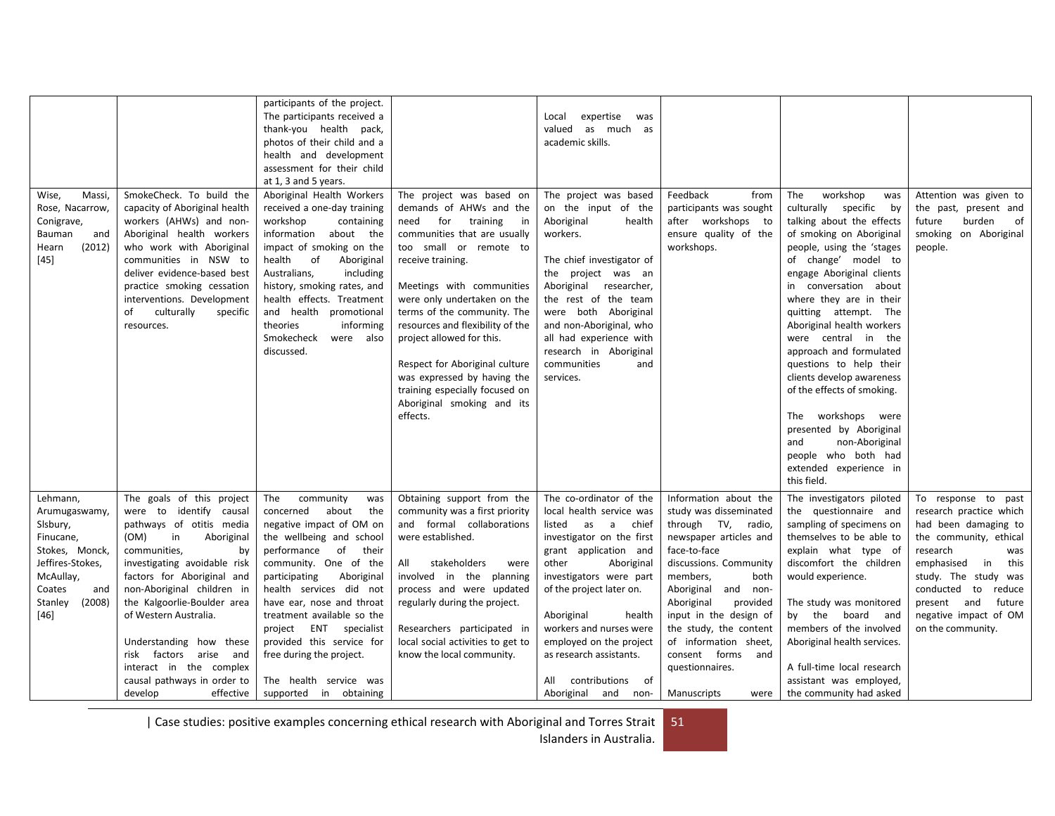| | | participants of the project. The participants received a thank-you health pack, photos of their child and a health and development assessment for their child at 1, 3 and 5 years. | | Local expertise was valued as much as academic skills. | | | |
|---|---|---|---|---|---|---|---|
| Wise, Massi, Rose, Nacarrow, Conigrave, Bauman and Hearn (2012) [45] | SmokeCheck. To build the capacity of Aboriginal health workers (AHWs) and non-Aboriginal health workers who work with Aboriginal communities in NSW to deliver evidence-based best practice smoking cessation interventions. Development of culturally specific resources. | Aboriginal Health Workers received a one-day training workshop containing information about the impact of smoking on the health of Aboriginal Australians, including history, smoking rates, and health effects. Treatment and health promotional theories informing Smokecheck were also discussed. | The project was based on demands of AHWs and the need for training in communities that are usually too small or remote to receive training.<br><br>Meetings with communities were only undertaken on the terms of the community. The resources and flexibility of the project allowed for this.<br><br>Respect for Aboriginal culture was expressed by having the training especially focused on Aboriginal smoking and its effects. | The project was based on the input of the Aboriginal health workers.<br><br>The chief investigator of the project was an Aboriginal researcher, the rest of the team were both Aboriginal and non-Aboriginal, who all had experience with research in Aboriginal communities and services. | Feedback from participants was sought after workshops to ensure quality of the workshops. | The workshop was culturally specific by talking about the effects of smoking on Aboriginal people, using the 'stages of change' model to engage Aboriginal clients in conversation about where they are in their quitting attempt. The Aboriginal health workers were central in the approach and formulated questions to help their clients develop awareness of the effects of smoking.<br><br>The workshops were presented by Aboriginal and non-Aboriginal people who both had extended experience in this field. | Attention was given to the past, present and future burden of smoking on Aboriginal people. |
| Lehmann, Arumugaswamy, Slsbury, Finucane, Stokes, Monck, Jeffires-Stokes, McAullay, Coates and Stanley (2008) [46] | The goals of this project were to identify causal pathways of otitis media (OM) in Aboriginal communities, by investigating avoidable risk factors for Aboriginal and non-Aboriginal children in the Kalgoorlie-Boulder area of Western Australia.<br><br>Understanding how these risk factors arise and interact in the complex causal pathways in order to develop effective | The community was concerned about the negative impact of OM on the wellbeing and school performance of their community. One of the participating Aboriginal health services did not have ear, nose and throat treatment available so the project ENT specialist provided this service for free during the project.<br><br>The health service was supported in obtaining | Obtaining support from the community was a first priority and formal collaborations were established.<br><br>All stakeholders were involved in the planning process and were updated regularly during the project.<br><br>Researchers participated in local social activities to get to know the local community. | The co-ordinator of the local health service was listed as a chief investigator on the first grant application and other Aboriginal investigators were part of the project later on.<br><br>Aboriginal health workers and nurses were employed on the project as research assistants.<br><br>All contributions of Aboriginal and non- | Information about the study was disseminated through TV, radio, newspaper articles and face-to-face discussions. Community members, both Aboriginal and non-Aboriginal provided input in the design of the study, the content of information sheet, consent forms and questionnaires.<br><br>Manuscripts were | The investigators piloted the questionnaire and sampling of specimens on themselves to be able to explain what type of discomfort the children would experience.<br><br>The study was monitored by the board and members of the involved Aboriginal health services.<br><br>A full-time local research assistant was employed, the community had asked | To response to past research practice which had been damaging to the community, ethical research was emphasised in this study. The study was conducted to reduce present and future negative impact of OM on the community. |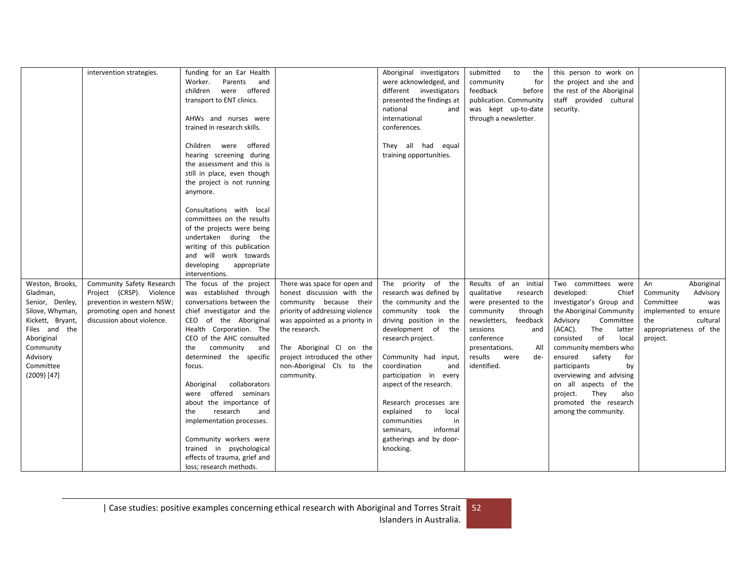| | | | | | | | |
|---|---|---|---|---|---|---|---|
| | intervention strategies. | funding for an Ear Health Worker. Parents and children were offered transport to ENT clinics.<br><br>AHWs and nurses were trained in research skills.<br><br>Children were offered hearing screening during the assessment and this is still in place, even though the project is not running anymore.<br><br>Consultations with local committees on the results of the projects were being undertaken during the writing of this publication and will work towards developing appropriate interventions. | | Aboriginal investigators were acknowledged, and different investigators presented the findings at national and international conferences.<br><br>They all had equal training opportunities. | submitted to the community for feedback before publication. Community was kept up-to-date through a newsletter. | this person to work on the project and she and the rest of the Aboriginal staff provided cultural security. | |
| Weston, Brooks, Gladman, Senior, Denley, Silove, Whyman, Kickett, Bryant, Files and the Aboriginal Community Advisory Committee (2009) [47] | Community Safety Research Project (CRSP). Violence prevention in western NSW; promoting open and honest discussion about violence. | The focus of the project was established through conversations between the chief investigator and the CEO of the Aboriginal Health Corporation. The CEO of the AHC consulted the community and determined the specific focus.<br><br>Aboriginal collaborators were offered seminars about the importance of the research and implementation processes.<br><br>Community workers were trained in psychological effects of trauma, grief and loss; research methods. | There was space for open and honest discussion with the community because their priority of addressing violence was appointed as a priority in the research.<br><br>The Aboriginal CI on the project introduced the other non-Aboriginal CIs to the community. | The priority of the research was defined by the community and the community took the driving position in the development of the research project.<br><br>Community had input, coordination and participation in every aspect of the research.<br><br>Research processes are explained to local communities in seminars, informal gatherings and by door-knocking. | Results of an initial qualitative research were presented to the community through newsletters, feedback sessions and conference presentations. All results were de-identified. | Two committees were developed: Chief Investigator's Group and the Aboriginal Community Advisory Committee (ACAC). The latter consisted of local community members who ensured safety for participants by overviewing and advising on all aspects of the project. They also promoted the research among the community. | An Aboriginal Community Advisory Committee was implemented to ensure the cultural appropriateness of the project. |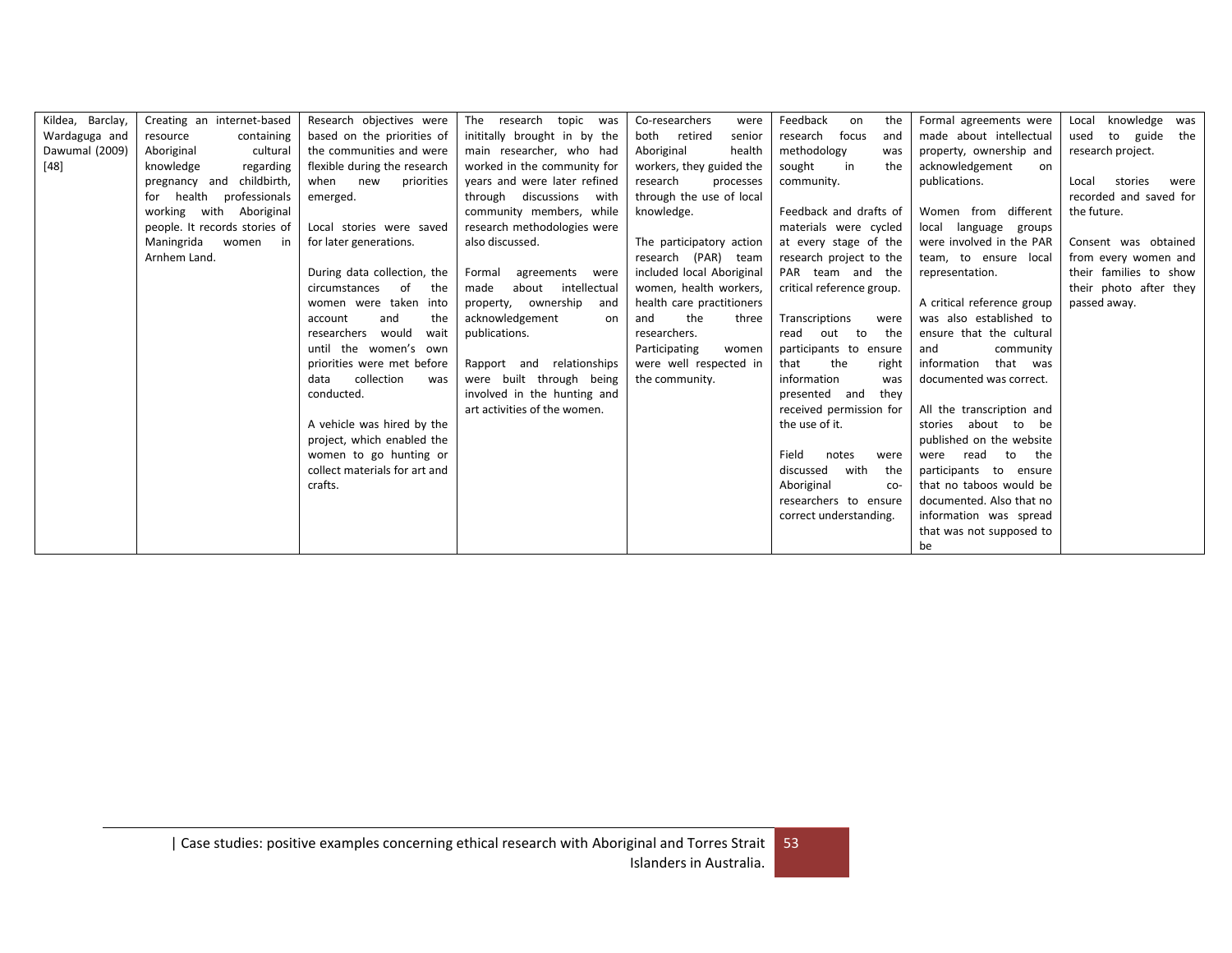| | | | | | | | |
|---|---|---|---|---|---|---|---|
| Kildea, Barclay, Wardaguga and Dawumal (2009) [48] | Creating an internet-based resource containing Aboriginal cultural knowledge regarding pregnancy and childbirth, for health professionals working with Aboriginal people. It records stories of Maningrida women in Arnhem Land. | Research objectives were based on the priorities of the communities and were flexible during the research when new priorities emerged.<br><br>Local stories were saved for later generations.<br><br>During data collection, the circumstances of the women were taken into account and the researchers would wait until the women's own priorities were met before data collection was conducted.<br><br>A vehicle was hired by the project, which enabled the women to go hunting or collect materials for art and crafts. | The research topic was initially brought in by the main researcher, who had worked in the community for years and were later refined through discussions with community members, while research methodologies were also discussed.<br><br>Formal agreements were made about intellectual property, ownership and acknowledgement on publications.<br><br>Rapport and relationships were built through being involved in the hunting and art activities of the women. | Co-researchers were both retired senior Aboriginal health workers, they guided the research processes through the use of local knowledge.<br><br>The participatory action research (PAR) team included local Aboriginal women, health workers, health care practitioners and the three researchers. Participating women were well respected in the community. | Feedback on the research focus and methodology was sought in the community.<br><br>Feedback and drafts of materials were cycled at every stage of the research project to the PAR team and the critical reference group.<br><br>Transcriptions were read out to the participants to ensure that the right information was presented and they received permission for the use of it.<br><br>Field notes were discussed with the Aboriginal co-researchers to ensure correct understanding. | Formal agreements were made about intellectual property, ownership and acknowledgement on publications.<br><br>Women from different local language groups were involved in the PAR team, to ensure local representation.<br><br>A critical reference group was also established to ensure that the cultural and community information that was documented was correct.<br><br>All the transcription and stories about to be published on the website were read to the participants to ensure that no taboos would be documented. Also that no information was spread that was not supposed to be | Local knowledge was used to guide the research project.<br><br>Local stories were recorded and saved for the future.<br><br>Consent was obtained from every women and their families to show their photo after they passed away. |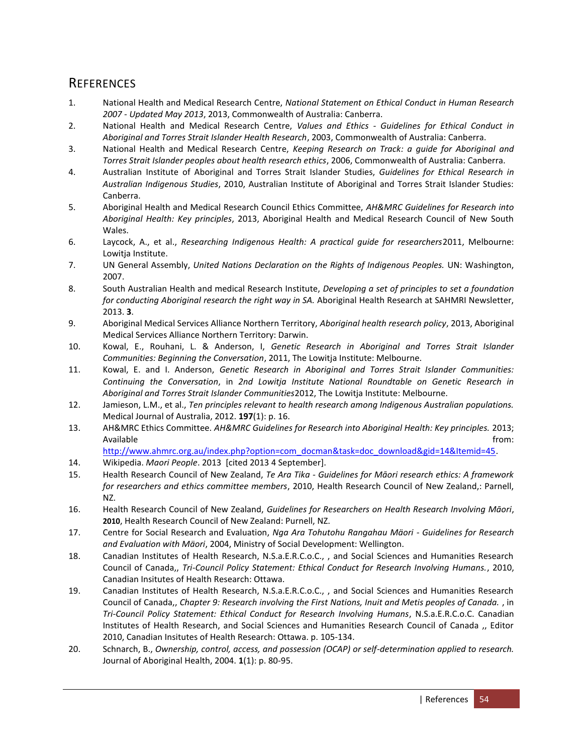## References

1. National Health and Medical Research Centre, *National Statement on Ethical Conduct in Human Research 2007 - Updated May 2013*, 2013, Commonwealth of Australia: Canberra.
2. National Health and Medical Research Centre, *Values and Ethics - Guidelines for Ethical Conduct in Aboriginal and Torres Strait Islander Health Research*, 2003, Commonwealth of Australia: Canberra.
3. National Health and Medical Research Centre, *Keeping Research on Track: a guide for Aboriginal and Torres Strait Islander peoples about health research ethics*, 2006, Commonwealth of Australia: Canberra.
4. Australian Institute of Aboriginal and Torres Strait Islander Studies, *Guidelines for Ethical Research in Australian Indigenous Studies*, 2010, Australian Institute of Aboriginal and Torres Strait Islander Studies: Canberra.
5. Aboriginal Health and Medical Research Council Ethics Committee, *AH&MRC Guidelines for Research into Aboriginal Health: Key principles*, 2013, Aboriginal Health and Medical Research Council of New South Wales.
6. Laycock, A., et al., *Researching Indigenous Health: A practical guide for researchers*2011, Melbourne: Lowitja Institute.
7. UN General Assembly, *United Nations Declaration on the Rights of Indigenous Peoples.* UN: Washington, 2007.
8. South Australian Health and medical Research Institute, *Developing a set of principles to set a foundation for conducting Aboriginal research the right way in SA.* Aboriginal Health Research at SAHMRI Newsletter, 2013. **3**.
9. Aboriginal Medical Services Alliance Northern Territory, *Aboriginal health research policy*, 2013, Aboriginal Medical Services Alliance Northern Territory: Darwin.
10. Kowal, E., Rouhani, L. & Anderson, I, *Genetic Research in Aboriginal and Torres Strait Islander Communities: Beginning the Conversation*, 2011, The Lowitja Institute: Melbourne.
11. Kowal, E. and I. Anderson, *Genetic Research in Aboriginal and Torres Strait Islander Communities: Continuing the Conversation*, in *2nd Lowitja Institute National Roundtable on Genetic Research in Aboriginal and Torres Strait Islander Communities*2012, The Lowitja Institute: Melbourne.
12. Jamieson, L.M., et al., *Ten principles relevant to health research among Indigenous Australian populations.* Medical Journal of Australia, 2012. **197**(1): p. 16.
13. AH&MRC Ethics Committee. *AH&MRC Guidelines for Research into Aboriginal Health: Key principles.* 2013; Available from: http://www.ahmrc.org.au/index.php?option=com_docman&task=doc_download&gid=14&Itemid=45.
14. Wikipedia. *Maori People*. 2013 [cited 2013 4 September].
15. Health Research Council of New Zealand, *Te Ara Tika - Guidelines for Māori research ethics: A framework for researchers and ethics committee members*, 2010, Health Research Council of New Zealand,: Parnell, NZ.
16. Health Research Council of New Zealand, *Guidelines for Researchers on Health Research Involving Māori*, **2010**, Health Research Council of New Zealand: Purnell, NZ.
17. Centre for Social Research and Evaluation, *Nga Ara Tohutohu Rangahau Mäori - Guidelines for Research and Evaluation with Mäori*, 2004, Ministry of Social Development: Wellington.
18. Canadian Institutes of Health Research, N.S.a.E.R.C.o.C., , and Social Sciences and Humanities Research Council of Canada,, *Tri-Council Policy Statement: Ethical Conduct for Research Involving Humans.*, 2010, Canadian Insitutes of Health Research: Ottawa.
19. Canadian Institutes of Health Research, N.S.a.E.R.C.o.C., , and Social Sciences and Humanities Research Council of Canada,, *Chapter 9: Research involving the First Nations, Inuit and Metis peoples of Canada.* , in *Tri-Council Policy Statement: Ethical Conduct for Research Involving Humans*, N.S.a.E.R.C.o.C. Canadian Institutes of Health Research, and Social Sciences and Humanities Research Council of Canada ,, Editor 2010, Canadian Insitutes of Health Research: Ottawa. p. 105-134.
20. Schnarch, B., *Ownership, control, access, and possession (OCAP) or self-determination applied to research.* Journal of Aboriginal Health, 2004. **1**(1): p. 80-95.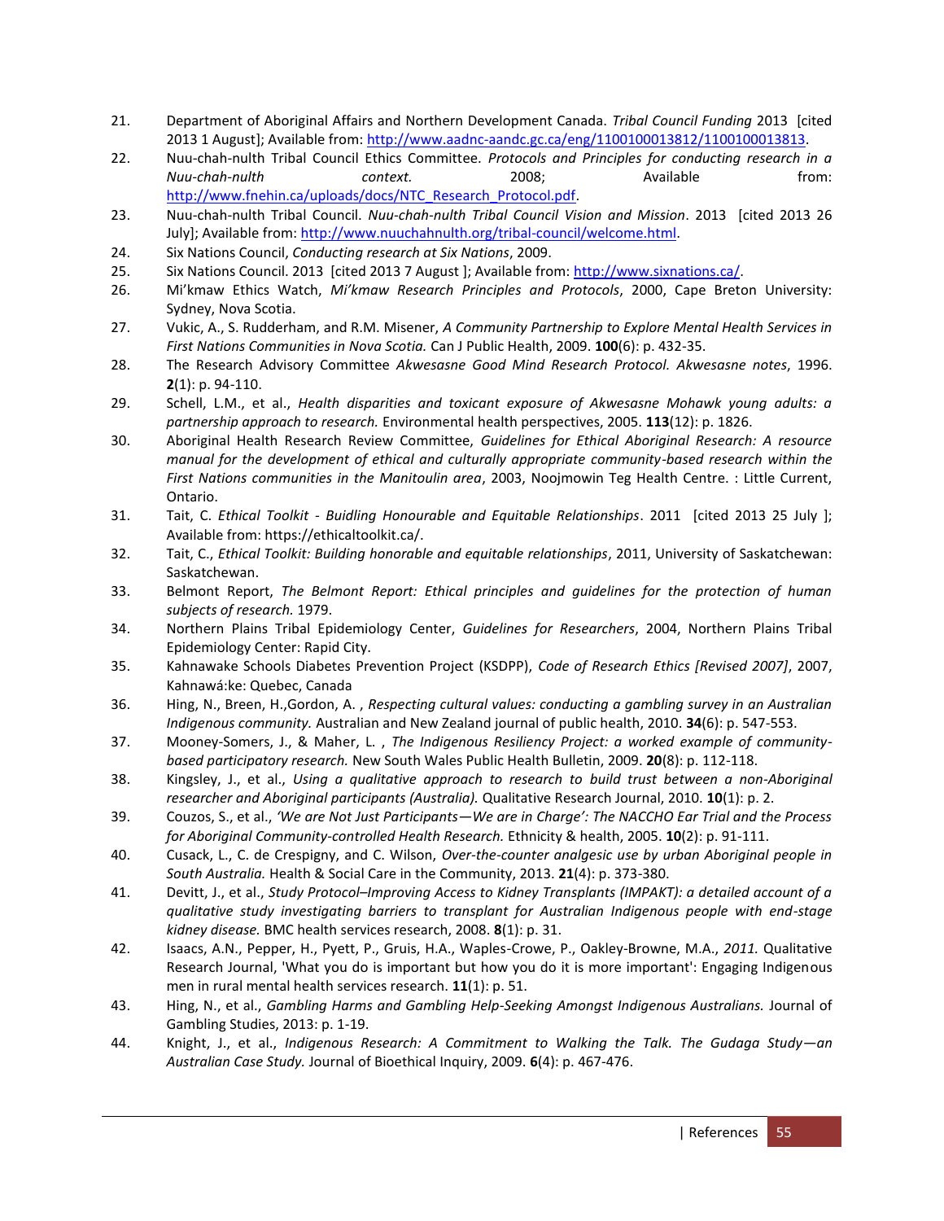21. Department of Aboriginal Affairs and Northern Development Canada. *Tribal Council Funding* 2013 [cited 2013 1 August]; Available from: http://www.aadnc-aandc.gc.ca/eng/1100100013812/1100100013813.
22. Nuu-chah-nulth Tribal Council Ethics Committee. *Protocols and Principles for conducting research in a Nuu-chah-nulth context.* 2008; Available from: http://www.fnehin.ca/uploads/docs/NTC_Research_Protocol.pdf.
23. Nuu-chah-nulth Tribal Council. *Nuu-chah-nulth Tribal Council Vision and Mission*. 2013 [cited 2013 26 July]; Available from: http://www.nuuchahnulth.org/tribal-council/welcome.html.
24. Six Nations Council, *Conducting research at Six Nations*, 2009.
25. Six Nations Council. 2013 [cited 2013 7 August ]; Available from: http://www.sixnations.ca/.
26. Mi'kmaw Ethics Watch, *Mi'kmaw Research Principles and Protocols*, 2000, Cape Breton University: Sydney, Nova Scotia.
27. Vukic, A., S. Rudderham, and R.M. Misener, *A Community Partnership to Explore Mental Health Services in First Nations Communities in Nova Scotia.* Can J Public Health, 2009. **100**(6): p. 432-35.
28. The Research Advisory Committee *Akwesasne Good Mind Research Protocol. Akwesasne notes*, 1996. **2**(1): p. 94-110.
29. Schell, L.M., et al., *Health disparities and toxicant exposure of Akwesasne Mohawk young adults: a partnership approach to research.* Environmental health perspectives, 2005. **113**(12): p. 1826.
30. Aboriginal Health Research Review Committee, *Guidelines for Ethical Aboriginal Research: A resource manual for the development of ethical and culturally appropriate community-based research within the First Nations communities in the Manitoulin area*, 2003, Noojmowin Teg Health Centre. : Little Current, Ontario.
31. Tait, C. *Ethical Toolkit - Buidling Honourable and Equitable Relationships*. 2011 [cited 2013 25 July ]; Available from: https://ethicaltoolkit.ca/.
32. Tait, C., *Ethical Toolkit: Building honorable and equitable relationships*, 2011, University of Saskatchewan: Saskatchewan.
33. Belmont Report, *The Belmont Report: Ethical principles and guidelines for the protection of human subjects of research.* 1979.
34. Northern Plains Tribal Epidemiology Center, *Guidelines for Researchers*, 2004, Northern Plains Tribal Epidemiology Center: Rapid City.
35. Kahnawake Schools Diabetes Prevention Project (KSDPP), *Code of Research Ethics [Revised 2007]*, 2007, Kahnawá:ke: Quebec, Canada
36. Hing, N., Breen, H.,Gordon, A. , *Respecting cultural values: conducting a gambling survey in an Australian Indigenous community.* Australian and New Zealand journal of public health, 2010. **34**(6): p. 547-553.
37. Mooney-Somers, J., & Maher, L. , *The Indigenous Resiliency Project: a worked example of community-based participatory research.* New South Wales Public Health Bulletin, 2009. **20**(8): p. 112-118.
38. Kingsley, J., et al., *Using a qualitative approach to research to build trust between a non-Aboriginal researcher and Aboriginal participants (Australia).* Qualitative Research Journal, 2010. **10**(1): p. 2.
39. Couzos, S., et al., *'We are Not Just Participants—We are in Charge': The NACCHO Ear Trial and the Process for Aboriginal Community-controlled Health Research.* Ethnicity & health, 2005. **10**(2): p. 91-111.
40. Cusack, L., C. de Crespigny, and C. Wilson, *Over-the-counter analgesic use by urban Aboriginal people in South Australia.* Health & Social Care in the Community, 2013. **21**(4): p. 373-380.
41. Devitt, J., et al., *Study Protocol–Improving Access to Kidney Transplants (IMPAKT): a detailed account of a qualitative study investigating barriers to transplant for Australian Indigenous people with end-stage kidney disease.* BMC health services research, 2008. **8**(1): p. 31.
42. Isaacs, A.N., Pepper, H., Pyett, P., Gruis, H.A., Waples-Crowe, P., Oakley-Browne, M.A., *2011.* Qualitative Research Journal, 'What you do is important but how you do it is more important': Engaging Indigenous men in rural mental health services research. **11**(1): p. 51.
43. Hing, N., et al., *Gambling Harms and Gambling Help-Seeking Amongst Indigenous Australians.* Journal of Gambling Studies, 2013: p. 1-19.
44. Knight, J., et al., *Indigenous Research: A Commitment to Walking the Talk. The Gudaga Study—an Australian Case Study.* Journal of Bioethical Inquiry, 2009. **6**(4): p. 467-476.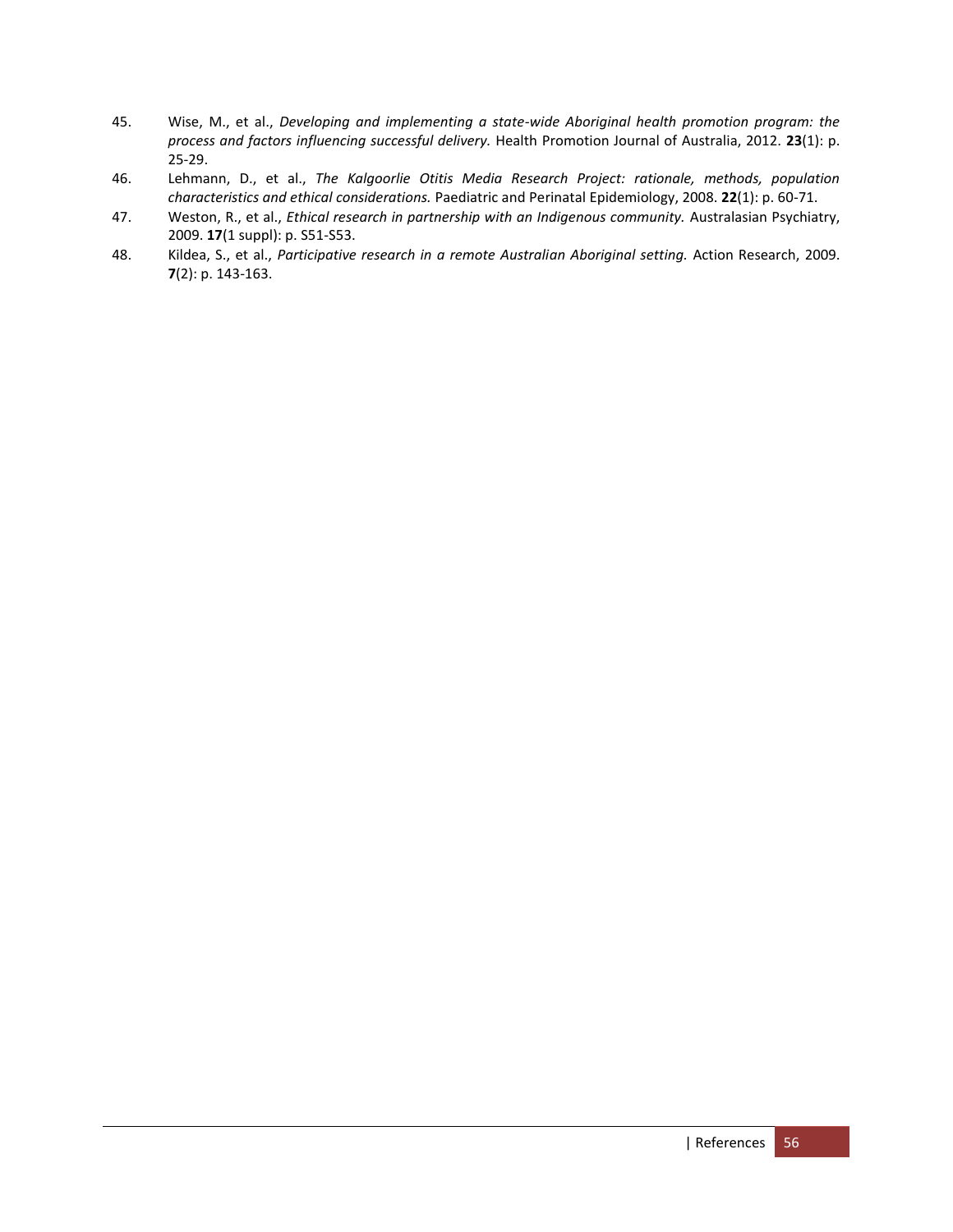45. Wise, M., et al., *Developing and implementing a state-wide Aboriginal health promotion program: the process and factors influencing successful delivery.* Health Promotion Journal of Australia, 2012. **23**(1): p. 25-29.
46. Lehmann, D., et al., *The Kalgoorlie Otitis Media Research Project: rationale, methods, population characteristics and ethical considerations.* Paediatric and Perinatal Epidemiology, 2008. **22**(1): p. 60-71.
47. Weston, R., et al., *Ethical research in partnership with an Indigenous community.* Australasian Psychiatry, 2009. **17**(1 suppl): p. S51-S53.
48. Kildea, S., et al., *Participative research in a remote Australian Aboriginal setting.* Action Research, 2009. **7**(2): p. 143-163.